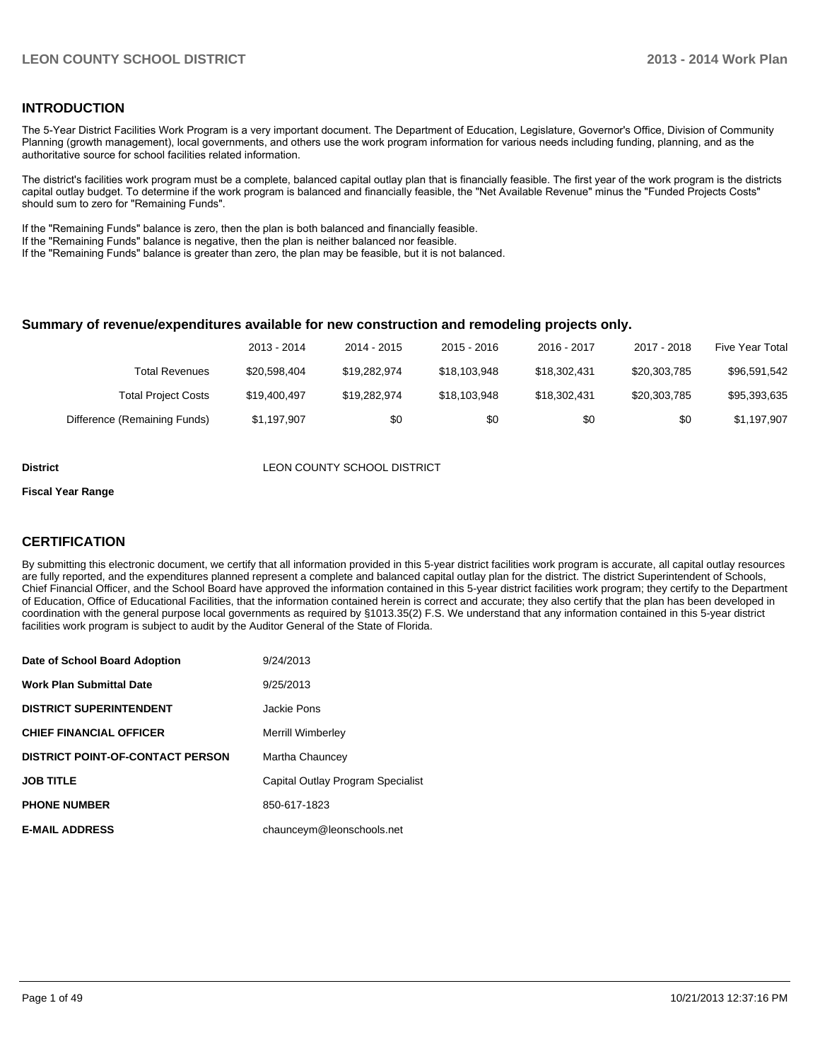## INTRODUCTION

The 5-Year District Facilities Work Program is a very important document. The Department of Education, Legislature, Governor's Office, Division of Community Planning (growth management), local governments, and others use the work program information for various needs including funding, planning, and as the authoritative source for school facilities related information.

The district's facilities work program must be a complete, balanced capital outlay plan that is financially feasible. The first year of the work program is the districts capital outlay budget. To determine if the work program is balanced and financially feasible, the "Net Available Revenue" minus the "Funded Projects Costs" should sum to zero for "Remaining Funds".

If the "Remaining Funds" balance is zero, then the plan is both balanced and financially feasible.
If the "Remaining Funds" balance is negative, then the plan is neither balanced nor feasible.
If the "Remaining Funds" balance is greater than zero, the plan may be feasible, but it is not balanced.

### Summary of revenue/expenditures available for new construction and remodeling projects only.

| | 2013 - 2014 | 2014 - 2015 | 2015 - 2016 | 2016 - 2017 | 2017 - 2018 | Five Year Total |
|---|---|---|---|---|---|---|
| Total Revenues | $20,598,404 | $19,282,974 | $18,103,948 | $18,302,431 | $20,303,785 | $96,591,542 |
| Total Project Costs | $19,400,497 | $19,282,974 | $18,103,948 | $18,302,431 | $20,303,785 | $95,393,635 |
| Difference (Remaining Funds) | $1,197,907 | $0 | $0 | $0 | $0 | $1,197,907 |

**District** LEON COUNTY SCHOOL DISTRICT

**Fiscal Year Range**

## CERTIFICATION

By submitting this electronic document, we certify that all information provided in this 5-year district facilities work program is accurate, all capital outlay resources are fully reported, and the expenditures planned represent a complete and balanced capital outlay plan for the district. The district Superintendent of Schools, Chief Financial Officer, and the School Board have approved the information contained in this 5-year district facilities work program; they certify to the Department of Education, Office of Educational Facilities, that the information contained herein is correct and accurate; they also certify that the plan has been developed in coordination with the general purpose local governments as required by §1013.35(2) F.S. We understand that any information contained in this 5-year district facilities work program is subject to audit by the Auditor General of the State of Florida.

| | |
|---|---|
| **Date of School Board Adoption** | 9/24/2013 |
| **Work Plan Submittal Date** | 9/25/2013 |
| **DISTRICT SUPERINTENDENT** | Jackie Pons |
| **CHIEF FINANCIAL OFFICER** | Merrill Wimberley |
| **DISTRICT POINT-OF-CONTACT PERSON** | Martha Chauncey |
| **JOB TITLE** | Capital Outlay Program Specialist |
| **PHONE NUMBER** | 850-617-1823 |
| **E-MAIL ADDRESS** | chaunceym@leonschools.net |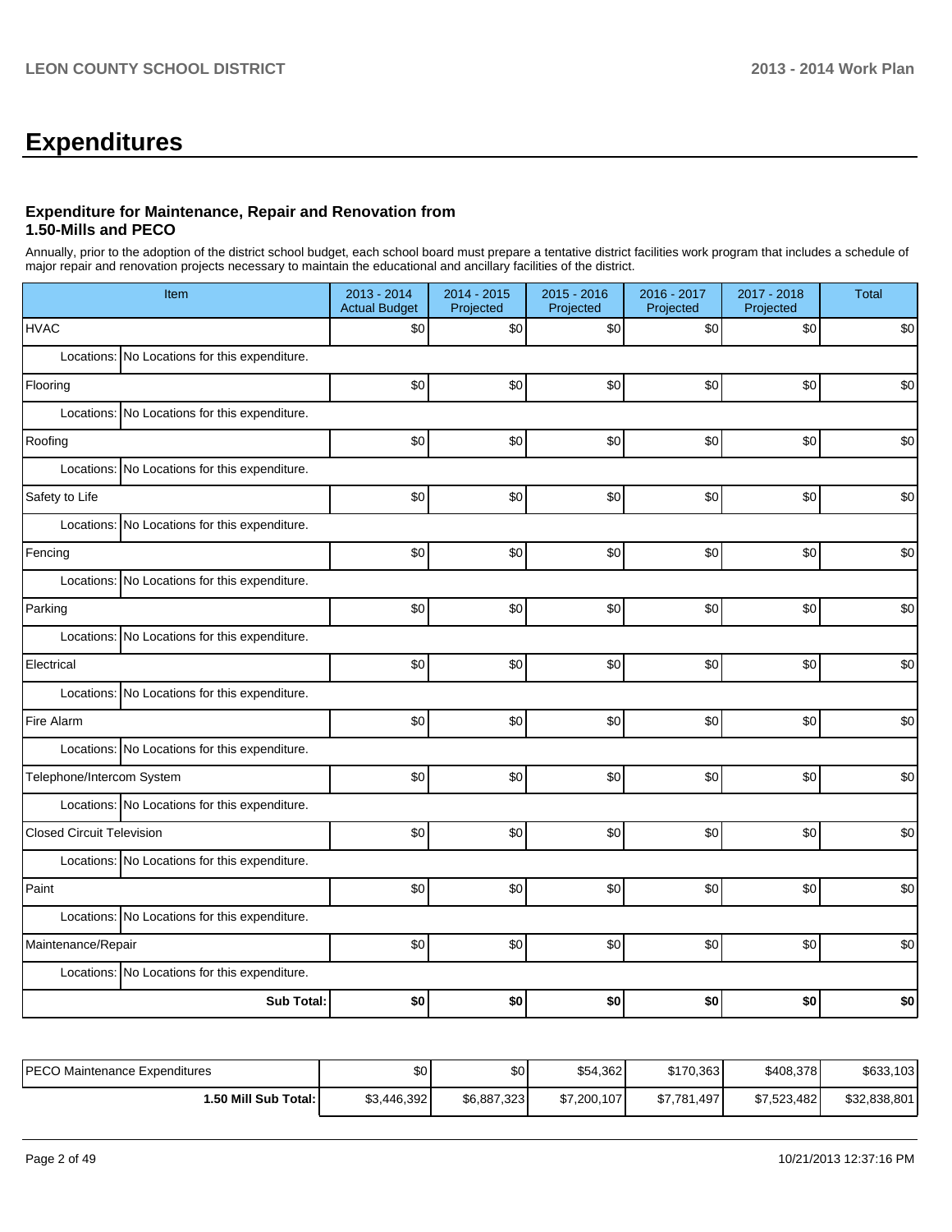# Expenditures

### Expenditure for Maintenance, Repair and Renovation from 1.50-Mills and PECO

Annually, prior to the adoption of the district school budget, each school board must prepare a tentative district facilities work program that includes a schedule of major repair and renovation projects necessary to maintain the educational and ancillary facilities of the district.

| Item | | 2013 - 2014 Actual Budget | 2014 - 2015 Projected | 2015 - 2016 Projected | 2016 - 2017 Projected | 2017 - 2018 Projected | Total |
|---|---|---|---|---|---|---|---|
| HVAC | | $0 | $0 | $0 | $0 | $0 | $0 |
| Locations: | No Locations for this expenditure. | | | | | | |
| Flooring | | $0 | $0 | $0 | $0 | $0 | $0 |
| Locations: | No Locations for this expenditure. | | | | | | |
| Roofing | | $0 | $0 | $0 | $0 | $0 | $0 |
| Locations: | No Locations for this expenditure. | | | | | | |
| Safety to Life | | $0 | $0 | $0 | $0 | $0 | $0 |
| Locations: | No Locations for this expenditure. | | | | | | |
| Fencing | | $0 | $0 | $0 | $0 | $0 | $0 |
| Locations: | No Locations for this expenditure. | | | | | | |
| Parking | | $0 | $0 | $0 | $0 | $0 | $0 |
| Locations: | No Locations for this expenditure. | | | | | | |
| Electrical | | $0 | $0 | $0 | $0 | $0 | $0 |
| Locations: | No Locations for this expenditure. | | | | | | |
| Fire Alarm | | $0 | $0 | $0 | $0 | $0 | $0 |
| Locations: | No Locations for this expenditure. | | | | | | |
| Telephone/Intercom System | | $0 | $0 | $0 | $0 | $0 | $0 |
| Locations: | No Locations for this expenditure. | | | | | | |
| Closed Circuit Television | | $0 | $0 | $0 | $0 | $0 | $0 |
| Locations: | No Locations for this expenditure. | | | | | | |
| Paint | | $0 | $0 | $0 | $0 | $0 | $0 |
| Locations: | No Locations for this expenditure. | | | | | | |
| Maintenance/Repair | | $0 | $0 | $0 | $0 | $0 | $0 |
| Locations: | No Locations for this expenditure. | | | | | | |
| | **Sub Total:** | **$0** | **$0** | **$0** | **$0** | **$0** | **$0** |

| | 2013 - 2014 Actual Budget | 2014 - 2015 Projected | 2015 - 2016 Projected | 2016 - 2017 Projected | 2017 - 2018 Projected | Total |
|---|---|---|---|---|---|---|
| PECO Maintenance Expenditures | $0 | $0 | $54,362 | $170,363 | $408,378 | $633,103 |
| **1.50 Mill Sub Total:** | $3,446,392 | $6,887,323 | $7,200,107 | $7,781,497 | $7,523,482 | $32,838,801 |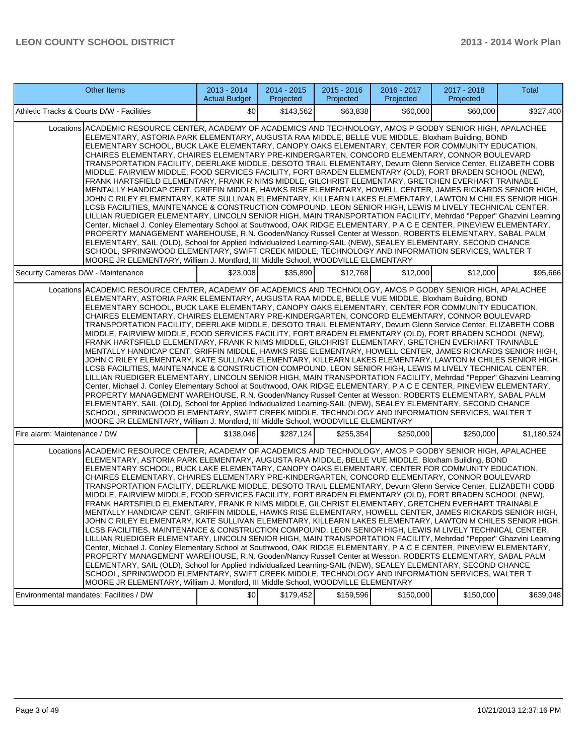| Other Items | 2013 - 2014 Actual Budget | 2014 - 2015 Projected | 2015 - 2016 Projected | 2016 - 2017 Projected | 2017 - 2018 Projected | Total |
|---|---|---|---|---|---|---|
| Athletic Tracks & Courts D/W - Facilities | $0 | $143,562 | $63,838 | $60,000 | $60,000 | $327,400 |
| Locations ACADEMIC RESOURCE CENTER, ACADEMY OF ACADEMICS AND TECHNOLOGY, AMOS P GODBY SENIOR HIGH, APALACHEE ELEMENTARY, ASTORIA PARK ELEMENTARY, AUGUSTA RAA MIDDLE, BELLE VUE MIDDLE, Bloxham Building, BOND ELEMENTARY SCHOOL, BUCK LAKE ELEMENTARY, CANOPY OAKS ELEMENTARY, CENTER FOR COMMUNITY EDUCATION, CHAIRES ELEMENTARY, CHAIRES ELEMENTARY PRE-KINDERGARTEN, CONCORD ELEMENTARY, CONNOR BOULEVARD TRANSPORTATION FACILITY, DEERLAKE MIDDLE, DESOTO TRAIL ELEMENTARY, Devurn Glenn Service Center, ELIZABETH COBB MIDDLE, FAIRVIEW MIDDLE, FOOD SERVICES FACILITY, FORT BRADEN ELEMENTARY (OLD), FORT BRADEN SCHOOL (NEW), FRANK HARTSFIELD ELEMENTARY, FRANK R NIMS MIDDLE, GILCHRIST ELEMENTARY, GRETCHEN EVERHART TRAINABLE MENTALLY HANDICAP CENT, GRIFFIN MIDDLE, HAWKS RISE ELEMENTARY, HOWELL CENTER, JAMES RICKARDS SENIOR HIGH, JOHN C RILEY ELEMENTARY, KATE SULLIVAN ELEMENTARY, KILLEARN LAKES ELEMENTARY, LAWTON M CHILES SENIOR HIGH, LCSB FACILITIES, MAINTENANCE & CONSTRUCTION COMPOUND, LEON SENIOR HIGH, LEWIS M LIVELY TECHNICAL CENTER, LILLIAN RUEDIGER ELEMENTARY, LINCOLN SENIOR HIGH, MAIN TRANSPORTATION FACILITY, Mehrdad "Pepper" Ghazvini Learning Center, Michael J. Conley Elementary School at Southwood, OAK RIDGE ELEMENTARY, P A C E CENTER, PINEVIEW ELEMENTARY, PROPERTY MANAGEMENT WAREHOUSE, R.N. Gooden/Nancy Russell Center at Wesson, ROBERTS ELEMENTARY, SABAL PALM ELEMENTARY, SAIL (OLD), School for Applied Individualized Learning-SAIL (NEW), SEALEY ELEMENTARY, SECOND CHANCE SCHOOL, SPRINGWOOD ELEMENTARY, SWIFT CREEK MIDDLE, TECHNOLOGY AND INFORMATION SERVICES, WALTER T MOORE JR ELEMENTARY, William J. Montford, III Middle School, WOODVILLE ELEMENTARY | | | | | | |
| Security Cameras D/W - Maintenance | $23,008 | $35,890 | $12,768 | $12,000 | $12,000 | $95,666 |
| Locations ACADEMIC RESOURCE CENTER, ACADEMY OF ACADEMICS AND TECHNOLOGY, AMOS P GODBY SENIOR HIGH, APALACHEE ELEMENTARY, ASTORIA PARK ELEMENTARY, AUGUSTA RAA MIDDLE, BELLE VUE MIDDLE, Bloxham Building, BOND ELEMENTARY SCHOOL, BUCK LAKE ELEMENTARY, CANOPY OAKS ELEMENTARY, CENTER FOR COMMUNITY EDUCATION, CHAIRES ELEMENTARY, CHAIRES ELEMENTARY PRE-KINDERGARTEN, CONCORD ELEMENTARY, CONNOR BOULEVARD TRANSPORTATION FACILITY, DEERLAKE MIDDLE, DESOTO TRAIL ELEMENTARY, Devurn Glenn Service Center, ELIZABETH COBB MIDDLE, FAIRVIEW MIDDLE, FOOD SERVICES FACILITY, FORT BRADEN ELEMENTARY (OLD), FORT BRADEN SCHOOL (NEW), FRANK HARTSFIELD ELEMENTARY, FRANK R NIMS MIDDLE, GILCHRIST ELEMENTARY, GRETCHEN EVERHART TRAINABLE MENTALLY HANDICAP CENT, GRIFFIN MIDDLE, HAWKS RISE ELEMENTARY, HOWELL CENTER, JAMES RICKARDS SENIOR HIGH, JOHN C RILEY ELEMENTARY, KATE SULLIVAN ELEMENTARY, KILLEARN LAKES ELEMENTARY, LAWTON M CHILES SENIOR HIGH, LCSB FACILITIES, MAINTENANCE & CONSTRUCTION COMPOUND, LEON SENIOR HIGH, LEWIS M LIVELY TECHNICAL CENTER, LILLIAN RUEDIGER ELEMENTARY, LINCOLN SENIOR HIGH, MAIN TRANSPORTATION FACILITY, Mehrdad "Pepper" Ghazvini Learning Center, Michael J. Conley Elementary School at Southwood, OAK RIDGE ELEMENTARY, P A C E CENTER, PINEVIEW ELEMENTARY, PROPERTY MANAGEMENT WAREHOUSE, R.N. Gooden/Nancy Russell Center at Wesson, ROBERTS ELEMENTARY, SABAL PALM ELEMENTARY, SAIL (OLD), School for Applied Individualized Learning-SAIL (NEW), SEALEY ELEMENTARY, SECOND CHANCE SCHOOL, SPRINGWOOD ELEMENTARY, SWIFT CREEK MIDDLE, TECHNOLOGY AND INFORMATION SERVICES, WALTER T MOORE JR ELEMENTARY, William J. Montford, III Middle School, WOODVILLE ELEMENTARY | | | | | | |
| Fire alarm: Maintenance / DW | $138,046 | $287,124 | $255,354 | $250,000 | $250,000 | $1,180,524 |
| Locations ACADEMIC RESOURCE CENTER, ACADEMY OF ACADEMICS AND TECHNOLOGY, AMOS P GODBY SENIOR HIGH, APALACHEE ELEMENTARY, ASTORIA PARK ELEMENTARY, AUGUSTA RAA MIDDLE, BELLE VUE MIDDLE, Bloxham Building, BOND ELEMENTARY SCHOOL, BUCK LAKE ELEMENTARY, CANOPY OAKS ELEMENTARY, CENTER FOR COMMUNITY EDUCATION, CHAIRES ELEMENTARY, CHAIRES ELEMENTARY PRE-KINDERGARTEN, CONCORD ELEMENTARY, CONNOR BOULEVARD TRANSPORTATION FACILITY, DEERLAKE MIDDLE, DESOTO TRAIL ELEMENTARY, Devurn Glenn Service Center, ELIZABETH COBB MIDDLE, FAIRVIEW MIDDLE, FOOD SERVICES FACILITY, FORT BRADEN ELEMENTARY (OLD), FORT BRADEN SCHOOL (NEW), FRANK HARTSFIELD ELEMENTARY, FRANK R NIMS MIDDLE, GILCHRIST ELEMENTARY, GRETCHEN EVERHART TRAINABLE MENTALLY HANDICAP CENT, GRIFFIN MIDDLE, HAWKS RISE ELEMENTARY, HOWELL CENTER, JAMES RICKARDS SENIOR HIGH, JOHN C RILEY ELEMENTARY, KATE SULLIVAN ELEMENTARY, KILLEARN LAKES ELEMENTARY, LAWTON M CHILES SENIOR HIGH, LCSB FACILITIES, MAINTENANCE & CONSTRUCTION COMPOUND, LEON SENIOR HIGH, LEWIS M LIVELY TECHNICAL CENTER, LILLIAN RUEDIGER ELEMENTARY, LINCOLN SENIOR HIGH, MAIN TRANSPORTATION FACILITY, Mehrdad "Pepper" Ghazvini Learning Center, Michael J. Conley Elementary School at Southwood, OAK RIDGE ELEMENTARY, P A C E CENTER, PINEVIEW ELEMENTARY, PROPERTY MANAGEMENT WAREHOUSE, R.N. Gooden/Nancy Russell Center at Wesson, ROBERTS ELEMENTARY, SABAL PALM ELEMENTARY, SAIL (OLD), School for Applied Individualized Learning-SAIL (NEW), SEALEY ELEMENTARY, SECOND CHANCE SCHOOL, SPRINGWOOD ELEMENTARY, SWIFT CREEK MIDDLE, TECHNOLOGY AND INFORMATION SERVICES, WALTER T MOORE JR ELEMENTARY, William J. Montford, III Middle School, WOODVILLE ELEMENTARY | | | | | | |
| Environmental mandates: Facilities / DW | $0 | $179,452 | $159,596 | $150,000 | $150,000 | $639,048 |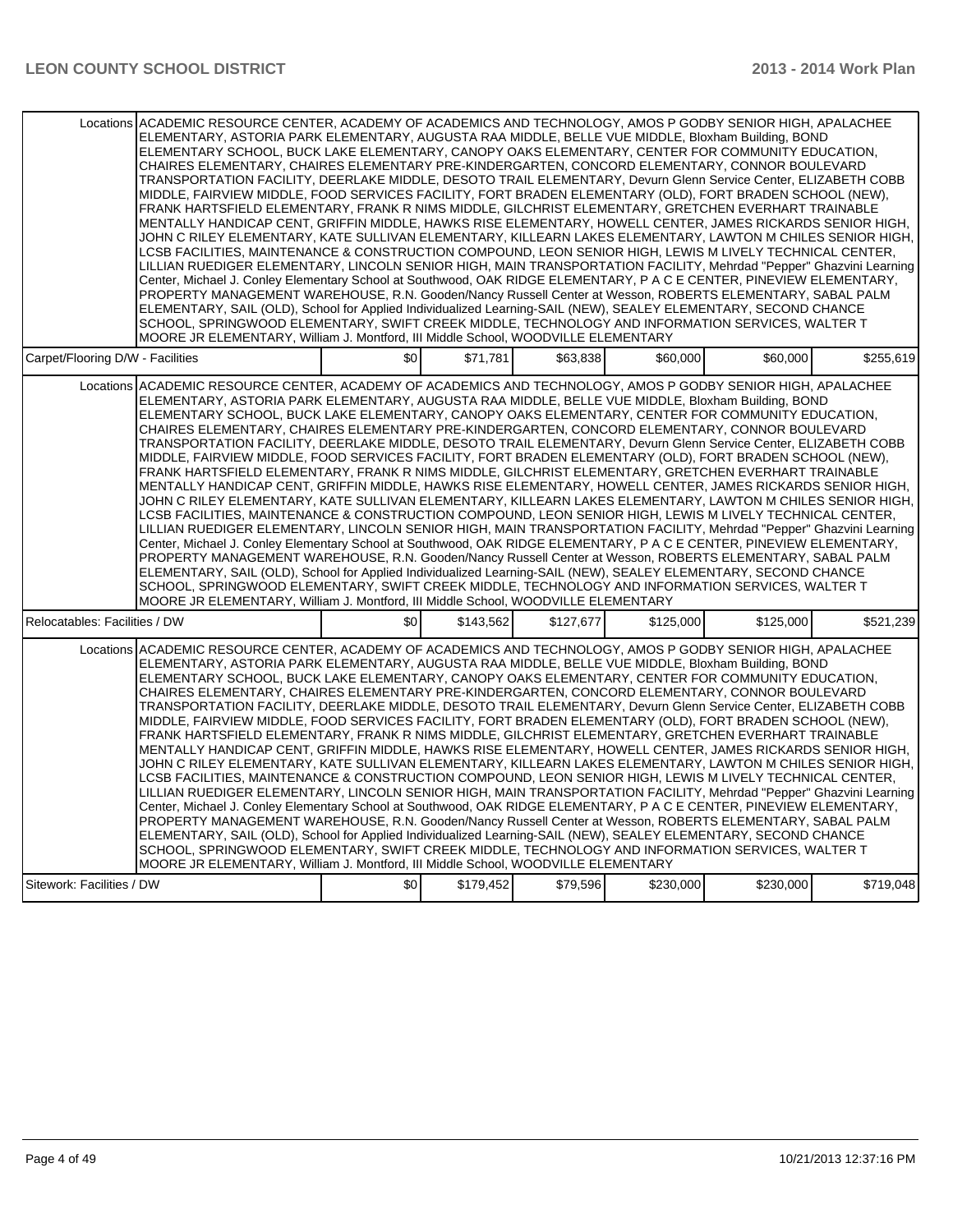| | | | | | | |
|---|---|---|---|---|---|---|
| Locations | ACADEMIC RESOURCE CENTER, ACADEMY OF ACADEMICS AND TECHNOLOGY, AMOS P GODBY SENIOR HIGH, APALACHEE ELEMENTARY, ASTORIA PARK ELEMENTARY, AUGUSTA RAA MIDDLE, BELLE VUE MIDDLE, Bloxham Building, BOND ELEMENTARY SCHOOL, BUCK LAKE ELEMENTARY, CANOPY OAKS ELEMENTARY, CENTER FOR COMMUNITY EDUCATION, CHAIRES ELEMENTARY, CHAIRES ELEMENTARY PRE-KINDERGARTEN, CONCORD ELEMENTARY, CONNOR BOULEVARD TRANSPORTATION FACILITY, DEERLAKE MIDDLE, DESOTO TRAIL ELEMENTARY, Devurn Glenn Service Center, ELIZABETH COBB MIDDLE, FAIRVIEW MIDDLE, FOOD SERVICES FACILITY, FORT BRADEN ELEMENTARY (OLD), FORT BRADEN SCHOOL (NEW), FRANK HARTSFIELD ELEMENTARY, FRANK R NIMS MIDDLE, GILCHRIST ELEMENTARY, GRETCHEN EVERHART TRAINABLE MENTALLY HANDICAP CENT, GRIFFIN MIDDLE, HAWKS RISE ELEMENTARY, HOWELL CENTER, JAMES RICKARDS SENIOR HIGH, JOHN C RILEY ELEMENTARY, KATE SULLIVAN ELEMENTARY, KILLEARN LAKES ELEMENTARY, LAWTON M CHILES SENIOR HIGH, LCSB FACILITIES, MAINTENANCE & CONSTRUCTION COMPOUND, LEON SENIOR HIGH, LEWIS M LIVELY TECHNICAL CENTER, LILLIAN RUEDIGER ELEMENTARY, LINCOLN SENIOR HIGH, MAIN TRANSPORTATION FACILITY, Mehrdad "Pepper" Ghazvini Learning Center, Michael J. Conley Elementary School at Southwood, OAK RIDGE ELEMENTARY, P A C E CENTER, PINEVIEW ELEMENTARY, PROPERTY MANAGEMENT WAREHOUSE, R.N. Gooden/Nancy Russell Center at Wesson, ROBERTS ELEMENTARY, SABAL PALM ELEMENTARY, SAIL (OLD), School for Applied Individualized Learning-SAIL (NEW), SEALEY ELEMENTARY, SECOND CHANCE SCHOOL, SPRINGWOOD ELEMENTARY, SWIFT CREEK MIDDLE, TECHNOLOGY AND INFORMATION SERVICES, WALTER T MOORE JR ELEMENTARY, William J. Montford, III Middle School, WOODVILLE ELEMENTARY | | | | | |
| Carpet/Flooring D/W - Facilities | | $0 | $71,781 | $63,838 | $60,000 | $60,000 | $255,619 |
| Locations | ACADEMIC RESOURCE CENTER, ACADEMY OF ACADEMICS AND TECHNOLOGY, AMOS P GODBY SENIOR HIGH, APALACHEE ELEMENTARY, ASTORIA PARK ELEMENTARY, AUGUSTA RAA MIDDLE, BELLE VUE MIDDLE, Bloxham Building, BOND ELEMENTARY SCHOOL, BUCK LAKE ELEMENTARY, CANOPY OAKS ELEMENTARY, CENTER FOR COMMUNITY EDUCATION, CHAIRES ELEMENTARY, CHAIRES ELEMENTARY PRE-KINDERGARTEN, CONCORD ELEMENTARY, CONNOR BOULEVARD TRANSPORTATION FACILITY, DEERLAKE MIDDLE, DESOTO TRAIL ELEMENTARY, Devurn Glenn Service Center, ELIZABETH COBB MIDDLE, FAIRVIEW MIDDLE, FOOD SERVICES FACILITY, FORT BRADEN ELEMENTARY (OLD), FORT BRADEN SCHOOL (NEW), FRANK HARTSFIELD ELEMENTARY, FRANK R NIMS MIDDLE, GILCHRIST ELEMENTARY, GRETCHEN EVERHART TRAINABLE MENTALLY HANDICAP CENT, GRIFFIN MIDDLE, HAWKS RISE ELEMENTARY, HOWELL CENTER, JAMES RICKARDS SENIOR HIGH, JOHN C RILEY ELEMENTARY, KATE SULLIVAN ELEMENTARY, KILLEARN LAKES ELEMENTARY, LAWTON M CHILES SENIOR HIGH, LCSB FACILITIES, MAINTENANCE & CONSTRUCTION COMPOUND, LEON SENIOR HIGH, LEWIS M LIVELY TECHNICAL CENTER, LILLIAN RUEDIGER ELEMENTARY, LINCOLN SENIOR HIGH, MAIN TRANSPORTATION FACILITY, Mehrdad "Pepper" Ghazvini Learning Center, Michael J. Conley Elementary School at Southwood, OAK RIDGE ELEMENTARY, P A C E CENTER, PINEVIEW ELEMENTARY, PROPERTY MANAGEMENT WAREHOUSE, R.N. Gooden/Nancy Russell Center at Wesson, ROBERTS ELEMENTARY, SABAL PALM ELEMENTARY, SAIL (OLD), School for Applied Individualized Learning-SAIL (NEW), SEALEY ELEMENTARY, SECOND CHANCE SCHOOL, SPRINGWOOD ELEMENTARY, SWIFT CREEK MIDDLE, TECHNOLOGY AND INFORMATION SERVICES, WALTER T MOORE JR ELEMENTARY, William J. Montford, III Middle School, WOODVILLE ELEMENTARY | | | | | |
| Relocatables: Facilities / DW | | $0 | $143,562 | $127,677 | $125,000 | $125,000 | $521,239 |
| Locations | ACADEMIC RESOURCE CENTER, ACADEMY OF ACADEMICS AND TECHNOLOGY, AMOS P GODBY SENIOR HIGH, APALACHEE ELEMENTARY, ASTORIA PARK ELEMENTARY, AUGUSTA RAA MIDDLE, BELLE VUE MIDDLE, Bloxham Building, BOND ELEMENTARY SCHOOL, BUCK LAKE ELEMENTARY, CANOPY OAKS ELEMENTARY, CENTER FOR COMMUNITY EDUCATION, CHAIRES ELEMENTARY, CHAIRES ELEMENTARY PRE-KINDERGARTEN, CONCORD ELEMENTARY, CONNOR BOULEVARD TRANSPORTATION FACILITY, DEERLAKE MIDDLE, DESOTO TRAIL ELEMENTARY, Devurn Glenn Service Center, ELIZABETH COBB MIDDLE, FAIRVIEW MIDDLE, FOOD SERVICES FACILITY, FORT BRADEN ELEMENTARY (OLD), FORT BRADEN SCHOOL (NEW), FRANK HARTSFIELD ELEMENTARY, FRANK R NIMS MIDDLE, GILCHRIST ELEMENTARY, GRETCHEN EVERHART TRAINABLE MENTALLY HANDICAP CENT, GRIFFIN MIDDLE, HAWKS RISE ELEMENTARY, HOWELL CENTER, JAMES RICKARDS SENIOR HIGH, JOHN C RILEY ELEMENTARY, KATE SULLIVAN ELEMENTARY, KILLEARN LAKES ELEMENTARY, LAWTON M CHILES SENIOR HIGH, LCSB FACILITIES, MAINTENANCE & CONSTRUCTION COMPOUND, LEON SENIOR HIGH, LEWIS M LIVELY TECHNICAL CENTER, LILLIAN RUEDIGER ELEMENTARY, LINCOLN SENIOR HIGH, MAIN TRANSPORTATION FACILITY, Mehrdad "Pepper" Ghazvini Learning Center, Michael J. Conley Elementary School at Southwood, OAK RIDGE ELEMENTARY, P A C E CENTER, PINEVIEW ELEMENTARY, PROPERTY MANAGEMENT WAREHOUSE, R.N. Gooden/Nancy Russell Center at Wesson, ROBERTS ELEMENTARY, SABAL PALM ELEMENTARY, SAIL (OLD), School for Applied Individualized Learning-SAIL (NEW), SEALEY ELEMENTARY, SECOND CHANCE SCHOOL, SPRINGWOOD ELEMENTARY, SWIFT CREEK MIDDLE, TECHNOLOGY AND INFORMATION SERVICES, WALTER T MOORE JR ELEMENTARY, William J. Montford, III Middle School, WOODVILLE ELEMENTARY | | | | | |
| Sitework: Facilities / DW | | $0 | $179,452 | $79,596 | $230,000 | $230,000 | $719,048 |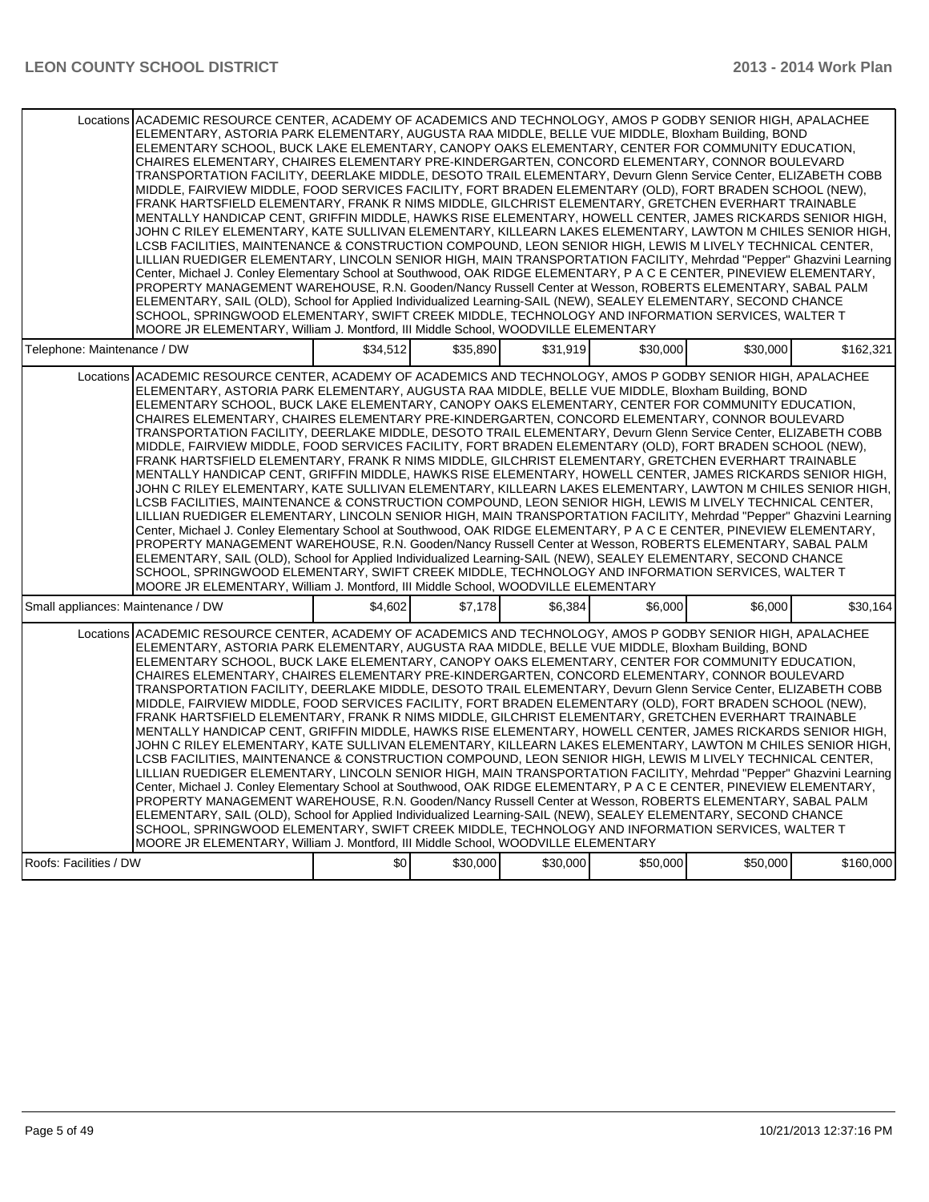| | | | | | | |
|---|---|---|---|---|---|---|
| Locations | ACADEMIC RESOURCE CENTER, ACADEMY OF ACADEMICS AND TECHNOLOGY, AMOS P GODBY SENIOR HIGH, APALACHEE ELEMENTARY, ASTORIA PARK ELEMENTARY, AUGUSTA RAA MIDDLE, BELLE VUE MIDDLE, Bloxham Building, BOND ELEMENTARY SCHOOL, BUCK LAKE ELEMENTARY, CANOPY OAKS ELEMENTARY, CENTER FOR COMMUNITY EDUCATION, CHAIRES ELEMENTARY, CHAIRES ELEMENTARY PRE-KINDERGARTEN, CONCORD ELEMENTARY, CONNOR BOULEVARD TRANSPORTATION FACILITY, DEERLAKE MIDDLE, DESOTO TRAIL ELEMENTARY, Devurn Glenn Service Center, ELIZABETH COBB MIDDLE, FAIRVIEW MIDDLE, FOOD SERVICES FACILITY, FORT BRADEN ELEMENTARY (OLD), FORT BRADEN SCHOOL (NEW), FRANK HARTSFIELD ELEMENTARY, FRANK R NIMS MIDDLE, GILCHRIST ELEMENTARY, GRETCHEN EVERHART TRAINABLE MENTALLY HANDICAP CENT, GRIFFIN MIDDLE, HAWKS RISE ELEMENTARY, HOWELL CENTER, JAMES RICKARDS SENIOR HIGH, JOHN C RILEY ELEMENTARY, KATE SULLIVAN ELEMENTARY, KILLEARN LAKES ELEMENTARY, LAWTON M CHILES SENIOR HIGH, LCSB FACILITIES, MAINTENANCE & CONSTRUCTION COMPOUND, LEON SENIOR HIGH, LEWIS M LIVELY TECHNICAL CENTER, LILLIAN RUEDIGER ELEMENTARY, LINCOLN SENIOR HIGH, MAIN TRANSPORTATION FACILITY, Mehrdad "Pepper" Ghazvini Learning Center, Michael J. Conley Elementary School at Southwood, OAK RIDGE ELEMENTARY, P A C E CENTER, PINEVIEW ELEMENTARY, PROPERTY MANAGEMENT WAREHOUSE, R.N. Gooden/Nancy Russell Center at Wesson, ROBERTS ELEMENTARY, SABAL PALM ELEMENTARY, SAIL (OLD), School for Applied Individualized Learning-SAIL (NEW), SEALEY ELEMENTARY, SECOND CHANCE SCHOOL, SPRINGWOOD ELEMENTARY, SWIFT CREEK MIDDLE, TECHNOLOGY AND INFORMATION SERVICES, WALTER T MOORE JR ELEMENTARY, William J. Montford, III Middle School, WOODVILLE ELEMENTARY | | | | | |
| Telephone: Maintenance / DW | | $34,512 | $35,890 | $31,919 | $30,000 | $30,000 | $162,321 |
| Locations | ACADEMIC RESOURCE CENTER, ACADEMY OF ACADEMICS AND TECHNOLOGY, AMOS P GODBY SENIOR HIGH, APALACHEE ELEMENTARY, ASTORIA PARK ELEMENTARY, AUGUSTA RAA MIDDLE, BELLE VUE MIDDLE, Bloxham Building, BOND ELEMENTARY SCHOOL, BUCK LAKE ELEMENTARY, CANOPY OAKS ELEMENTARY, CENTER FOR COMMUNITY EDUCATION, CHAIRES ELEMENTARY, CHAIRES ELEMENTARY PRE-KINDERGARTEN, CONCORD ELEMENTARY, CONNOR BOULEVARD TRANSPORTATION FACILITY, DEERLAKE MIDDLE, DESOTO TRAIL ELEMENTARY, Devurn Glenn Service Center, ELIZABETH COBB MIDDLE, FAIRVIEW MIDDLE, FOOD SERVICES FACILITY, FORT BRADEN ELEMENTARY (OLD), FORT BRADEN SCHOOL (NEW), FRANK HARTSFIELD ELEMENTARY, FRANK R NIMS MIDDLE, GILCHRIST ELEMENTARY, GRETCHEN EVERHART TRAINABLE MENTALLY HANDICAP CENT, GRIFFIN MIDDLE, HAWKS RISE ELEMENTARY, HOWELL CENTER, JAMES RICKARDS SENIOR HIGH, JOHN C RILEY ELEMENTARY, KATE SULLIVAN ELEMENTARY, KILLEARN LAKES ELEMENTARY, LAWTON M CHILES SENIOR HIGH, LCSB FACILITIES, MAINTENANCE & CONSTRUCTION COMPOUND, LEON SENIOR HIGH, LEWIS M LIVELY TECHNICAL CENTER, LILLIAN RUEDIGER ELEMENTARY, LINCOLN SENIOR HIGH, MAIN TRANSPORTATION FACILITY, Mehrdad "Pepper" Ghazvini Learning Center, Michael J. Conley Elementary School at Southwood, OAK RIDGE ELEMENTARY, P A C E CENTER, PINEVIEW ELEMENTARY, PROPERTY MANAGEMENT WAREHOUSE, R.N. Gooden/Nancy Russell Center at Wesson, ROBERTS ELEMENTARY, SABAL PALM ELEMENTARY, SAIL (OLD), School for Applied Individualized Learning-SAIL (NEW), SEALEY ELEMENTARY, SECOND CHANCE SCHOOL, SPRINGWOOD ELEMENTARY, SWIFT CREEK MIDDLE, TECHNOLOGY AND INFORMATION SERVICES, WALTER T MOORE JR ELEMENTARY, William J. Montford, III Middle School, WOODVILLE ELEMENTARY | | | | | |
| Small appliances: Maintenance / DW | | $4,602 | $7,178 | $6,384 | $6,000 | $6,000 | $30,164 |
| Locations | ACADEMIC RESOURCE CENTER, ACADEMY OF ACADEMICS AND TECHNOLOGY, AMOS P GODBY SENIOR HIGH, APALACHEE ELEMENTARY, ASTORIA PARK ELEMENTARY, AUGUSTA RAA MIDDLE, BELLE VUE MIDDLE, Bloxham Building, BOND ELEMENTARY SCHOOL, BUCK LAKE ELEMENTARY, CANOPY OAKS ELEMENTARY, CENTER FOR COMMUNITY EDUCATION, CHAIRES ELEMENTARY, CHAIRES ELEMENTARY PRE-KINDERGARTEN, CONCORD ELEMENTARY, CONNOR BOULEVARD TRANSPORTATION FACILITY, DEERLAKE MIDDLE, DESOTO TRAIL ELEMENTARY, Devurn Glenn Service Center, ELIZABETH COBB MIDDLE, FAIRVIEW MIDDLE, FOOD SERVICES FACILITY, FORT BRADEN ELEMENTARY (OLD), FORT BRADEN SCHOOL (NEW), FRANK HARTSFIELD ELEMENTARY, FRANK R NIMS MIDDLE, GILCHRIST ELEMENTARY, GRETCHEN EVERHART TRAINABLE MENTALLY HANDICAP CENT, GRIFFIN MIDDLE, HAWKS RISE ELEMENTARY, HOWELL CENTER, JAMES RICKARDS SENIOR HIGH, JOHN C RILEY ELEMENTARY, KATE SULLIVAN ELEMENTARY, KILLEARN LAKES ELEMENTARY, LAWTON M CHILES SENIOR HIGH, LCSB FACILITIES, MAINTENANCE & CONSTRUCTION COMPOUND, LEON SENIOR HIGH, LEWIS M LIVELY TECHNICAL CENTER, LILLIAN RUEDIGER ELEMENTARY, LINCOLN SENIOR HIGH, MAIN TRANSPORTATION FACILITY, Mehrdad "Pepper" Ghazvini Learning Center, Michael J. Conley Elementary School at Southwood, OAK RIDGE ELEMENTARY, P A C E CENTER, PINEVIEW ELEMENTARY, PROPERTY MANAGEMENT WAREHOUSE, R.N. Gooden/Nancy Russell Center at Wesson, ROBERTS ELEMENTARY, SABAL PALM ELEMENTARY, SAIL (OLD), School for Applied Individualized Learning-SAIL (NEW), SEALEY ELEMENTARY, SECOND CHANCE SCHOOL, SPRINGWOOD ELEMENTARY, SWIFT CREEK MIDDLE, TECHNOLOGY AND INFORMATION SERVICES, WALTER T MOORE JR ELEMENTARY, William J. Montford, III Middle School, WOODVILLE ELEMENTARY | | | | | |
| Roofs: Facilities / DW | | $0 | $30,000 | $30,000 | $50,000 | $50,000 | $160,000 |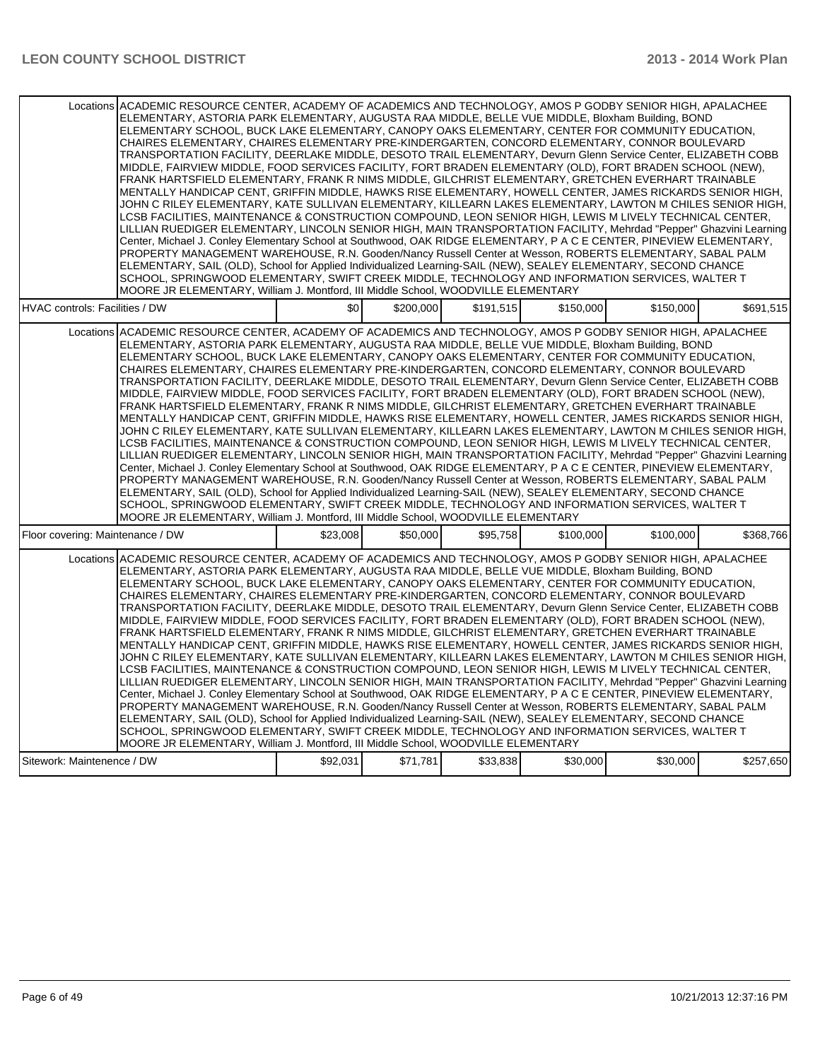| | | | | | | |
|---|---|---|---|---|---|---|
| Locations | ACADEMIC RESOURCE CENTER, ACADEMY OF ACADEMICS AND TECHNOLOGY, AMOS P GODBY SENIOR HIGH, APALACHEE ELEMENTARY, ASTORIA PARK ELEMENTARY, AUGUSTA RAA MIDDLE, BELLE VUE MIDDLE, Bloxham Building, BOND ELEMENTARY SCHOOL, BUCK LAKE ELEMENTARY, CANOPY OAKS ELEMENTARY, CENTER FOR COMMUNITY EDUCATION, CHAIRES ELEMENTARY, CHAIRES ELEMENTARY PRE-KINDERGARTEN, CONCORD ELEMENTARY, CONNOR BOULEVARD TRANSPORTATION FACILITY, DEERLAKE MIDDLE, DESOTO TRAIL ELEMENTARY, Devurn Glenn Service Center, ELIZABETH COBB MIDDLE, FAIRVIEW MIDDLE, FOOD SERVICES FACILITY, FORT BRADEN ELEMENTARY (OLD), FORT BRADEN SCHOOL (NEW), FRANK HARTSFIELD ELEMENTARY, FRANK R NIMS MIDDLE, GILCHRIST ELEMENTARY, GRETCHEN EVERHART TRAINABLE MENTALLY HANDICAP CENT, GRIFFIN MIDDLE, HAWKS RISE ELEMENTARY, HOWELL CENTER, JAMES RICKARDS SENIOR HIGH, JOHN C RILEY ELEMENTARY, KATE SULLIVAN ELEMENTARY, KILLEARN LAKES ELEMENTARY, LAWTON M CHILES SENIOR HIGH, LCSB FACILITIES, MAINTENANCE & CONSTRUCTION COMPOUND, LEON SENIOR HIGH, LEWIS M LIVELY TECHNICAL CENTER, LILLIAN RUEDIGER ELEMENTARY, LINCOLN SENIOR HIGH, MAIN TRANSPORTATION FACILITY, Mehrdad "Pepper" Ghazvini Learning Center, Michael J. Conley Elementary School at Southwood, OAK RIDGE ELEMENTARY, P A C E CENTER, PINEVIEW ELEMENTARY, PROPERTY MANAGEMENT WAREHOUSE, R.N. Gooden/Nancy Russell Center at Wesson, ROBERTS ELEMENTARY, SABAL PALM ELEMENTARY, SAIL (OLD), School for Applied Individualized Learning-SAIL (NEW), SEALEY ELEMENTARY, SECOND CHANCE SCHOOL, SPRINGWOOD ELEMENTARY, SWIFT CREEK MIDDLE, TECHNOLOGY AND INFORMATION SERVICES, WALTER T MOORE JR ELEMENTARY, William J. Montford, III Middle School, WOODVILLE ELEMENTARY | | | | | |
| HVAC controls: Facilities / DW | $0 | $200,000 | $191,515 | $150,000 | $150,000 | $691,515 |
| Locations | ACADEMIC RESOURCE CENTER, ACADEMY OF ACADEMICS AND TECHNOLOGY, AMOS P GODBY SENIOR HIGH, APALACHEE ELEMENTARY, ASTORIA PARK ELEMENTARY, AUGUSTA RAA MIDDLE, BELLE VUE MIDDLE, Bloxham Building, BOND ELEMENTARY SCHOOL, BUCK LAKE ELEMENTARY, CANOPY OAKS ELEMENTARY, CENTER FOR COMMUNITY EDUCATION, CHAIRES ELEMENTARY, CHAIRES ELEMENTARY PRE-KINDERGARTEN, CONCORD ELEMENTARY, CONNOR BOULEVARD TRANSPORTATION FACILITY, DEERLAKE MIDDLE, DESOTO TRAIL ELEMENTARY, Devurn Glenn Service Center, ELIZABETH COBB MIDDLE, FAIRVIEW MIDDLE, FOOD SERVICES FACILITY, FORT BRADEN ELEMENTARY (OLD), FORT BRADEN SCHOOL (NEW), FRANK HARTSFIELD ELEMENTARY, FRANK R NIMS MIDDLE, GILCHRIST ELEMENTARY, GRETCHEN EVERHART TRAINABLE MENTALLY HANDICAP CENT, GRIFFIN MIDDLE, HAWKS RISE ELEMENTARY, HOWELL CENTER, JAMES RICKARDS SENIOR HIGH, JOHN C RILEY ELEMENTARY, KATE SULLIVAN ELEMENTARY, KILLEARN LAKES ELEMENTARY, LAWTON M CHILES SENIOR HIGH, LCSB FACILITIES, MAINTENANCE & CONSTRUCTION COMPOUND, LEON SENIOR HIGH, LEWIS M LIVELY TECHNICAL CENTER, LILLIAN RUEDIGER ELEMENTARY, LINCOLN SENIOR HIGH, MAIN TRANSPORTATION FACILITY, Mehrdad "Pepper" Ghazvini Learning Center, Michael J. Conley Elementary School at Southwood, OAK RIDGE ELEMENTARY, P A C E CENTER, PINEVIEW ELEMENTARY, PROPERTY MANAGEMENT WAREHOUSE, R.N. Gooden/Nancy Russell Center at Wesson, ROBERTS ELEMENTARY, SABAL PALM ELEMENTARY, SAIL (OLD), School for Applied Individualized Learning-SAIL (NEW), SEALEY ELEMENTARY, SECOND CHANCE SCHOOL, SPRINGWOOD ELEMENTARY, SWIFT CREEK MIDDLE, TECHNOLOGY AND INFORMATION SERVICES, WALTER T MOORE JR ELEMENTARY, William J. Montford, III Middle School, WOODVILLE ELEMENTARY | | | | | |
| Floor covering: Maintenance / DW | $23,008 | $50,000 | $95,758 | $100,000 | $100,000 | $368,766 |
| Locations | ACADEMIC RESOURCE CENTER, ACADEMY OF ACADEMICS AND TECHNOLOGY, AMOS P GODBY SENIOR HIGH, APALACHEE ELEMENTARY, ASTORIA PARK ELEMENTARY, AUGUSTA RAA MIDDLE, BELLE VUE MIDDLE, Bloxham Building, BOND ELEMENTARY SCHOOL, BUCK LAKE ELEMENTARY, CANOPY OAKS ELEMENTARY, CENTER FOR COMMUNITY EDUCATION, CHAIRES ELEMENTARY, CHAIRES ELEMENTARY PRE-KINDERGARTEN, CONCORD ELEMENTARY, CONNOR BOULEVARD TRANSPORTATION FACILITY, DEERLAKE MIDDLE, DESOTO TRAIL ELEMENTARY, Devurn Glenn Service Center, ELIZABETH COBB MIDDLE, FAIRVIEW MIDDLE, FOOD SERVICES FACILITY, FORT BRADEN ELEMENTARY (OLD), FORT BRADEN SCHOOL (NEW), FRANK HARTSFIELD ELEMENTARY, FRANK R NIMS MIDDLE, GILCHRIST ELEMENTARY, GRETCHEN EVERHART TRAINABLE MENTALLY HANDICAP CENT, GRIFFIN MIDDLE, HAWKS RISE ELEMENTARY, HOWELL CENTER, JAMES RICKARDS SENIOR HIGH, JOHN C RILEY ELEMENTARY, KATE SULLIVAN ELEMENTARY, KILLEARN LAKES ELEMENTARY, LAWTON M CHILES SENIOR HIGH, LCSB FACILITIES, MAINTENANCE & CONSTRUCTION COMPOUND, LEON SENIOR HIGH, LEWIS M LIVELY TECHNICAL CENTER, LILLIAN RUEDIGER ELEMENTARY, LINCOLN SENIOR HIGH, MAIN TRANSPORTATION FACILITY, Mehrdad "Pepper" Ghazvini Learning Center, Michael J. Conley Elementary School at Southwood, OAK RIDGE ELEMENTARY, P A C E CENTER, PINEVIEW ELEMENTARY, PROPERTY MANAGEMENT WAREHOUSE, R.N. Gooden/Nancy Russell Center at Wesson, ROBERTS ELEMENTARY, SABAL PALM ELEMENTARY, SAIL (OLD), School for Applied Individualized Learning-SAIL (NEW), SEALEY ELEMENTARY, SECOND CHANCE SCHOOL, SPRINGWOOD ELEMENTARY, SWIFT CREEK MIDDLE, TECHNOLOGY AND INFORMATION SERVICES, WALTER T MOORE JR ELEMENTARY, William J. Montford, III Middle School, WOODVILLE ELEMENTARY | | | | | |
| Sitework: Maintenence / DW | $92,031 | $71,781 | $33,838 | $30,000 | $30,000 | $257,650 |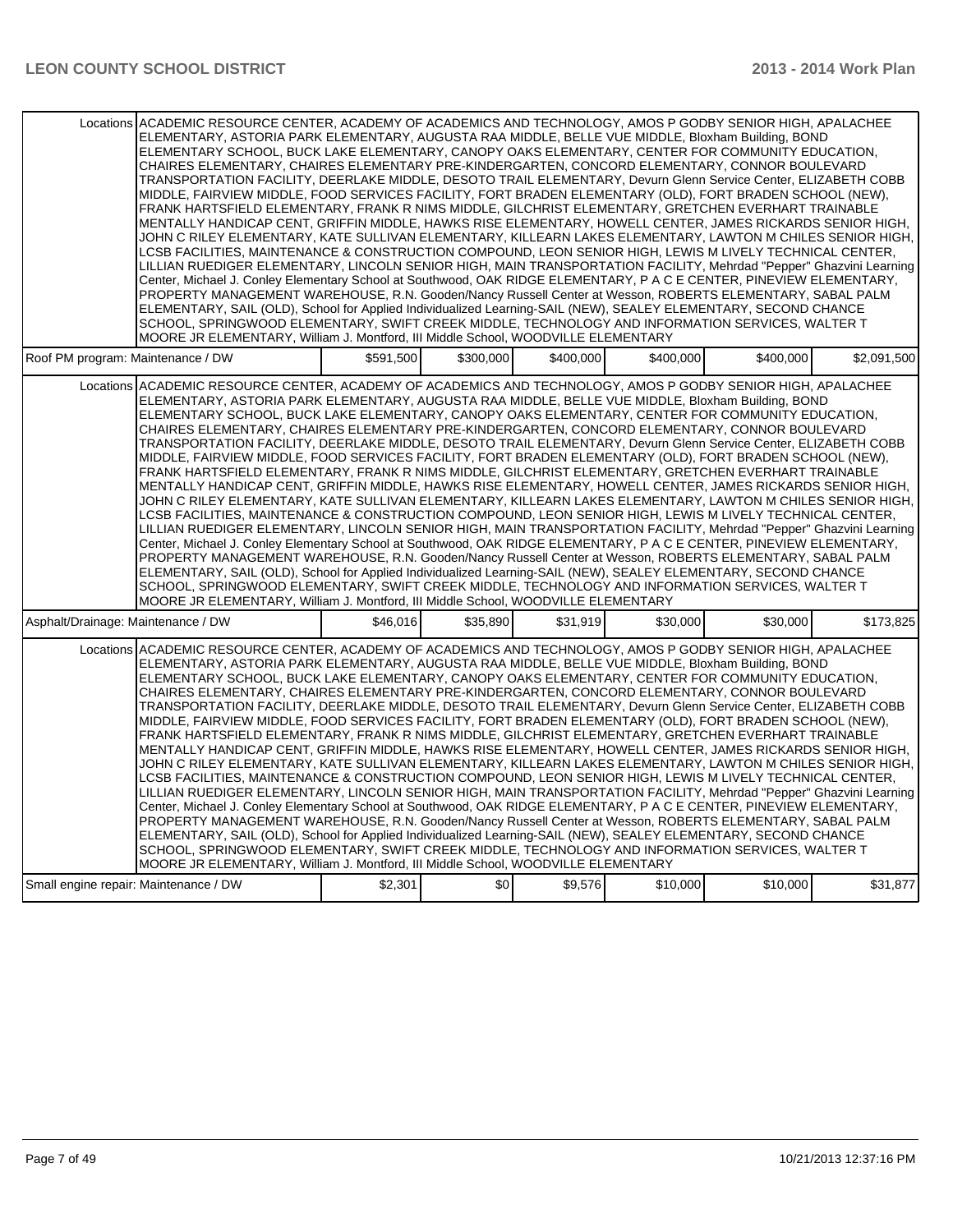| | | | | | | |
|---|---|---|---|---|---|---|
| Locations | ACADEMIC RESOURCE CENTER, ACADEMY OF ACADEMICS AND TECHNOLOGY, AMOS P GODBY SENIOR HIGH, APALACHEE ELEMENTARY, ASTORIA PARK ELEMENTARY, AUGUSTA RAA MIDDLE, BELLE VUE MIDDLE, Bloxham Building, BOND ELEMENTARY SCHOOL, BUCK LAKE ELEMENTARY, CANOPY OAKS ELEMENTARY, CENTER FOR COMMUNITY EDUCATION, CHAIRES ELEMENTARY, CHAIRES ELEMENTARY PRE-KINDERGARTEN, CONCORD ELEMENTARY, CONNOR BOULEVARD TRANSPORTATION FACILITY, DEERLAKE MIDDLE, DESOTO TRAIL ELEMENTARY, Devurn Glenn Service Center, ELIZABETH COBB MIDDLE, FAIRVIEW MIDDLE, FOOD SERVICES FACILITY, FORT BRADEN ELEMENTARY (OLD), FORT BRADEN SCHOOL (NEW), FRANK HARTSFIELD ELEMENTARY, FRANK R NIMS MIDDLE, GILCHRIST ELEMENTARY, GRETCHEN EVERHART TRAINABLE MENTALLY HANDICAP CENT, GRIFFIN MIDDLE, HAWKS RISE ELEMENTARY, HOWELL CENTER, JAMES RICKARDS SENIOR HIGH, JOHN C RILEY ELEMENTARY, KATE SULLIVAN ELEMENTARY, KILLEARN LAKES ELEMENTARY, LAWTON M CHILES SENIOR HIGH, LCSB FACILITIES, MAINTENANCE & CONSTRUCTION COMPOUND, LEON SENIOR HIGH, LEWIS M LIVELY TECHNICAL CENTER, LILLIAN RUEDIGER ELEMENTARY, LINCOLN SENIOR HIGH, MAIN TRANSPORTATION FACILITY, Mehrdad "Pepper" Ghazvini Learning Center, Michael J. Conley Elementary School at Southwood, OAK RIDGE ELEMENTARY, P A C E CENTER, PINEVIEW ELEMENTARY, PROPERTY MANAGEMENT WAREHOUSE, R.N. Gooden/Nancy Russell Center at Wesson, ROBERTS ELEMENTARY, SABAL PALM ELEMENTARY, SAIL (OLD), School for Applied Individualized Learning-SAIL (NEW), SEALEY ELEMENTARY, SECOND CHANCE SCHOOL, SPRINGWOOD ELEMENTARY, SWIFT CREEK MIDDLE, TECHNOLOGY AND INFORMATION SERVICES, WALTER T MOORE JR ELEMENTARY, William J. Montford, III Middle School, WOODVILLE ELEMENTARY | | | | | |
| Roof PM program: Maintenance / DW | | $591,500 | $300,000 | $400,000 | $400,000 | $400,000 | $2,091,500 |
| Locations | ACADEMIC RESOURCE CENTER, ACADEMY OF ACADEMICS AND TECHNOLOGY, AMOS P GODBY SENIOR HIGH, APALACHEE ELEMENTARY, ASTORIA PARK ELEMENTARY, AUGUSTA RAA MIDDLE, BELLE VUE MIDDLE, Bloxham Building, BOND ELEMENTARY SCHOOL, BUCK LAKE ELEMENTARY, CANOPY OAKS ELEMENTARY, CENTER FOR COMMUNITY EDUCATION, CHAIRES ELEMENTARY, CHAIRES ELEMENTARY PRE-KINDERGARTEN, CONCORD ELEMENTARY, CONNOR BOULEVARD TRANSPORTATION FACILITY, DEERLAKE MIDDLE, DESOTO TRAIL ELEMENTARY, Devurn Glenn Service Center, ELIZABETH COBB MIDDLE, FAIRVIEW MIDDLE, FOOD SERVICES FACILITY, FORT BRADEN ELEMENTARY (OLD), FORT BRADEN SCHOOL (NEW), FRANK HARTSFIELD ELEMENTARY, FRANK R NIMS MIDDLE, GILCHRIST ELEMENTARY, GRETCHEN EVERHART TRAINABLE MENTALLY HANDICAP CENT, GRIFFIN MIDDLE, HAWKS RISE ELEMENTARY, HOWELL CENTER, JAMES RICKARDS SENIOR HIGH, JOHN C RILEY ELEMENTARY, KATE SULLIVAN ELEMENTARY, KILLEARN LAKES ELEMENTARY, LAWTON M CHILES SENIOR HIGH, LCSB FACILITIES, MAINTENANCE & CONSTRUCTION COMPOUND, LEON SENIOR HIGH, LEWIS M LIVELY TECHNICAL CENTER, LILLIAN RUEDIGER ELEMENTARY, LINCOLN SENIOR HIGH, MAIN TRANSPORTATION FACILITY, Mehrdad "Pepper" Ghazvini Learning Center, Michael J. Conley Elementary School at Southwood, OAK RIDGE ELEMENTARY, P A C E CENTER, PINEVIEW ELEMENTARY, PROPERTY MANAGEMENT WAREHOUSE, R.N. Gooden/Nancy Russell Center at Wesson, ROBERTS ELEMENTARY, SABAL PALM ELEMENTARY, SAIL (OLD), School for Applied Individualized Learning-SAIL (NEW), SEALEY ELEMENTARY, SECOND CHANCE SCHOOL, SPRINGWOOD ELEMENTARY, SWIFT CREEK MIDDLE, TECHNOLOGY AND INFORMATION SERVICES, WALTER T MOORE JR ELEMENTARY, William J. Montford, III Middle School, WOODVILLE ELEMENTARY | | | | | |
| Asphalt/Drainage: Maintenance / DW | | $46,016 | $35,890 | $31,919 | $30,000 | $30,000 | $173,825 |
| Locations | ACADEMIC RESOURCE CENTER, ACADEMY OF ACADEMICS AND TECHNOLOGY, AMOS P GODBY SENIOR HIGH, APALACHEE ELEMENTARY, ASTORIA PARK ELEMENTARY, AUGUSTA RAA MIDDLE, BELLE VUE MIDDLE, Bloxham Building, BOND ELEMENTARY SCHOOL, BUCK LAKE ELEMENTARY, CANOPY OAKS ELEMENTARY, CENTER FOR COMMUNITY EDUCATION, CHAIRES ELEMENTARY, CHAIRES ELEMENTARY PRE-KINDERGARTEN, CONCORD ELEMENTARY, CONNOR BOULEVARD TRANSPORTATION FACILITY, DEERLAKE MIDDLE, DESOTO TRAIL ELEMENTARY, Devurn Glenn Service Center, ELIZABETH COBB MIDDLE, FAIRVIEW MIDDLE, FOOD SERVICES FACILITY, FORT BRADEN ELEMENTARY (OLD), FORT BRADEN SCHOOL (NEW), FRANK HARTSFIELD ELEMENTARY, FRANK R NIMS MIDDLE, GILCHRIST ELEMENTARY, GRETCHEN EVERHART TRAINABLE MENTALLY HANDICAP CENT, GRIFFIN MIDDLE, HAWKS RISE ELEMENTARY, HOWELL CENTER, JAMES RICKARDS SENIOR HIGH, JOHN C RILEY ELEMENTARY, KATE SULLIVAN ELEMENTARY, KILLEARN LAKES ELEMENTARY, LAWTON M CHILES SENIOR HIGH, LCSB FACILITIES, MAINTENANCE & CONSTRUCTION COMPOUND, LEON SENIOR HIGH, LEWIS M LIVELY TECHNICAL CENTER, LILLIAN RUEDIGER ELEMENTARY, LINCOLN SENIOR HIGH, MAIN TRANSPORTATION FACILITY, Mehrdad "Pepper" Ghazvini Learning Center, Michael J. Conley Elementary School at Southwood, OAK RIDGE ELEMENTARY, P A C E CENTER, PINEVIEW ELEMENTARY, PROPERTY MANAGEMENT WAREHOUSE, R.N. Gooden/Nancy Russell Center at Wesson, ROBERTS ELEMENTARY, SABAL PALM ELEMENTARY, SAIL (OLD), School for Applied Individualized Learning-SAIL (NEW), SEALEY ELEMENTARY, SECOND CHANCE SCHOOL, SPRINGWOOD ELEMENTARY, SWIFT CREEK MIDDLE, TECHNOLOGY AND INFORMATION SERVICES, WALTER T MOORE JR ELEMENTARY, William J. Montford, III Middle School, WOODVILLE ELEMENTARY | | | | | |
| Small engine repair: Maintenance / DW | | $2,301 | $0 | $9,576 | $10,000 | $10,000 | $31,877 |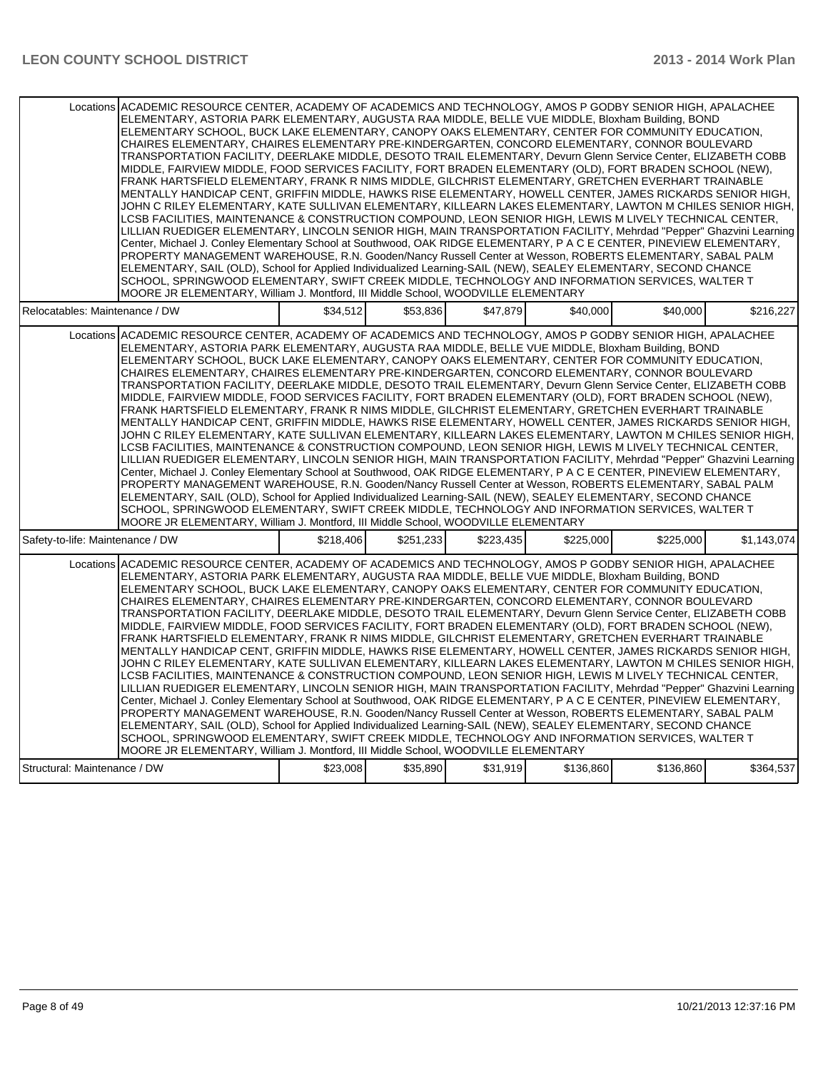| | | | | | | |
|---|---|---|---|---|---|---|
| Locations | ACADEMIC RESOURCE CENTER, ACADEMY OF ACADEMICS AND TECHNOLOGY, AMOS P GODBY SENIOR HIGH, APALACHEE ELEMENTARY, ASTORIA PARK ELEMENTARY, AUGUSTA RAA MIDDLE, BELLE VUE MIDDLE, Bloxham Building, BOND ELEMENTARY SCHOOL, BUCK LAKE ELEMENTARY, CANOPY OAKS ELEMENTARY, CENTER FOR COMMUNITY EDUCATION, CHAIRES ELEMENTARY, CHAIRES ELEMENTARY PRE-KINDERGARTEN, CONCORD ELEMENTARY, CONNOR BOULEVARD TRANSPORTATION FACILITY, DEERLAKE MIDDLE, DESOTO TRAIL ELEMENTARY, Devurn Glenn Service Center, ELIZABETH COBB MIDDLE, FAIRVIEW MIDDLE, FOOD SERVICES FACILITY, FORT BRADEN ELEMENTARY (OLD), FORT BRADEN SCHOOL (NEW), FRANK HARTSFIELD ELEMENTARY, FRANK R NIMS MIDDLE, GILCHRIST ELEMENTARY, GRETCHEN EVERHART TRAINABLE MENTALLY HANDICAP CENT, GRIFFIN MIDDLE, HAWKS RISE ELEMENTARY, HOWELL CENTER, JAMES RICKARDS SENIOR HIGH, JOHN C RILEY ELEMENTARY, KATE SULLIVAN ELEMENTARY, KILLEARN LAKES ELEMENTARY, LAWTON M CHILES SENIOR HIGH, LCSB FACILITIES, MAINTENANCE & CONSTRUCTION COMPOUND, LEON SENIOR HIGH, LEWIS M LIVELY TECHNICAL CENTER, LILLIAN RUEDIGER ELEMENTARY, LINCOLN SENIOR HIGH, MAIN TRANSPORTATION FACILITY, Mehrdad "Pepper" Ghazvini Learning Center, Michael J. Conley Elementary School at Southwood, OAK RIDGE ELEMENTARY, P A C E CENTER, PINEVIEW ELEMENTARY, PROPERTY MANAGEMENT WAREHOUSE, R.N. Gooden/Nancy Russell Center at Wesson, ROBERTS ELEMENTARY, SABAL PALM ELEMENTARY, SAIL (OLD), School for Applied Individualized Learning-SAIL (NEW), SEALEY ELEMENTARY, SECOND CHANCE SCHOOL, SPRINGWOOD ELEMENTARY, SWIFT CREEK MIDDLE, TECHNOLOGY AND INFORMATION SERVICES, WALTER T MOORE JR ELEMENTARY, William J. Montford, III Middle School, WOODVILLE ELEMENTARY | | | | | |
| Relocatables: Maintenance / DW | | $34,512 | $53,836 | $47,879 | $40,000 | $40,000 | $216,227 |
| Locations | ACADEMIC RESOURCE CENTER, ACADEMY OF ACADEMICS AND TECHNOLOGY, AMOS P GODBY SENIOR HIGH, APALACHEE ELEMENTARY, ASTORIA PARK ELEMENTARY, AUGUSTA RAA MIDDLE, BELLE VUE MIDDLE, Bloxham Building, BOND ELEMENTARY SCHOOL, BUCK LAKE ELEMENTARY, CANOPY OAKS ELEMENTARY, CENTER FOR COMMUNITY EDUCATION, CHAIRES ELEMENTARY, CHAIRES ELEMENTARY PRE-KINDERGARTEN, CONCORD ELEMENTARY, CONNOR BOULEVARD TRANSPORTATION FACILITY, DEERLAKE MIDDLE, DESOTO TRAIL ELEMENTARY, Devurn Glenn Service Center, ELIZABETH COBB MIDDLE, FAIRVIEW MIDDLE, FOOD SERVICES FACILITY, FORT BRADEN ELEMENTARY (OLD), FORT BRADEN SCHOOL (NEW), FRANK HARTSFIELD ELEMENTARY, FRANK R NIMS MIDDLE, GILCHRIST ELEMENTARY, GRETCHEN EVERHART TRAINABLE MENTALLY HANDICAP CENT, GRIFFIN MIDDLE, HAWKS RISE ELEMENTARY, HOWELL CENTER, JAMES RICKARDS SENIOR HIGH, JOHN C RILEY ELEMENTARY, KATE SULLIVAN ELEMENTARY, KILLEARN LAKES ELEMENTARY, LAWTON M CHILES SENIOR HIGH, LCSB FACILITIES, MAINTENANCE & CONSTRUCTION COMPOUND, LEON SENIOR HIGH, LEWIS M LIVELY TECHNICAL CENTER, LILLIAN RUEDIGER ELEMENTARY, LINCOLN SENIOR HIGH, MAIN TRANSPORTATION FACILITY, Mehrdad "Pepper" Ghazvini Learning Center, Michael J. Conley Elementary School at Southwood, OAK RIDGE ELEMENTARY, P A C E CENTER, PINEVIEW ELEMENTARY, PROPERTY MANAGEMENT WAREHOUSE, R.N. Gooden/Nancy Russell Center at Wesson, ROBERTS ELEMENTARY, SABAL PALM ELEMENTARY, SAIL (OLD), School for Applied Individualized Learning-SAIL (NEW), SEALEY ELEMENTARY, SECOND CHANCE SCHOOL, SPRINGWOOD ELEMENTARY, SWIFT CREEK MIDDLE, TECHNOLOGY AND INFORMATION SERVICES, WALTER T MOORE JR ELEMENTARY, William J. Montford, III Middle School, WOODVILLE ELEMENTARY | | | | | |
| Safety-to-life: Maintenance / DW | | $218,406 | $251,233 | $223,435 | $225,000 | $225,000 | $1,143,074 |
| Locations | ACADEMIC RESOURCE CENTER, ACADEMY OF ACADEMICS AND TECHNOLOGY, AMOS P GODBY SENIOR HIGH, APALACHEE ELEMENTARY, ASTORIA PARK ELEMENTARY, AUGUSTA RAA MIDDLE, BELLE VUE MIDDLE, Bloxham Building, BOND ELEMENTARY SCHOOL, BUCK LAKE ELEMENTARY, CANOPY OAKS ELEMENTARY, CENTER FOR COMMUNITY EDUCATION, CHAIRES ELEMENTARY, CHAIRES ELEMENTARY PRE-KINDERGARTEN, CONCORD ELEMENTARY, CONNOR BOULEVARD TRANSPORTATION FACILITY, DEERLAKE MIDDLE, DESOTO TRAIL ELEMENTARY, Devurn Glenn Service Center, ELIZABETH COBB MIDDLE, FAIRVIEW MIDDLE, FOOD SERVICES FACILITY, FORT BRADEN ELEMENTARY (OLD), FORT BRADEN SCHOOL (NEW), FRANK HARTSFIELD ELEMENTARY, FRANK R NIMS MIDDLE, GILCHRIST ELEMENTARY, GRETCHEN EVERHART TRAINABLE MENTALLY HANDICAP CENT, GRIFFIN MIDDLE, HAWKS RISE ELEMENTARY, HOWELL CENTER, JAMES RICKARDS SENIOR HIGH, JOHN C RILEY ELEMENTARY, KATE SULLIVAN ELEMENTARY, KILLEARN LAKES ELEMENTARY, LAWTON M CHILES SENIOR HIGH, LCSB FACILITIES, MAINTENANCE & CONSTRUCTION COMPOUND, LEON SENIOR HIGH, LEWIS M LIVELY TECHNICAL CENTER, LILLIAN RUEDIGER ELEMENTARY, LINCOLN SENIOR HIGH, MAIN TRANSPORTATION FACILITY, Mehrdad "Pepper" Ghazvini Learning Center, Michael J. Conley Elementary School at Southwood, OAK RIDGE ELEMENTARY, P A C E CENTER, PINEVIEW ELEMENTARY, PROPERTY MANAGEMENT WAREHOUSE, R.N. Gooden/Nancy Russell Center at Wesson, ROBERTS ELEMENTARY, SABAL PALM ELEMENTARY, SAIL (OLD), School for Applied Individualized Learning-SAIL (NEW), SEALEY ELEMENTARY, SECOND CHANCE SCHOOL, SPRINGWOOD ELEMENTARY, SWIFT CREEK MIDDLE, TECHNOLOGY AND INFORMATION SERVICES, WALTER T MOORE JR ELEMENTARY, William J. Montford, III Middle School, WOODVILLE ELEMENTARY | | | | | |
| Structural: Maintenance / DW | | $23,008 | $35,890 | $31,919 | $136,860 | $136,860 | $364,537 |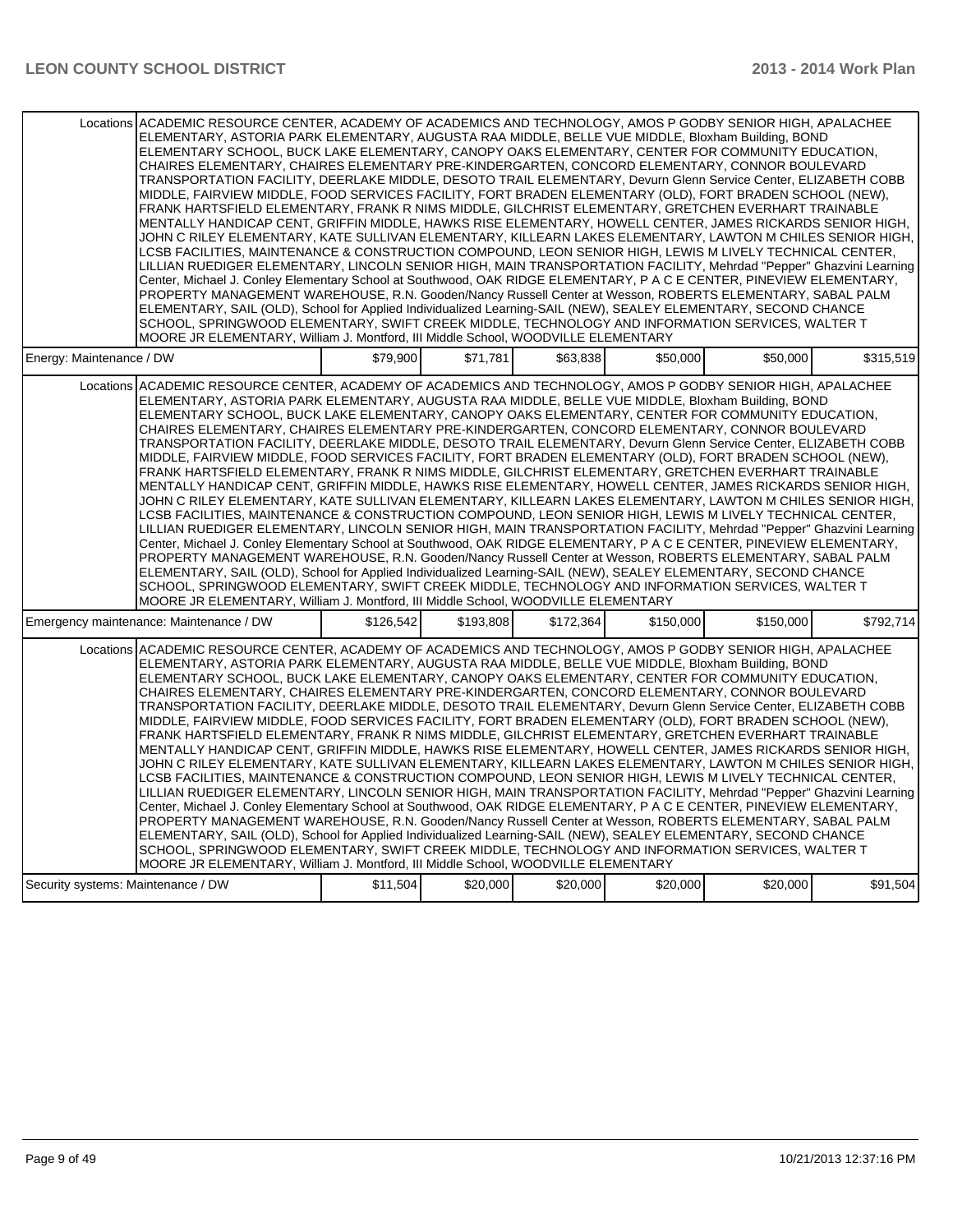| | | | | | | |
|---|---|---|---|---|---|---|
| Locations | ACADEMIC RESOURCE CENTER, ACADEMY OF ACADEMICS AND TECHNOLOGY, AMOS P GODBY SENIOR HIGH, APALACHEE ELEMENTARY, ASTORIA PARK ELEMENTARY, AUGUSTA RAA MIDDLE, BELLE VUE MIDDLE, Bloxham Building, BOND ELEMENTARY SCHOOL, BUCK LAKE ELEMENTARY, CANOPY OAKS ELEMENTARY, CENTER FOR COMMUNITY EDUCATION, CHAIRES ELEMENTARY, CHAIRES ELEMENTARY PRE-KINDERGARTEN, CONCORD ELEMENTARY, CONNOR BOULEVARD TRANSPORTATION FACILITY, DEERLAKE MIDDLE, DESOTO TRAIL ELEMENTARY, Devurn Glenn Service Center, ELIZABETH COBB MIDDLE, FAIRVIEW MIDDLE, FOOD SERVICES FACILITY, FORT BRADEN ELEMENTARY (OLD), FORT BRADEN SCHOOL (NEW), FRANK HARTSFIELD ELEMENTARY, FRANK R NIMS MIDDLE, GILCHRIST ELEMENTARY, GRETCHEN EVERHART TRAINABLE MENTALLY HANDICAP CENT, GRIFFIN MIDDLE, HAWKS RISE ELEMENTARY, HOWELL CENTER, JAMES RICKARDS SENIOR HIGH, JOHN C RILEY ELEMENTARY, KATE SULLIVAN ELEMENTARY, KILLEARN LAKES ELEMENTARY, LAWTON M CHILES SENIOR HIGH, LCSB FACILITIES, MAINTENANCE & CONSTRUCTION COMPOUND, LEON SENIOR HIGH, LEWIS M LIVELY TECHNICAL CENTER, LILLIAN RUEDIGER ELEMENTARY, LINCOLN SENIOR HIGH, MAIN TRANSPORTATION FACILITY, Mehrdad "Pepper" Ghazvini Learning Center, Michael J. Conley Elementary School at Southwood, OAK RIDGE ELEMENTARY, P A C E CENTER, PINEVIEW ELEMENTARY, PROPERTY MANAGEMENT WAREHOUSE, R.N. Gooden/Nancy Russell Center at Wesson, ROBERTS ELEMENTARY, SABAL PALM ELEMENTARY, SAIL (OLD), School for Applied Individualized Learning-SAIL (NEW), SEALEY ELEMENTARY, SECOND CHANCE SCHOOL, SPRINGWOOD ELEMENTARY, SWIFT CREEK MIDDLE, TECHNOLOGY AND INFORMATION SERVICES, WALTER T MOORE JR ELEMENTARY, William J. Montford, III Middle School, WOODVILLE ELEMENTARY | | | | | |
| Energy: Maintenance / DW | | $79,900 | $71,781 | $63,838 | $50,000 | $50,000 | $315,519 |
| Locations | ACADEMIC RESOURCE CENTER, ACADEMY OF ACADEMICS AND TECHNOLOGY, AMOS P GODBY SENIOR HIGH, APALACHEE ELEMENTARY, ASTORIA PARK ELEMENTARY, AUGUSTA RAA MIDDLE, BELLE VUE MIDDLE, Bloxham Building, BOND ELEMENTARY SCHOOL, BUCK LAKE ELEMENTARY, CANOPY OAKS ELEMENTARY, CENTER FOR COMMUNITY EDUCATION, CHAIRES ELEMENTARY, CHAIRES ELEMENTARY PRE-KINDERGARTEN, CONCORD ELEMENTARY, CONNOR BOULEVARD TRANSPORTATION FACILITY, DEERLAKE MIDDLE, DESOTO TRAIL ELEMENTARY, Devurn Glenn Service Center, ELIZABETH COBB MIDDLE, FAIRVIEW MIDDLE, FOOD SERVICES FACILITY, FORT BRADEN ELEMENTARY (OLD), FORT BRADEN SCHOOL (NEW), FRANK HARTSFIELD ELEMENTARY, FRANK R NIMS MIDDLE, GILCHRIST ELEMENTARY, GRETCHEN EVERHART TRAINABLE MENTALLY HANDICAP CENT, GRIFFIN MIDDLE, HAWKS RISE ELEMENTARY, HOWELL CENTER, JAMES RICKARDS SENIOR HIGH, JOHN C RILEY ELEMENTARY, KATE SULLIVAN ELEMENTARY, KILLEARN LAKES ELEMENTARY, LAWTON M CHILES SENIOR HIGH, LCSB FACILITIES, MAINTENANCE & CONSTRUCTION COMPOUND, LEON SENIOR HIGH, LEWIS M LIVELY TECHNICAL CENTER, LILLIAN RUEDIGER ELEMENTARY, LINCOLN SENIOR HIGH, MAIN TRANSPORTATION FACILITY, Mehrdad "Pepper" Ghazvini Learning Center, Michael J. Conley Elementary School at Southwood, OAK RIDGE ELEMENTARY, P A C E CENTER, PINEVIEW ELEMENTARY, PROPERTY MANAGEMENT WAREHOUSE, R.N. Gooden/Nancy Russell Center at Wesson, ROBERTS ELEMENTARY, SABAL PALM ELEMENTARY, SAIL (OLD), School for Applied Individualized Learning-SAIL (NEW), SEALEY ELEMENTARY, SECOND CHANCE SCHOOL, SPRINGWOOD ELEMENTARY, SWIFT CREEK MIDDLE, TECHNOLOGY AND INFORMATION SERVICES, WALTER T MOORE JR ELEMENTARY, William J. Montford, III Middle School, WOODVILLE ELEMENTARY | | | | | |
| Emergency maintenance: Maintenance / DW | | $126,542 | $193,808 | $172,364 | $150,000 | $150,000 | $792,714 |
| Locations | ACADEMIC RESOURCE CENTER, ACADEMY OF ACADEMICS AND TECHNOLOGY, AMOS P GODBY SENIOR HIGH, APALACHEE ELEMENTARY, ASTORIA PARK ELEMENTARY, AUGUSTA RAA MIDDLE, BELLE VUE MIDDLE, Bloxham Building, BOND ELEMENTARY SCHOOL, BUCK LAKE ELEMENTARY, CANOPY OAKS ELEMENTARY, CENTER FOR COMMUNITY EDUCATION, CHAIRES ELEMENTARY, CHAIRES ELEMENTARY PRE-KINDERGARTEN, CONCORD ELEMENTARY, CONNOR BOULEVARD TRANSPORTATION FACILITY, DEERLAKE MIDDLE, DESOTO TRAIL ELEMENTARY, Devurn Glenn Service Center, ELIZABETH COBB MIDDLE, FAIRVIEW MIDDLE, FOOD SERVICES FACILITY, FORT BRADEN ELEMENTARY (OLD), FORT BRADEN SCHOOL (NEW), FRANK HARTSFIELD ELEMENTARY, FRANK R NIMS MIDDLE, GILCHRIST ELEMENTARY, GRETCHEN EVERHART TRAINABLE MENTALLY HANDICAP CENT, GRIFFIN MIDDLE, HAWKS RISE ELEMENTARY, HOWELL CENTER, JAMES RICKARDS SENIOR HIGH, JOHN C RILEY ELEMENTARY, KATE SULLIVAN ELEMENTARY, KILLEARN LAKES ELEMENTARY, LAWTON M CHILES SENIOR HIGH, LCSB FACILITIES, MAINTENANCE & CONSTRUCTION COMPOUND, LEON SENIOR HIGH, LEWIS M LIVELY TECHNICAL CENTER, LILLIAN RUEDIGER ELEMENTARY, LINCOLN SENIOR HIGH, MAIN TRANSPORTATION FACILITY, Mehrdad "Pepper" Ghazvini Learning Center, Michael J. Conley Elementary School at Southwood, OAK RIDGE ELEMENTARY, P A C E CENTER, PINEVIEW ELEMENTARY, PROPERTY MANAGEMENT WAREHOUSE, R.N. Gooden/Nancy Russell Center at Wesson, ROBERTS ELEMENTARY, SABAL PALM ELEMENTARY, SAIL (OLD), School for Applied Individualized Learning-SAIL (NEW), SEALEY ELEMENTARY, SECOND CHANCE SCHOOL, SPRINGWOOD ELEMENTARY, SWIFT CREEK MIDDLE, TECHNOLOGY AND INFORMATION SERVICES, WALTER T MOORE JR ELEMENTARY, William J. Montford, III Middle School, WOODVILLE ELEMENTARY | | | | | |
| Security systems: Maintenance / DW | | $11,504 | $20,000 | $20,000 | $20,000 | $20,000 | $91,504 |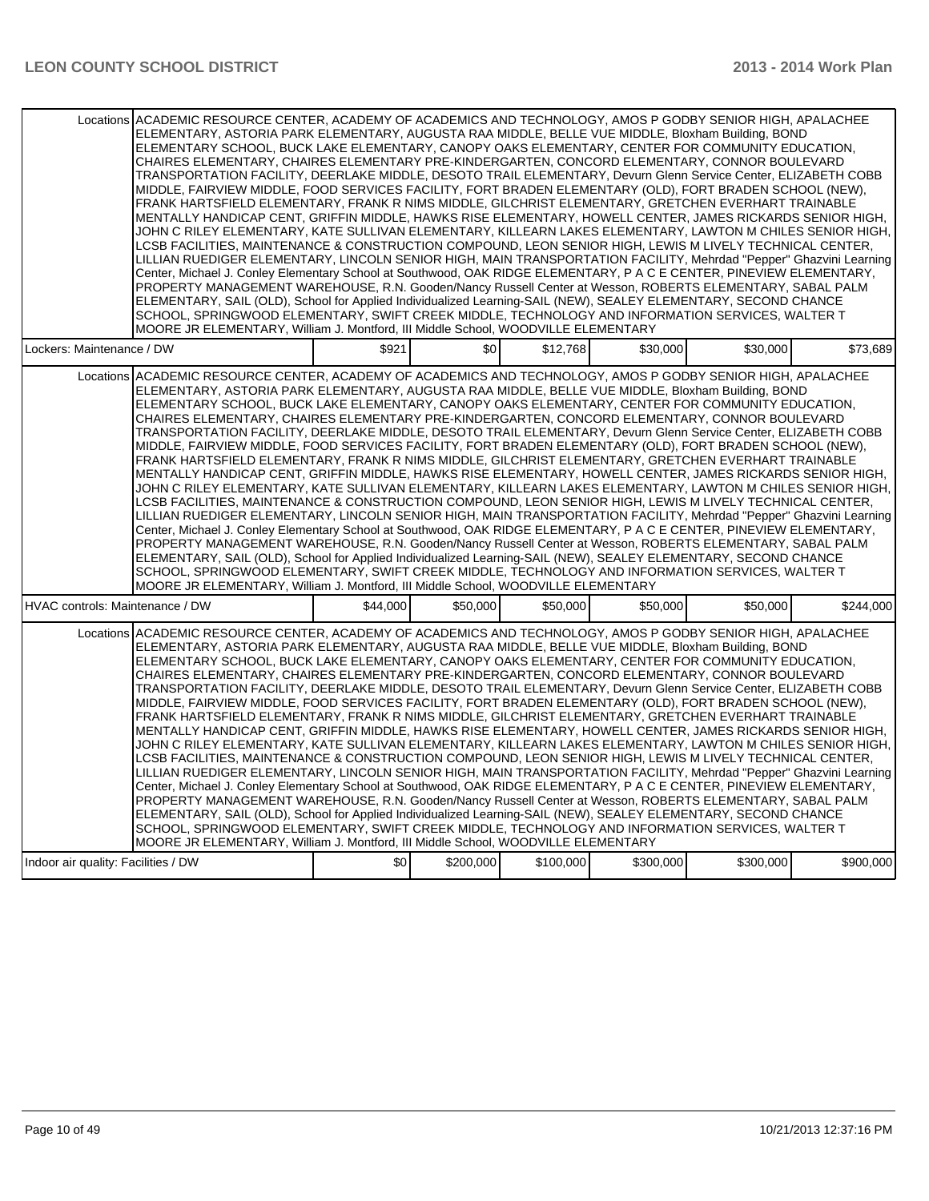| | | | | | | |
|---|---|---|---|---|---|---|
| Locations | ACADEMIC RESOURCE CENTER, ACADEMY OF ACADEMICS AND TECHNOLOGY, AMOS P GODBY SENIOR HIGH, APALACHEE ELEMENTARY, ASTORIA PARK ELEMENTARY, AUGUSTA RAA MIDDLE, BELLE VUE MIDDLE, Bloxham Building, BOND ELEMENTARY SCHOOL, BUCK LAKE ELEMENTARY, CANOPY OAKS ELEMENTARY, CENTER FOR COMMUNITY EDUCATION, CHAIRES ELEMENTARY, CHAIRES ELEMENTARY PRE-KINDERGARTEN, CONCORD ELEMENTARY, CONNOR BOULEVARD TRANSPORTATION FACILITY, DEERLAKE MIDDLE, DESOTO TRAIL ELEMENTARY, Devurn Glenn Service Center, ELIZABETH COBB MIDDLE, FAIRVIEW MIDDLE, FOOD SERVICES FACILITY, FORT BRADEN ELEMENTARY (OLD), FORT BRADEN SCHOOL (NEW), FRANK HARTSFIELD ELEMENTARY, FRANK R NIMS MIDDLE, GILCHRIST ELEMENTARY, GRETCHEN EVERHART TRAINABLE MENTALLY HANDICAP CENT, GRIFFIN MIDDLE, HAWKS RISE ELEMENTARY, HOWELL CENTER, JAMES RICKARDS SENIOR HIGH, JOHN C RILEY ELEMENTARY, KATE SULLIVAN ELEMENTARY, KILLEARN LAKES ELEMENTARY, LAWTON M CHILES SENIOR HIGH, LCSB FACILITIES, MAINTENANCE & CONSTRUCTION COMPOUND, LEON SENIOR HIGH, LEWIS M LIVELY TECHNICAL CENTER, LILLIAN RUEDIGER ELEMENTARY, LINCOLN SENIOR HIGH, MAIN TRANSPORTATION FACILITY, Mehrdad "Pepper" Ghazvini Learning Center, Michael J. Conley Elementary School at Southwood, OAK RIDGE ELEMENTARY, P A C E CENTER, PINEVIEW ELEMENTARY, PROPERTY MANAGEMENT WAREHOUSE, R.N. Gooden/Nancy Russell Center at Wesson, ROBERTS ELEMENTARY, SABAL PALM ELEMENTARY, SAIL (OLD), School for Applied Individualized Learning-SAIL (NEW), SEALEY ELEMENTARY, SECOND CHANCE SCHOOL, SPRINGWOOD ELEMENTARY, SWIFT CREEK MIDDLE, TECHNOLOGY AND INFORMATION SERVICES, WALTER T MOORE JR ELEMENTARY, William J. Montford, III Middle School, WOODVILLE ELEMENTARY | | | | | |
| Lockers: Maintenance / DW | | $921 | $0 | $12,768 | $30,000 | $30,000 | $73,689 |
| Locations | ACADEMIC RESOURCE CENTER, ACADEMY OF ACADEMICS AND TECHNOLOGY, AMOS P GODBY SENIOR HIGH, APALACHEE ELEMENTARY, ASTORIA PARK ELEMENTARY, AUGUSTA RAA MIDDLE, BELLE VUE MIDDLE, Bloxham Building, BOND ELEMENTARY SCHOOL, BUCK LAKE ELEMENTARY, CANOPY OAKS ELEMENTARY, CENTER FOR COMMUNITY EDUCATION, CHAIRES ELEMENTARY, CHAIRES ELEMENTARY PRE-KINDERGARTEN, CONCORD ELEMENTARY, CONNOR BOULEVARD TRANSPORTATION FACILITY, DEERLAKE MIDDLE, DESOTO TRAIL ELEMENTARY, Devurn Glenn Service Center, ELIZABETH COBB MIDDLE, FAIRVIEW MIDDLE, FOOD SERVICES FACILITY, FORT BRADEN ELEMENTARY (OLD), FORT BRADEN SCHOOL (NEW), FRANK HARTSFIELD ELEMENTARY, FRANK R NIMS MIDDLE, GILCHRIST ELEMENTARY, GRETCHEN EVERHART TRAINABLE MENTALLY HANDICAP CENT, GRIFFIN MIDDLE, HAWKS RISE ELEMENTARY, HOWELL CENTER, JAMES RICKARDS SENIOR HIGH, JOHN C RILEY ELEMENTARY, KATE SULLIVAN ELEMENTARY, KILLEARN LAKES ELEMENTARY, LAWTON M CHILES SENIOR HIGH, LCSB FACILITIES, MAINTENANCE & CONSTRUCTION COMPOUND, LEON SENIOR HIGH, LEWIS M LIVELY TECHNICAL CENTER, LILLIAN RUEDIGER ELEMENTARY, LINCOLN SENIOR HIGH, MAIN TRANSPORTATION FACILITY, Mehrdad "Pepper" Ghazvini Learning Center, Michael J. Conley Elementary School at Southwood, OAK RIDGE ELEMENTARY, P A C E CENTER, PINEVIEW ELEMENTARY, PROPERTY MANAGEMENT WAREHOUSE, R.N. Gooden/Nancy Russell Center at Wesson, ROBERTS ELEMENTARY, SABAL PALM ELEMENTARY, SAIL (OLD), School for Applied Individualized Learning-SAIL (NEW), SEALEY ELEMENTARY, SECOND CHANCE SCHOOL, SPRINGWOOD ELEMENTARY, SWIFT CREEK MIDDLE, TECHNOLOGY AND INFORMATION SERVICES, WALTER T MOORE JR ELEMENTARY, William J. Montford, III Middle School, WOODVILLE ELEMENTARY | | | | | |
| HVAC controls: Maintenance / DW | | $44,000 | $50,000 | $50,000 | $50,000 | $50,000 | $244,000 |
| Locations | ACADEMIC RESOURCE CENTER, ACADEMY OF ACADEMICS AND TECHNOLOGY, AMOS P GODBY SENIOR HIGH, APALACHEE ELEMENTARY, ASTORIA PARK ELEMENTARY, AUGUSTA RAA MIDDLE, BELLE VUE MIDDLE, Bloxham Building, BOND ELEMENTARY SCHOOL, BUCK LAKE ELEMENTARY, CANOPY OAKS ELEMENTARY, CENTER FOR COMMUNITY EDUCATION, CHAIRES ELEMENTARY, CHAIRES ELEMENTARY PRE-KINDERGARTEN, CONCORD ELEMENTARY, CONNOR BOULEVARD TRANSPORTATION FACILITY, DEERLAKE MIDDLE, DESOTO TRAIL ELEMENTARY, Devurn Glenn Service Center, ELIZABETH COBB MIDDLE, FAIRVIEW MIDDLE, FOOD SERVICES FACILITY, FORT BRADEN ELEMENTARY (OLD), FORT BRADEN SCHOOL (NEW), FRANK HARTSFIELD ELEMENTARY, FRANK R NIMS MIDDLE, GILCHRIST ELEMENTARY, GRETCHEN EVERHART TRAINABLE MENTALLY HANDICAP CENT, GRIFFIN MIDDLE, HAWKS RISE ELEMENTARY, HOWELL CENTER, JAMES RICKARDS SENIOR HIGH, JOHN C RILEY ELEMENTARY, KATE SULLIVAN ELEMENTARY, KILLEARN LAKES ELEMENTARY, LAWTON M CHILES SENIOR HIGH, LCSB FACILITIES, MAINTENANCE & CONSTRUCTION COMPOUND, LEON SENIOR HIGH, LEWIS M LIVELY TECHNICAL CENTER, LILLIAN RUEDIGER ELEMENTARY, LINCOLN SENIOR HIGH, MAIN TRANSPORTATION FACILITY, Mehrdad "Pepper" Ghazvini Learning Center, Michael J. Conley Elementary School at Southwood, OAK RIDGE ELEMENTARY, P A C E CENTER, PINEVIEW ELEMENTARY, PROPERTY MANAGEMENT WAREHOUSE, R.N. Gooden/Nancy Russell Center at Wesson, ROBERTS ELEMENTARY, SABAL PALM ELEMENTARY, SAIL (OLD), School for Applied Individualized Learning-SAIL (NEW), SEALEY ELEMENTARY, SECOND CHANCE SCHOOL, SPRINGWOOD ELEMENTARY, SWIFT CREEK MIDDLE, TECHNOLOGY AND INFORMATION SERVICES, WALTER T MOORE JR ELEMENTARY, William J. Montford, III Middle School, WOODVILLE ELEMENTARY | | | | | |
| Indoor air quality: Facilities / DW | | $0 | $200,000 | $100,000 | $300,000 | $300,000 | $900,000 |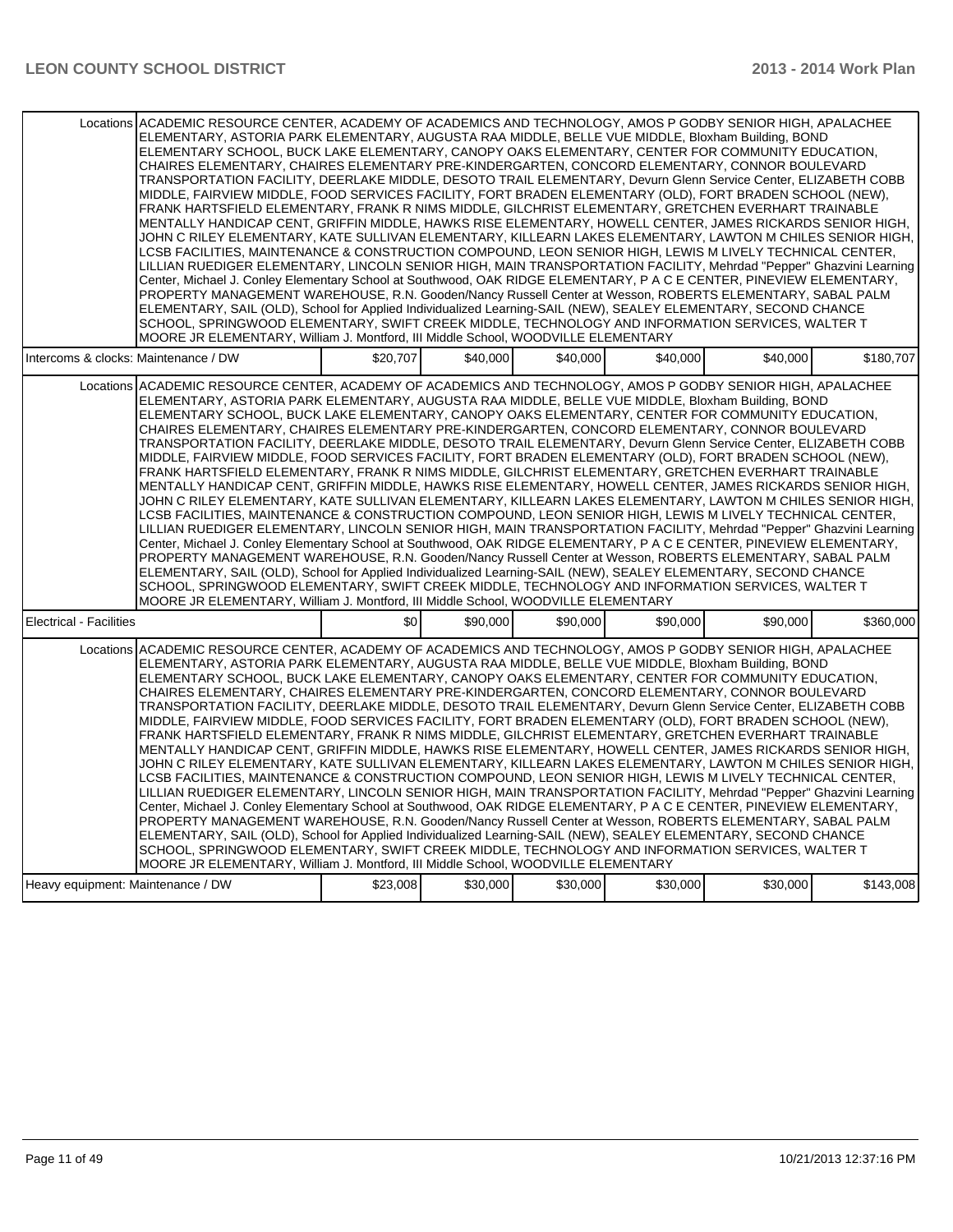| | | | | | | |
|---|---|---|---|---|---|---|
| Locations | ACADEMIC RESOURCE CENTER, ACADEMY OF ACADEMICS AND TECHNOLOGY, AMOS P GODBY SENIOR HIGH, APALACHEE ELEMENTARY, ASTORIA PARK ELEMENTARY, AUGUSTA RAA MIDDLE, BELLE VUE MIDDLE, Bloxham Building, BOND ELEMENTARY SCHOOL, BUCK LAKE ELEMENTARY, CANOPY OAKS ELEMENTARY, CENTER FOR COMMUNITY EDUCATION, CHAIRES ELEMENTARY, CHAIRES ELEMENTARY PRE-KINDERGARTEN, CONCORD ELEMENTARY, CONNOR BOULEVARD TRANSPORTATION FACILITY, DEERLAKE MIDDLE, DESOTO TRAIL ELEMENTARY, Devurn Glenn Service Center, ELIZABETH COBB MIDDLE, FAIRVIEW MIDDLE, FOOD SERVICES FACILITY, FORT BRADEN ELEMENTARY (OLD), FORT BRADEN SCHOOL (NEW), FRANK HARTSFIELD ELEMENTARY, FRANK R NIMS MIDDLE, GILCHRIST ELEMENTARY, GRETCHEN EVERHART TRAINABLE MENTALLY HANDICAP CENT, GRIFFIN MIDDLE, HAWKS RISE ELEMENTARY, HOWELL CENTER, JAMES RICKARDS SENIOR HIGH, JOHN C RILEY ELEMENTARY, KATE SULLIVAN ELEMENTARY, KILLEARN LAKES ELEMENTARY, LAWTON M CHILES SENIOR HIGH, LCSB FACILITIES, MAINTENANCE & CONSTRUCTION COMPOUND, LEON SENIOR HIGH, LEWIS M LIVELY TECHNICAL CENTER, LILLIAN RUEDIGER ELEMENTARY, LINCOLN SENIOR HIGH, MAIN TRANSPORTATION FACILITY, Mehrdad "Pepper" Ghazvini Learning Center, Michael J. Conley Elementary School at Southwood, OAK RIDGE ELEMENTARY, P A C E CENTER, PINEVIEW ELEMENTARY, PROPERTY MANAGEMENT WAREHOUSE, R.N. Gooden/Nancy Russell Center at Wesson, ROBERTS ELEMENTARY, SABAL PALM ELEMENTARY, SAIL (OLD), School for Applied Individualized Learning-SAIL (NEW), SEALEY ELEMENTARY, SECOND CHANCE SCHOOL, SPRINGWOOD ELEMENTARY, SWIFT CREEK MIDDLE, TECHNOLOGY AND INFORMATION SERVICES, WALTER T MOORE JR ELEMENTARY, William J. Montford, III Middle School, WOODVILLE ELEMENTARY | | | | | |
| Intercoms & clocks: Maintenance / DW | | $20,707 | $40,000 | $40,000 | $40,000 | $40,000 | $180,707 |
| Locations | ACADEMIC RESOURCE CENTER, ACADEMY OF ACADEMICS AND TECHNOLOGY, AMOS P GODBY SENIOR HIGH, APALACHEE ELEMENTARY, ASTORIA PARK ELEMENTARY, AUGUSTA RAA MIDDLE, BELLE VUE MIDDLE, Bloxham Building, BOND ELEMENTARY SCHOOL, BUCK LAKE ELEMENTARY, CANOPY OAKS ELEMENTARY, CENTER FOR COMMUNITY EDUCATION, CHAIRES ELEMENTARY, CHAIRES ELEMENTARY PRE-KINDERGARTEN, CONCORD ELEMENTARY, CONNOR BOULEVARD TRANSPORTATION FACILITY, DEERLAKE MIDDLE, DESOTO TRAIL ELEMENTARY, Devurn Glenn Service Center, ELIZABETH COBB MIDDLE, FAIRVIEW MIDDLE, FOOD SERVICES FACILITY, FORT BRADEN ELEMENTARY (OLD), FORT BRADEN SCHOOL (NEW), FRANK HARTSFIELD ELEMENTARY, FRANK R NIMS MIDDLE, GILCHRIST ELEMENTARY, GRETCHEN EVERHART TRAINABLE MENTALLY HANDICAP CENT, GRIFFIN MIDDLE, HAWKS RISE ELEMENTARY, HOWELL CENTER, JAMES RICKARDS SENIOR HIGH, JOHN C RILEY ELEMENTARY, KATE SULLIVAN ELEMENTARY, KILLEARN LAKES ELEMENTARY, LAWTON M CHILES SENIOR HIGH, LCSB FACILITIES, MAINTENANCE & CONSTRUCTION COMPOUND, LEON SENIOR HIGH, LEWIS M LIVELY TECHNICAL CENTER, LILLIAN RUEDIGER ELEMENTARY, LINCOLN SENIOR HIGH, MAIN TRANSPORTATION FACILITY, Mehrdad "Pepper" Ghazvini Learning Center, Michael J. Conley Elementary School at Southwood, OAK RIDGE ELEMENTARY, P A C E CENTER, PINEVIEW ELEMENTARY, PROPERTY MANAGEMENT WAREHOUSE, R.N. Gooden/Nancy Russell Center at Wesson, ROBERTS ELEMENTARY, SABAL PALM ELEMENTARY, SAIL (OLD), School for Applied Individualized Learning-SAIL (NEW), SEALEY ELEMENTARY, SECOND CHANCE SCHOOL, SPRINGWOOD ELEMENTARY, SWIFT CREEK MIDDLE, TECHNOLOGY AND INFORMATION SERVICES, WALTER T MOORE JR ELEMENTARY, William J. Montford, III Middle School, WOODVILLE ELEMENTARY | | | | | |
| Electrical - Facilities | | $0 | $90,000 | $90,000 | $90,000 | $90,000 | $360,000 |
| Locations | ACADEMIC RESOURCE CENTER, ACADEMY OF ACADEMICS AND TECHNOLOGY, AMOS P GODBY SENIOR HIGH, APALACHEE ELEMENTARY, ASTORIA PARK ELEMENTARY, AUGUSTA RAA MIDDLE, BELLE VUE MIDDLE, Bloxham Building, BOND ELEMENTARY SCHOOL, BUCK LAKE ELEMENTARY, CANOPY OAKS ELEMENTARY, CENTER FOR COMMUNITY EDUCATION, CHAIRES ELEMENTARY, CHAIRES ELEMENTARY PRE-KINDERGARTEN, CONCORD ELEMENTARY, CONNOR BOULEVARD TRANSPORTATION FACILITY, DEERLAKE MIDDLE, DESOTO TRAIL ELEMENTARY, Devurn Glenn Service Center, ELIZABETH COBB MIDDLE, FAIRVIEW MIDDLE, FOOD SERVICES FACILITY, FORT BRADEN ELEMENTARY (OLD), FORT BRADEN SCHOOL (NEW), FRANK HARTSFIELD ELEMENTARY, FRANK R NIMS MIDDLE, GILCHRIST ELEMENTARY, GRETCHEN EVERHART TRAINABLE MENTALLY HANDICAP CENT, GRIFFIN MIDDLE, HAWKS RISE ELEMENTARY, HOWELL CENTER, JAMES RICKARDS SENIOR HIGH, JOHN C RILEY ELEMENTARY, KATE SULLIVAN ELEMENTARY, KILLEARN LAKES ELEMENTARY, LAWTON M CHILES SENIOR HIGH, LCSB FACILITIES, MAINTENANCE & CONSTRUCTION COMPOUND, LEON SENIOR HIGH, LEWIS M LIVELY TECHNICAL CENTER, LILLIAN RUEDIGER ELEMENTARY, LINCOLN SENIOR HIGH, MAIN TRANSPORTATION FACILITY, Mehrdad "Pepper" Ghazvini Learning Center, Michael J. Conley Elementary School at Southwood, OAK RIDGE ELEMENTARY, P A C E CENTER, PINEVIEW ELEMENTARY, PROPERTY MANAGEMENT WAREHOUSE, R.N. Gooden/Nancy Russell Center at Wesson, ROBERTS ELEMENTARY, SABAL PALM ELEMENTARY, SAIL (OLD), School for Applied Individualized Learning-SAIL (NEW), SEALEY ELEMENTARY, SECOND CHANCE SCHOOL, SPRINGWOOD ELEMENTARY, SWIFT CREEK MIDDLE, TECHNOLOGY AND INFORMATION SERVICES, WALTER T MOORE JR ELEMENTARY, William J. Montford, III Middle School, WOODVILLE ELEMENTARY | | | | | |
| Heavy equipment: Maintenance / DW | | $23,008 | $30,000 | $30,000 | $30,000 | $30,000 | $143,008 |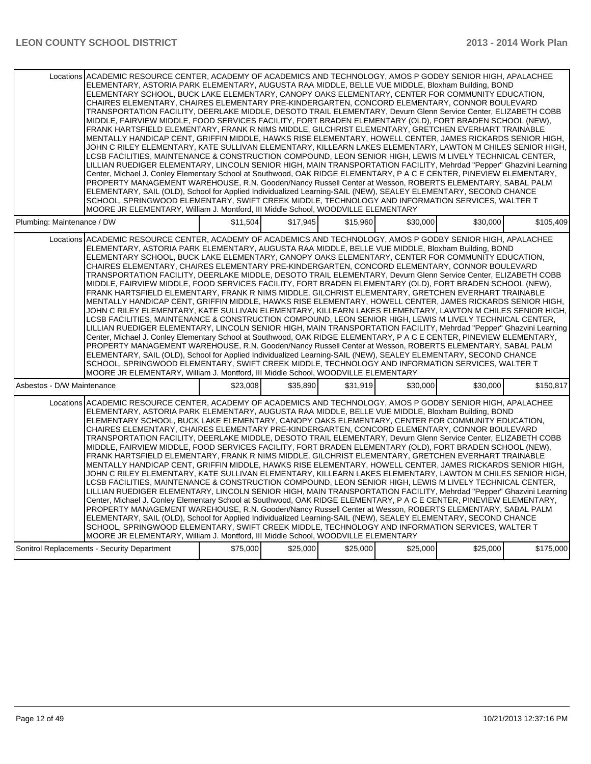| | | | | | | |
|---|---|---|---|---|---|---|
| Locations | ACADEMIC RESOURCE CENTER, ACADEMY OF ACADEMICS AND TECHNOLOGY, AMOS P GODBY SENIOR HIGH, APALACHEE ELEMENTARY, ASTORIA PARK ELEMENTARY, AUGUSTA RAA MIDDLE, BELLE VUE MIDDLE, Bloxham Building, BOND ELEMENTARY SCHOOL, BUCK LAKE ELEMENTARY, CANOPY OAKS ELEMENTARY, CENTER FOR COMMUNITY EDUCATION, CHAIRES ELEMENTARY, CHAIRES ELEMENTARY PRE-KINDERGARTEN, CONCORD ELEMENTARY, CONNOR BOULEVARD TRANSPORTATION FACILITY, DEERLAKE MIDDLE, DESOTO TRAIL ELEMENTARY, Devurn Glenn Service Center, ELIZABETH COBB MIDDLE, FAIRVIEW MIDDLE, FOOD SERVICES FACILITY, FORT BRADEN ELEMENTARY (OLD), FORT BRADEN SCHOOL (NEW), FRANK HARTSFIELD ELEMENTARY, FRANK R NIMS MIDDLE, GILCHRIST ELEMENTARY, GRETCHEN EVERHART TRAINABLE MENTALLY HANDICAP CENT, GRIFFIN MIDDLE, HAWKS RISE ELEMENTARY, HOWELL CENTER, JAMES RICKARDS SENIOR HIGH, JOHN C RILEY ELEMENTARY, KATE SULLIVAN ELEMENTARY, KILLEARN LAKES ELEMENTARY, LAWTON M CHILES SENIOR HIGH, LCSB FACILITIES, MAINTENANCE & CONSTRUCTION COMPOUND, LEON SENIOR HIGH, LEWIS M LIVELY TECHNICAL CENTER, LILLIAN RUEDIGER ELEMENTARY, LINCOLN SENIOR HIGH, MAIN TRANSPORTATION FACILITY, Mehrdad "Pepper" Ghazvini Learning Center, Michael J. Conley Elementary School at Southwood, OAK RIDGE ELEMENTARY, P A C E CENTER, PINEVIEW ELEMENTARY, PROPERTY MANAGEMENT WAREHOUSE, R.N. Gooden/Nancy Russell Center at Wesson, ROBERTS ELEMENTARY, SABAL PALM ELEMENTARY, SAIL (OLD), School for Applied Individualized Learning-SAIL (NEW), SEALEY ELEMENTARY, SECOND CHANCE SCHOOL, SPRINGWOOD ELEMENTARY, SWIFT CREEK MIDDLE, TECHNOLOGY AND INFORMATION SERVICES, WALTER T MOORE JR ELEMENTARY, William J. Montford, III Middle School, WOODVILLE ELEMENTARY | | | | | |
| Plumbing: Maintenance / DW | | $11,504 | $17,945 | $15,960 | $30,000 | $30,000 | $105,409 |
| Locations | ACADEMIC RESOURCE CENTER, ACADEMY OF ACADEMICS AND TECHNOLOGY, AMOS P GODBY SENIOR HIGH, APALACHEE ELEMENTARY, ASTORIA PARK ELEMENTARY, AUGUSTA RAA MIDDLE, BELLE VUE MIDDLE, Bloxham Building, BOND ELEMENTARY SCHOOL, BUCK LAKE ELEMENTARY, CANOPY OAKS ELEMENTARY, CENTER FOR COMMUNITY EDUCATION, CHAIRES ELEMENTARY, CHAIRES ELEMENTARY PRE-KINDERGARTEN, CONCORD ELEMENTARY, CONNOR BOULEVARD TRANSPORTATION FACILITY, DEERLAKE MIDDLE, DESOTO TRAIL ELEMENTARY, Devurn Glenn Service Center, ELIZABETH COBB MIDDLE, FAIRVIEW MIDDLE, FOOD SERVICES FACILITY, FORT BRADEN ELEMENTARY (OLD), FORT BRADEN SCHOOL (NEW), FRANK HARTSFIELD ELEMENTARY, FRANK R NIMS MIDDLE, GILCHRIST ELEMENTARY, GRETCHEN EVERHART TRAINABLE MENTALLY HANDICAP CENT, GRIFFIN MIDDLE, HAWKS RISE ELEMENTARY, HOWELL CENTER, JAMES RICKARDS SENIOR HIGH, JOHN C RILEY ELEMENTARY, KATE SULLIVAN ELEMENTARY, KILLEARN LAKES ELEMENTARY, LAWTON M CHILES SENIOR HIGH, LCSB FACILITIES, MAINTENANCE & CONSTRUCTION COMPOUND, LEON SENIOR HIGH, LEWIS M LIVELY TECHNICAL CENTER, LILLIAN RUEDIGER ELEMENTARY, LINCOLN SENIOR HIGH, MAIN TRANSPORTATION FACILITY, Mehrdad "Pepper" Ghazvini Learning Center, Michael J. Conley Elementary School at Southwood, OAK RIDGE ELEMENTARY, P A C E CENTER, PINEVIEW ELEMENTARY, PROPERTY MANAGEMENT WAREHOUSE, R.N. Gooden/Nancy Russell Center at Wesson, ROBERTS ELEMENTARY, SABAL PALM ELEMENTARY, SAIL (OLD), School for Applied Individualized Learning-SAIL (NEW), SEALEY ELEMENTARY, SECOND CHANCE SCHOOL, SPRINGWOOD ELEMENTARY, SWIFT CREEK MIDDLE, TECHNOLOGY AND INFORMATION SERVICES, WALTER T MOORE JR ELEMENTARY, William J. Montford, III Middle School, WOODVILLE ELEMENTARY | | | | | |
| Asbestos - D/W Maintenance | | $23,008 | $35,890 | $31,919 | $30,000 | $30,000 | $150,817 |
| Locations | ACADEMIC RESOURCE CENTER, ACADEMY OF ACADEMICS AND TECHNOLOGY, AMOS P GODBY SENIOR HIGH, APALACHEE ELEMENTARY, ASTORIA PARK ELEMENTARY, AUGUSTA RAA MIDDLE, BELLE VUE MIDDLE, Bloxham Building, BOND ELEMENTARY SCHOOL, BUCK LAKE ELEMENTARY, CANOPY OAKS ELEMENTARY, CENTER FOR COMMUNITY EDUCATION, CHAIRES ELEMENTARY, CHAIRES ELEMENTARY PRE-KINDERGARTEN, CONCORD ELEMENTARY, CONNOR BOULEVARD TRANSPORTATION FACILITY, DEERLAKE MIDDLE, DESOTO TRAIL ELEMENTARY, Devurn Glenn Service Center, ELIZABETH COBB MIDDLE, FAIRVIEW MIDDLE, FOOD SERVICES FACILITY, FORT BRADEN ELEMENTARY (OLD), FORT BRADEN SCHOOL (NEW), FRANK HARTSFIELD ELEMENTARY, FRANK R NIMS MIDDLE, GILCHRIST ELEMENTARY, GRETCHEN EVERHART TRAINABLE MENTALLY HANDICAP CENT, GRIFFIN MIDDLE, HAWKS RISE ELEMENTARY, HOWELL CENTER, JAMES RICKARDS SENIOR HIGH, JOHN C RILEY ELEMENTARY, KATE SULLIVAN ELEMENTARY, KILLEARN LAKES ELEMENTARY, LAWTON M CHILES SENIOR HIGH, LCSB FACILITIES, MAINTENANCE & CONSTRUCTION COMPOUND, LEON SENIOR HIGH, LEWIS M LIVELY TECHNICAL CENTER, LILLIAN RUEDIGER ELEMENTARY, LINCOLN SENIOR HIGH, MAIN TRANSPORTATION FACILITY, Mehrdad "Pepper" Ghazvini Learning Center, Michael J. Conley Elementary School at Southwood, OAK RIDGE ELEMENTARY, P A C E CENTER, PINEVIEW ELEMENTARY, PROPERTY MANAGEMENT WAREHOUSE, R.N. Gooden/Nancy Russell Center at Wesson, ROBERTS ELEMENTARY, SABAL PALM ELEMENTARY, SAIL (OLD), School for Applied Individualized Learning-SAIL (NEW), SEALEY ELEMENTARY, SECOND CHANCE SCHOOL, SPRINGWOOD ELEMENTARY, SWIFT CREEK MIDDLE, TECHNOLOGY AND INFORMATION SERVICES, WALTER T MOORE JR ELEMENTARY, William J. Montford, III Middle School, WOODVILLE ELEMENTARY | | | | | |
| Sonitrol Replacements - Security Department | | $75,000 | $25,000 | $25,000 | $25,000 | $25,000 | $175,000 |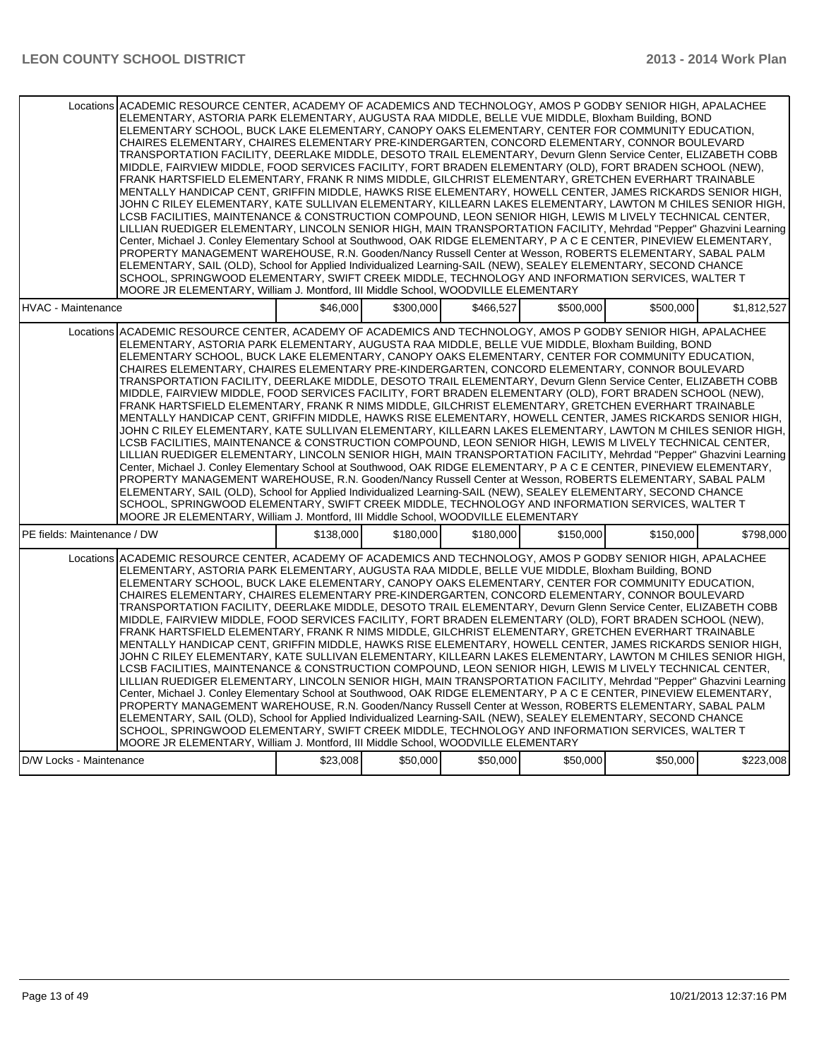| | | | | | | |
|---|---|---|---|---|---|---|
| Locations | ACADEMIC RESOURCE CENTER, ACADEMY OF ACADEMICS AND TECHNOLOGY, AMOS P GODBY SENIOR HIGH, APALACHEE ELEMENTARY, ASTORIA PARK ELEMENTARY, AUGUSTA RAA MIDDLE, BELLE VUE MIDDLE, Bloxham Building, BOND ELEMENTARY SCHOOL, BUCK LAKE ELEMENTARY, CANOPY OAKS ELEMENTARY, CENTER FOR COMMUNITY EDUCATION, CHAIRES ELEMENTARY, CHAIRES ELEMENTARY PRE-KINDERGARTEN, CONCORD ELEMENTARY, CONNOR BOULEVARD TRANSPORTATION FACILITY, DEERLAKE MIDDLE, DESOTO TRAIL ELEMENTARY, Devurn Glenn Service Center, ELIZABETH COBB MIDDLE, FAIRVIEW MIDDLE, FOOD SERVICES FACILITY, FORT BRADEN ELEMENTARY (OLD), FORT BRADEN SCHOOL (NEW), FRANK HARTSFIELD ELEMENTARY, FRANK R NIMS MIDDLE, GILCHRIST ELEMENTARY, GRETCHEN EVERHART TRAINABLE MENTALLY HANDICAP CENT, GRIFFIN MIDDLE, HAWKS RISE ELEMENTARY, HOWELL CENTER, JAMES RICKARDS SENIOR HIGH, JOHN C RILEY ELEMENTARY, KATE SULLIVAN ELEMENTARY, KILLEARN LAKES ELEMENTARY, LAWTON M CHILES SENIOR HIGH, LCSB FACILITIES, MAINTENANCE & CONSTRUCTION COMPOUND, LEON SENIOR HIGH, LEWIS M LIVELY TECHNICAL CENTER, LILLIAN RUEDIGER ELEMENTARY, LINCOLN SENIOR HIGH, MAIN TRANSPORTATION FACILITY, Mehrdad "Pepper" Ghazvini Learning Center, Michael J. Conley Elementary School at Southwood, OAK RIDGE ELEMENTARY, P A C E CENTER, PINEVIEW ELEMENTARY, PROPERTY MANAGEMENT WAREHOUSE, R.N. Gooden/Nancy Russell Center at Wesson, ROBERTS ELEMENTARY, SABAL PALM ELEMENTARY, SAIL (OLD), School for Applied Individualized Learning-SAIL (NEW), SEALEY ELEMENTARY, SECOND CHANCE SCHOOL, SPRINGWOOD ELEMENTARY, SWIFT CREEK MIDDLE, TECHNOLOGY AND INFORMATION SERVICES, WALTER T MOORE JR ELEMENTARY, William J. Montford, III Middle School, WOODVILLE ELEMENTARY | | | | | |
| HVAC - Maintenance | | $46,000 | $300,000 | $466,527 | $500,000 | $500,000 | $1,812,527 |
| Locations | ACADEMIC RESOURCE CENTER, ACADEMY OF ACADEMICS AND TECHNOLOGY, AMOS P GODBY SENIOR HIGH, APALACHEE ELEMENTARY, ASTORIA PARK ELEMENTARY, AUGUSTA RAA MIDDLE, BELLE VUE MIDDLE, Bloxham Building, BOND ELEMENTARY SCHOOL, BUCK LAKE ELEMENTARY, CANOPY OAKS ELEMENTARY, CENTER FOR COMMUNITY EDUCATION, CHAIRES ELEMENTARY, CHAIRES ELEMENTARY PRE-KINDERGARTEN, CONCORD ELEMENTARY, CONNOR BOULEVARD TRANSPORTATION FACILITY, DEERLAKE MIDDLE, DESOTO TRAIL ELEMENTARY, Devurn Glenn Service Center, ELIZABETH COBB MIDDLE, FAIRVIEW MIDDLE, FOOD SERVICES FACILITY, FORT BRADEN ELEMENTARY (OLD), FORT BRADEN SCHOOL (NEW), FRANK HARTSFIELD ELEMENTARY, FRANK R NIMS MIDDLE, GILCHRIST ELEMENTARY, GRETCHEN EVERHART TRAINABLE MENTALLY HANDICAP CENT, GRIFFIN MIDDLE, HAWKS RISE ELEMENTARY, HOWELL CENTER, JAMES RICKARDS SENIOR HIGH, JOHN C RILEY ELEMENTARY, KATE SULLIVAN ELEMENTARY, KILLEARN LAKES ELEMENTARY, LAWTON M CHILES SENIOR HIGH, LCSB FACILITIES, MAINTENANCE & CONSTRUCTION COMPOUND, LEON SENIOR HIGH, LEWIS M LIVELY TECHNICAL CENTER, LILLIAN RUEDIGER ELEMENTARY, LINCOLN SENIOR HIGH, MAIN TRANSPORTATION FACILITY, Mehrdad "Pepper" Ghazvini Learning Center, Michael J. Conley Elementary School at Southwood, OAK RIDGE ELEMENTARY, P A C E CENTER, PINEVIEW ELEMENTARY, PROPERTY MANAGEMENT WAREHOUSE, R.N. Gooden/Nancy Russell Center at Wesson, ROBERTS ELEMENTARY, SABAL PALM ELEMENTARY, SAIL (OLD), School for Applied Individualized Learning-SAIL (NEW), SEALEY ELEMENTARY, SECOND CHANCE SCHOOL, SPRINGWOOD ELEMENTARY, SWIFT CREEK MIDDLE, TECHNOLOGY AND INFORMATION SERVICES, WALTER T MOORE JR ELEMENTARY, William J. Montford, III Middle School, WOODVILLE ELEMENTARY | | | | | |
| PE fields: Maintenance / DW | | $138,000 | $180,000 | $180,000 | $150,000 | $150,000 | $798,000 |
| Locations | ACADEMIC RESOURCE CENTER, ACADEMY OF ACADEMICS AND TECHNOLOGY, AMOS P GODBY SENIOR HIGH, APALACHEE ELEMENTARY, ASTORIA PARK ELEMENTARY, AUGUSTA RAA MIDDLE, BELLE VUE MIDDLE, Bloxham Building, BOND ELEMENTARY SCHOOL, BUCK LAKE ELEMENTARY, CANOPY OAKS ELEMENTARY, CENTER FOR COMMUNITY EDUCATION, CHAIRES ELEMENTARY, CHAIRES ELEMENTARY PRE-KINDERGARTEN, CONCORD ELEMENTARY, CONNOR BOULEVARD TRANSPORTATION FACILITY, DEERLAKE MIDDLE, DESOTO TRAIL ELEMENTARY, Devurn Glenn Service Center, ELIZABETH COBB MIDDLE, FAIRVIEW MIDDLE, FOOD SERVICES FACILITY, FORT BRADEN ELEMENTARY (OLD), FORT BRADEN SCHOOL (NEW), FRANK HARTSFIELD ELEMENTARY, FRANK R NIMS MIDDLE, GILCHRIST ELEMENTARY, GRETCHEN EVERHART TRAINABLE MENTALLY HANDICAP CENT, GRIFFIN MIDDLE, HAWKS RISE ELEMENTARY, HOWELL CENTER, JAMES RICKARDS SENIOR HIGH, JOHN C RILEY ELEMENTARY, KATE SULLIVAN ELEMENTARY, KILLEARN LAKES ELEMENTARY, LAWTON M CHILES SENIOR HIGH, LCSB FACILITIES, MAINTENANCE & CONSTRUCTION COMPOUND, LEON SENIOR HIGH, LEWIS M LIVELY TECHNICAL CENTER, LILLIAN RUEDIGER ELEMENTARY, LINCOLN SENIOR HIGH, MAIN TRANSPORTATION FACILITY, Mehrdad "Pepper" Ghazvini Learning Center, Michael J. Conley Elementary School at Southwood, OAK RIDGE ELEMENTARY, P A C E CENTER, PINEVIEW ELEMENTARY, PROPERTY MANAGEMENT WAREHOUSE, R.N. Gooden/Nancy Russell Center at Wesson, ROBERTS ELEMENTARY, SABAL PALM ELEMENTARY, SAIL (OLD), School for Applied Individualized Learning-SAIL (NEW), SEALEY ELEMENTARY, SECOND CHANCE SCHOOL, SPRINGWOOD ELEMENTARY, SWIFT CREEK MIDDLE, TECHNOLOGY AND INFORMATION SERVICES, WALTER T MOORE JR ELEMENTARY, William J. Montford, III Middle School, WOODVILLE ELEMENTARY | | | | | |
| D/W Locks - Maintenance | | $23,008 | $50,000 | $50,000 | $50,000 | $50,000 | $223,008 |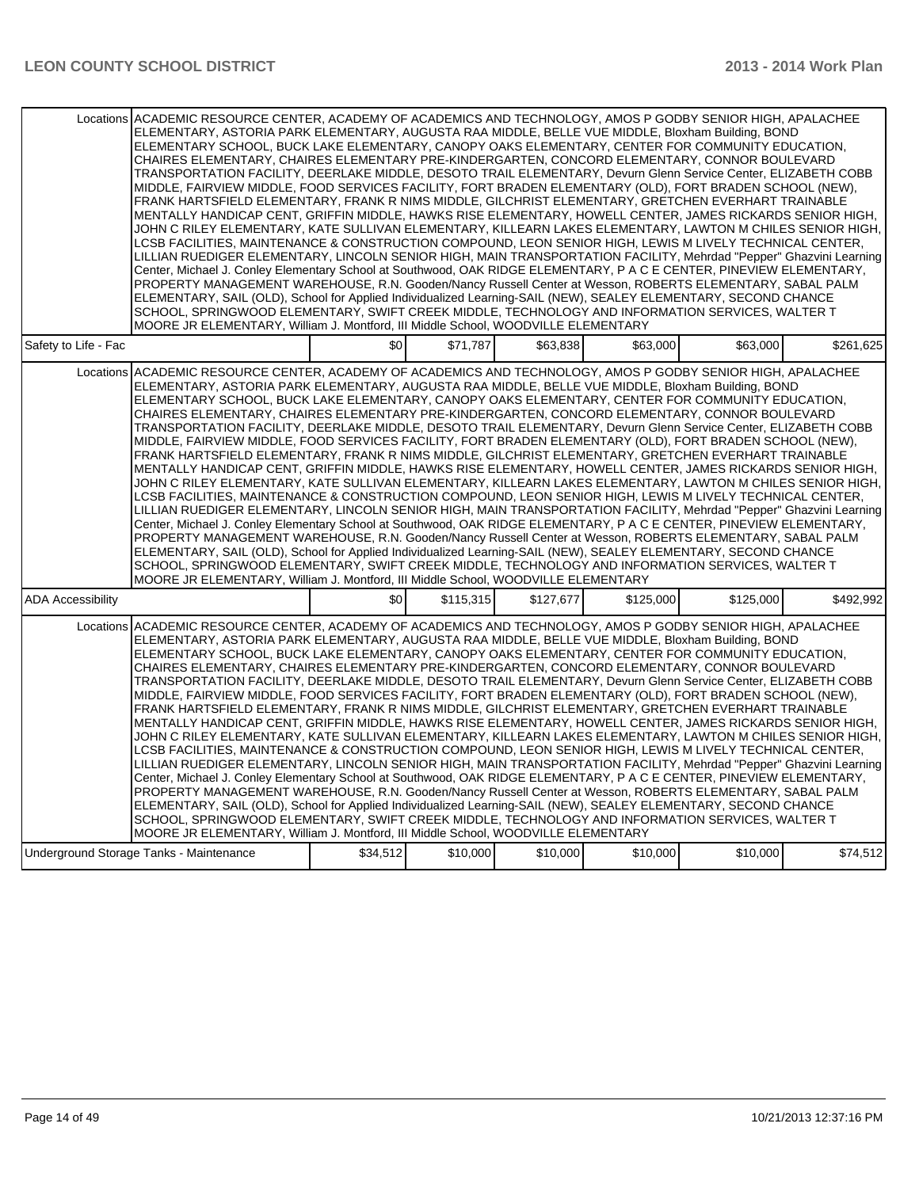| | | | | | | |
|---|---|---|---|---|---|---|
| Locations | ACADEMIC RESOURCE CENTER, ACADEMY OF ACADEMICS AND TECHNOLOGY, AMOS P GODBY SENIOR HIGH, APALACHEE ELEMENTARY, ASTORIA PARK ELEMENTARY, AUGUSTA RAA MIDDLE, BELLE VUE MIDDLE, Bloxham Building, BOND ELEMENTARY SCHOOL, BUCK LAKE ELEMENTARY, CANOPY OAKS ELEMENTARY, CENTER FOR COMMUNITY EDUCATION, CHAIRES ELEMENTARY, CHAIRES ELEMENTARY PRE-KINDERGARTEN, CONCORD ELEMENTARY, CONNOR BOULEVARD TRANSPORTATION FACILITY, DEERLAKE MIDDLE, DESOTO TRAIL ELEMENTARY, Devurn Glenn Service Center, ELIZABETH COBB MIDDLE, FAIRVIEW MIDDLE, FOOD SERVICES FACILITY, FORT BRADEN ELEMENTARY (OLD), FORT BRADEN SCHOOL (NEW), FRANK HARTSFIELD ELEMENTARY, FRANK R NIMS MIDDLE, GILCHRIST ELEMENTARY, GRETCHEN EVERHART TRAINABLE MENTALLY HANDICAP CENT, GRIFFIN MIDDLE, HAWKS RISE ELEMENTARY, HOWELL CENTER, JAMES RICKARDS SENIOR HIGH, JOHN C RILEY ELEMENTARY, KATE SULLIVAN ELEMENTARY, KILLEARN LAKES ELEMENTARY, LAWTON M CHILES SENIOR HIGH, LCSB FACILITIES, MAINTENANCE & CONSTRUCTION COMPOUND, LEON SENIOR HIGH, LEWIS M LIVELY TECHNICAL CENTER, LILLIAN RUEDIGER ELEMENTARY, LINCOLN SENIOR HIGH, MAIN TRANSPORTATION FACILITY, Mehrdad "Pepper" Ghazvini Learning Center, Michael J. Conley Elementary School at Southwood, OAK RIDGE ELEMENTARY, P A C E CENTER, PINEVIEW ELEMENTARY, PROPERTY MANAGEMENT WAREHOUSE, R.N. Gooden/Nancy Russell Center at Wesson, ROBERTS ELEMENTARY, SABAL PALM ELEMENTARY, SAIL (OLD), School for Applied Individualized Learning-SAIL (NEW), SEALEY ELEMENTARY, SECOND CHANCE SCHOOL, SPRINGWOOD ELEMENTARY, SWIFT CREEK MIDDLE, TECHNOLOGY AND INFORMATION SERVICES, WALTER T MOORE JR ELEMENTARY, William J. Montford, III Middle School, WOODVILLE ELEMENTARY | | | | | |
| Safety to Life - Fac | $0 | $71,787 | $63,838 | $63,000 | $63,000 | $261,625 |
| Locations | ACADEMIC RESOURCE CENTER, ACADEMY OF ACADEMICS AND TECHNOLOGY, AMOS P GODBY SENIOR HIGH, APALACHEE ELEMENTARY, ASTORIA PARK ELEMENTARY, AUGUSTA RAA MIDDLE, BELLE VUE MIDDLE, Bloxham Building, BOND ELEMENTARY SCHOOL, BUCK LAKE ELEMENTARY, CANOPY OAKS ELEMENTARY, CENTER FOR COMMUNITY EDUCATION, CHAIRES ELEMENTARY, CHAIRES ELEMENTARY PRE-KINDERGARTEN, CONCORD ELEMENTARY, CONNOR BOULEVARD TRANSPORTATION FACILITY, DEERLAKE MIDDLE, DESOTO TRAIL ELEMENTARY, Devurn Glenn Service Center, ELIZABETH COBB MIDDLE, FAIRVIEW MIDDLE, FOOD SERVICES FACILITY, FORT BRADEN ELEMENTARY (OLD), FORT BRADEN SCHOOL (NEW), FRANK HARTSFIELD ELEMENTARY, FRANK R NIMS MIDDLE, GILCHRIST ELEMENTARY, GRETCHEN EVERHART TRAINABLE MENTALLY HANDICAP CENT, GRIFFIN MIDDLE, HAWKS RISE ELEMENTARY, HOWELL CENTER, JAMES RICKARDS SENIOR HIGH, JOHN C RILEY ELEMENTARY, KATE SULLIVAN ELEMENTARY, KILLEARN LAKES ELEMENTARY, LAWTON M CHILES SENIOR HIGH, LCSB FACILITIES, MAINTENANCE & CONSTRUCTION COMPOUND, LEON SENIOR HIGH, LEWIS M LIVELY TECHNICAL CENTER, LILLIAN RUEDIGER ELEMENTARY, LINCOLN SENIOR HIGH, MAIN TRANSPORTATION FACILITY, Mehrdad "Pepper" Ghazvini Learning Center, Michael J. Conley Elementary School at Southwood, OAK RIDGE ELEMENTARY, P A C E CENTER, PINEVIEW ELEMENTARY, PROPERTY MANAGEMENT WAREHOUSE, R.N. Gooden/Nancy Russell Center at Wesson, ROBERTS ELEMENTARY, SABAL PALM ELEMENTARY, SAIL (OLD), School for Applied Individualized Learning-SAIL (NEW), SEALEY ELEMENTARY, SECOND CHANCE SCHOOL, SPRINGWOOD ELEMENTARY, SWIFT CREEK MIDDLE, TECHNOLOGY AND INFORMATION SERVICES, WALTER T MOORE JR ELEMENTARY, William J. Montford, III Middle School, WOODVILLE ELEMENTARY | | | | | |
| ADA Accessibility | $0 | $115,315 | $127,677 | $125,000 | $125,000 | $492,992 |
| Locations | ACADEMIC RESOURCE CENTER, ACADEMY OF ACADEMICS AND TECHNOLOGY, AMOS P GODBY SENIOR HIGH, APALACHEE ELEMENTARY, ASTORIA PARK ELEMENTARY, AUGUSTA RAA MIDDLE, BELLE VUE MIDDLE, Bloxham Building, BOND ELEMENTARY SCHOOL, BUCK LAKE ELEMENTARY, CANOPY OAKS ELEMENTARY, CENTER FOR COMMUNITY EDUCATION, CHAIRES ELEMENTARY, CHAIRES ELEMENTARY PRE-KINDERGARTEN, CONCORD ELEMENTARY, CONNOR BOULEVARD TRANSPORTATION FACILITY, DEERLAKE MIDDLE, DESOTO TRAIL ELEMENTARY, Devurn Glenn Service Center, ELIZABETH COBB MIDDLE, FAIRVIEW MIDDLE, FOOD SERVICES FACILITY, FORT BRADEN ELEMENTARY (OLD), FORT BRADEN SCHOOL (NEW), FRANK HARTSFIELD ELEMENTARY, FRANK R NIMS MIDDLE, GILCHRIST ELEMENTARY, GRETCHEN EVERHART TRAINABLE MENTALLY HANDICAP CENT, GRIFFIN MIDDLE, HAWKS RISE ELEMENTARY, HOWELL CENTER, JAMES RICKARDS SENIOR HIGH, JOHN C RILEY ELEMENTARY, KATE SULLIVAN ELEMENTARY, KILLEARN LAKES ELEMENTARY, LAWTON M CHILES SENIOR HIGH, LCSB FACILITIES, MAINTENANCE & CONSTRUCTION COMPOUND, LEON SENIOR HIGH, LEWIS M LIVELY TECHNICAL CENTER, LILLIAN RUEDIGER ELEMENTARY, LINCOLN SENIOR HIGH, MAIN TRANSPORTATION FACILITY, Mehrdad "Pepper" Ghazvini Learning Center, Michael J. Conley Elementary School at Southwood, OAK RIDGE ELEMENTARY, P A C E CENTER, PINEVIEW ELEMENTARY, PROPERTY MANAGEMENT WAREHOUSE, R.N. Gooden/Nancy Russell Center at Wesson, ROBERTS ELEMENTARY, SABAL PALM ELEMENTARY, SAIL (OLD), School for Applied Individualized Learning-SAIL (NEW), SEALEY ELEMENTARY, SECOND CHANCE SCHOOL, SPRINGWOOD ELEMENTARY, SWIFT CREEK MIDDLE, TECHNOLOGY AND INFORMATION SERVICES, WALTER T MOORE JR ELEMENTARY, William J. Montford, III Middle School, WOODVILLE ELEMENTARY | | | | | |
| Underground Storage Tanks - Maintenance | $34,512 | $10,000 | $10,000 | $10,000 | $10,000 | $74,512 |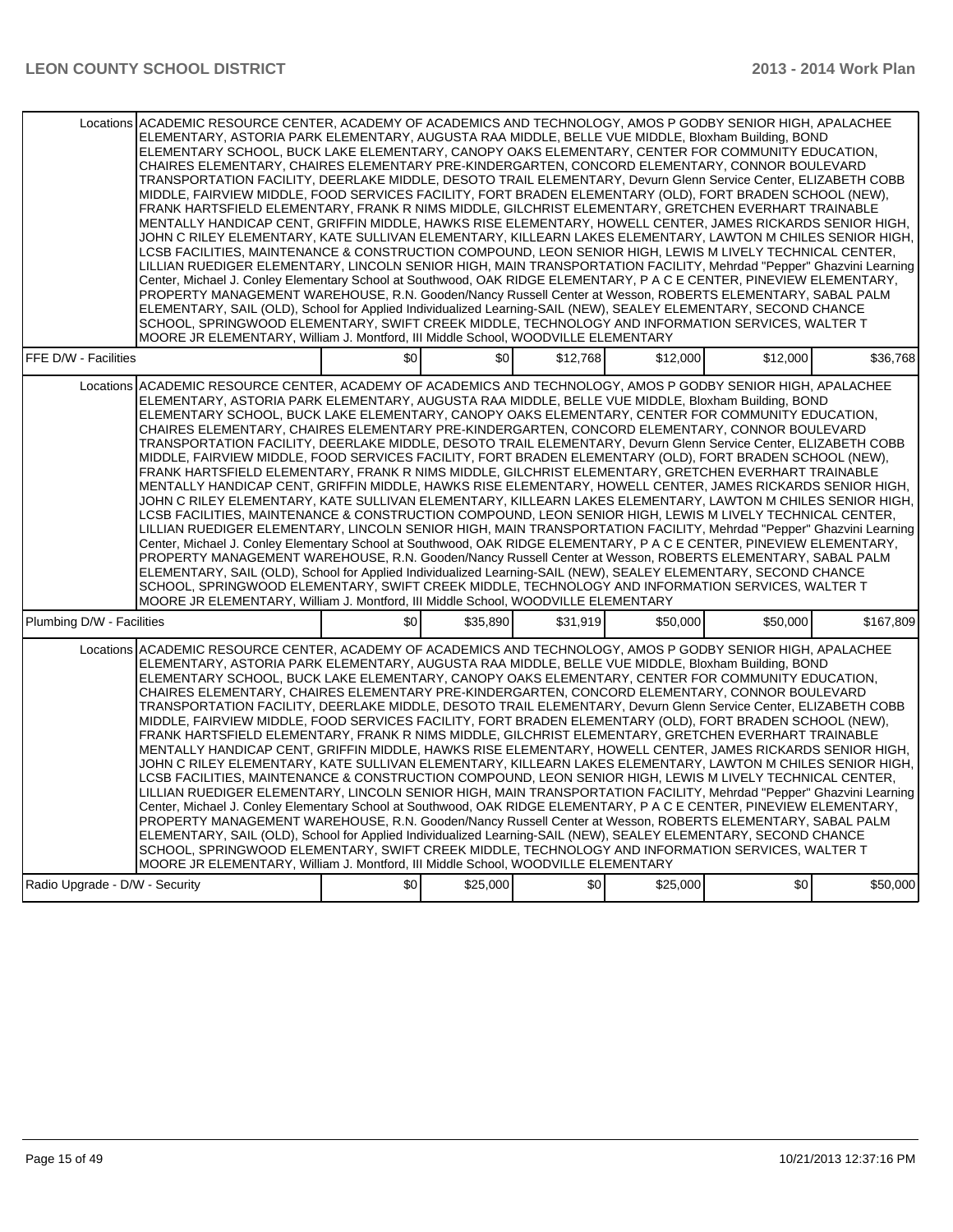| | | | | | | |
|---|---|---|---|---|---|---|
| Locations | ACADEMIC RESOURCE CENTER, ACADEMY OF ACADEMICS AND TECHNOLOGY, AMOS P GODBY SENIOR HIGH, APALACHEE ELEMENTARY, ASTORIA PARK ELEMENTARY, AUGUSTA RAA MIDDLE, BELLE VUE MIDDLE, Bloxham Building, BOND ELEMENTARY SCHOOL, BUCK LAKE ELEMENTARY, CANOPY OAKS ELEMENTARY, CENTER FOR COMMUNITY EDUCATION, CHAIRES ELEMENTARY, CHAIRES ELEMENTARY PRE-KINDERGARTEN, CONCORD ELEMENTARY, CONNOR BOULEVARD TRANSPORTATION FACILITY, DEERLAKE MIDDLE, DESOTO TRAIL ELEMENTARY, Devurn Glenn Service Center, ELIZABETH COBB MIDDLE, FAIRVIEW MIDDLE, FOOD SERVICES FACILITY, FORT BRADEN ELEMENTARY (OLD), FORT BRADEN SCHOOL (NEW), FRANK HARTSFIELD ELEMENTARY, FRANK R NIMS MIDDLE, GILCHRIST ELEMENTARY, GRETCHEN EVERHART TRAINABLE MENTALLY HANDICAP CENT, GRIFFIN MIDDLE, HAWKS RISE ELEMENTARY, HOWELL CENTER, JAMES RICKARDS SENIOR HIGH, JOHN C RILEY ELEMENTARY, KATE SULLIVAN ELEMENTARY, KILLEARN LAKES ELEMENTARY, LAWTON M CHILES SENIOR HIGH, LCSB FACILITIES, MAINTENANCE & CONSTRUCTION COMPOUND, LEON SENIOR HIGH, LEWIS M LIVELY TECHNICAL CENTER, LILLIAN RUEDIGER ELEMENTARY, LINCOLN SENIOR HIGH, MAIN TRANSPORTATION FACILITY, Mehrdad "Pepper" Ghazvini Learning Center, Michael J. Conley Elementary School at Southwood, OAK RIDGE ELEMENTARY, P A C E CENTER, PINEVIEW ELEMENTARY, PROPERTY MANAGEMENT WAREHOUSE, R.N. Gooden/Nancy Russell Center at Wesson, ROBERTS ELEMENTARY, SABAL PALM ELEMENTARY, SAIL (OLD), School for Applied Individualized Learning-SAIL (NEW), SEALEY ELEMENTARY, SECOND CHANCE SCHOOL, SPRINGWOOD ELEMENTARY, SWIFT CREEK MIDDLE, TECHNOLOGY AND INFORMATION SERVICES, WALTER T MOORE JR ELEMENTARY, William J. Montford, III Middle School, WOODVILLE ELEMENTARY | | | | | |
| FFE D/W - Facilities | | $0 | $0 | $12,768 | $12,000 | $12,000 | $36,768 |
| Locations | ACADEMIC RESOURCE CENTER, ACADEMY OF ACADEMICS AND TECHNOLOGY, AMOS P GODBY SENIOR HIGH, APALACHEE ELEMENTARY, ASTORIA PARK ELEMENTARY, AUGUSTA RAA MIDDLE, BELLE VUE MIDDLE, Bloxham Building, BOND ELEMENTARY SCHOOL, BUCK LAKE ELEMENTARY, CANOPY OAKS ELEMENTARY, CENTER FOR COMMUNITY EDUCATION, CHAIRES ELEMENTARY, CHAIRES ELEMENTARY PRE-KINDERGARTEN, CONCORD ELEMENTARY, CONNOR BOULEVARD TRANSPORTATION FACILITY, DEERLAKE MIDDLE, DESOTO TRAIL ELEMENTARY, Devurn Glenn Service Center, ELIZABETH COBB MIDDLE, FAIRVIEW MIDDLE, FOOD SERVICES FACILITY, FORT BRADEN ELEMENTARY (OLD), FORT BRADEN SCHOOL (NEW), FRANK HARTSFIELD ELEMENTARY, FRANK R NIMS MIDDLE, GILCHRIST ELEMENTARY, GRETCHEN EVERHART TRAINABLE MENTALLY HANDICAP CENT, GRIFFIN MIDDLE, HAWKS RISE ELEMENTARY, HOWELL CENTER, JAMES RICKARDS SENIOR HIGH, JOHN C RILEY ELEMENTARY, KATE SULLIVAN ELEMENTARY, KILLEARN LAKES ELEMENTARY, LAWTON M CHILES SENIOR HIGH, LCSB FACILITIES, MAINTENANCE & CONSTRUCTION COMPOUND, LEON SENIOR HIGH, LEWIS M LIVELY TECHNICAL CENTER, LILLIAN RUEDIGER ELEMENTARY, LINCOLN SENIOR HIGH, MAIN TRANSPORTATION FACILITY, Mehrdad "Pepper" Ghazvini Learning Center, Michael J. Conley Elementary School at Southwood, OAK RIDGE ELEMENTARY, P A C E CENTER, PINEVIEW ELEMENTARY, PROPERTY MANAGEMENT WAREHOUSE, R.N. Gooden/Nancy Russell Center at Wesson, ROBERTS ELEMENTARY, SABAL PALM ELEMENTARY, SAIL (OLD), School for Applied Individualized Learning-SAIL (NEW), SEALEY ELEMENTARY, SECOND CHANCE SCHOOL, SPRINGWOOD ELEMENTARY, SWIFT CREEK MIDDLE, TECHNOLOGY AND INFORMATION SERVICES, WALTER T MOORE JR ELEMENTARY, William J. Montford, III Middle School, WOODVILLE ELEMENTARY | | | | | |
| Plumbing D/W - Facilities | | $0 | $35,890 | $31,919 | $50,000 | $50,000 | $167,809 |
| Locations | ACADEMIC RESOURCE CENTER, ACADEMY OF ACADEMICS AND TECHNOLOGY, AMOS P GODBY SENIOR HIGH, APALACHEE ELEMENTARY, ASTORIA PARK ELEMENTARY, AUGUSTA RAA MIDDLE, BELLE VUE MIDDLE, Bloxham Building, BOND ELEMENTARY SCHOOL, BUCK LAKE ELEMENTARY, CANOPY OAKS ELEMENTARY, CENTER FOR COMMUNITY EDUCATION, CHAIRES ELEMENTARY, CHAIRES ELEMENTARY PRE-KINDERGARTEN, CONCORD ELEMENTARY, CONNOR BOULEVARD TRANSPORTATION FACILITY, DEERLAKE MIDDLE, DESOTO TRAIL ELEMENTARY, Devurn Glenn Service Center, ELIZABETH COBB MIDDLE, FAIRVIEW MIDDLE, FOOD SERVICES FACILITY, FORT BRADEN ELEMENTARY (OLD), FORT BRADEN SCHOOL (NEW), FRANK HARTSFIELD ELEMENTARY, FRANK R NIMS MIDDLE, GILCHRIST ELEMENTARY, GRETCHEN EVERHART TRAINABLE MENTALLY HANDICAP CENT, GRIFFIN MIDDLE, HAWKS RISE ELEMENTARY, HOWELL CENTER, JAMES RICKARDS SENIOR HIGH, JOHN C RILEY ELEMENTARY, KATE SULLIVAN ELEMENTARY, KILLEARN LAKES ELEMENTARY, LAWTON M CHILES SENIOR HIGH, LCSB FACILITIES, MAINTENANCE & CONSTRUCTION COMPOUND, LEON SENIOR HIGH, LEWIS M LIVELY TECHNICAL CENTER, LILLIAN RUEDIGER ELEMENTARY, LINCOLN SENIOR HIGH, MAIN TRANSPORTATION FACILITY, Mehrdad "Pepper" Ghazvini Learning Center, Michael J. Conley Elementary School at Southwood, OAK RIDGE ELEMENTARY, P A C E CENTER, PINEVIEW ELEMENTARY, PROPERTY MANAGEMENT WAREHOUSE, R.N. Gooden/Nancy Russell Center at Wesson, ROBERTS ELEMENTARY, SABAL PALM ELEMENTARY, SAIL (OLD), School for Applied Individualized Learning-SAIL (NEW), SEALEY ELEMENTARY, SECOND CHANCE SCHOOL, SPRINGWOOD ELEMENTARY, SWIFT CREEK MIDDLE, TECHNOLOGY AND INFORMATION SERVICES, WALTER T MOORE JR ELEMENTARY, William J. Montford, III Middle School, WOODVILLE ELEMENTARY | | | | | |
| Radio Upgrade - D/W - Security | | $0 | $25,000 | $0 | $25,000 | $0 | $50,000 |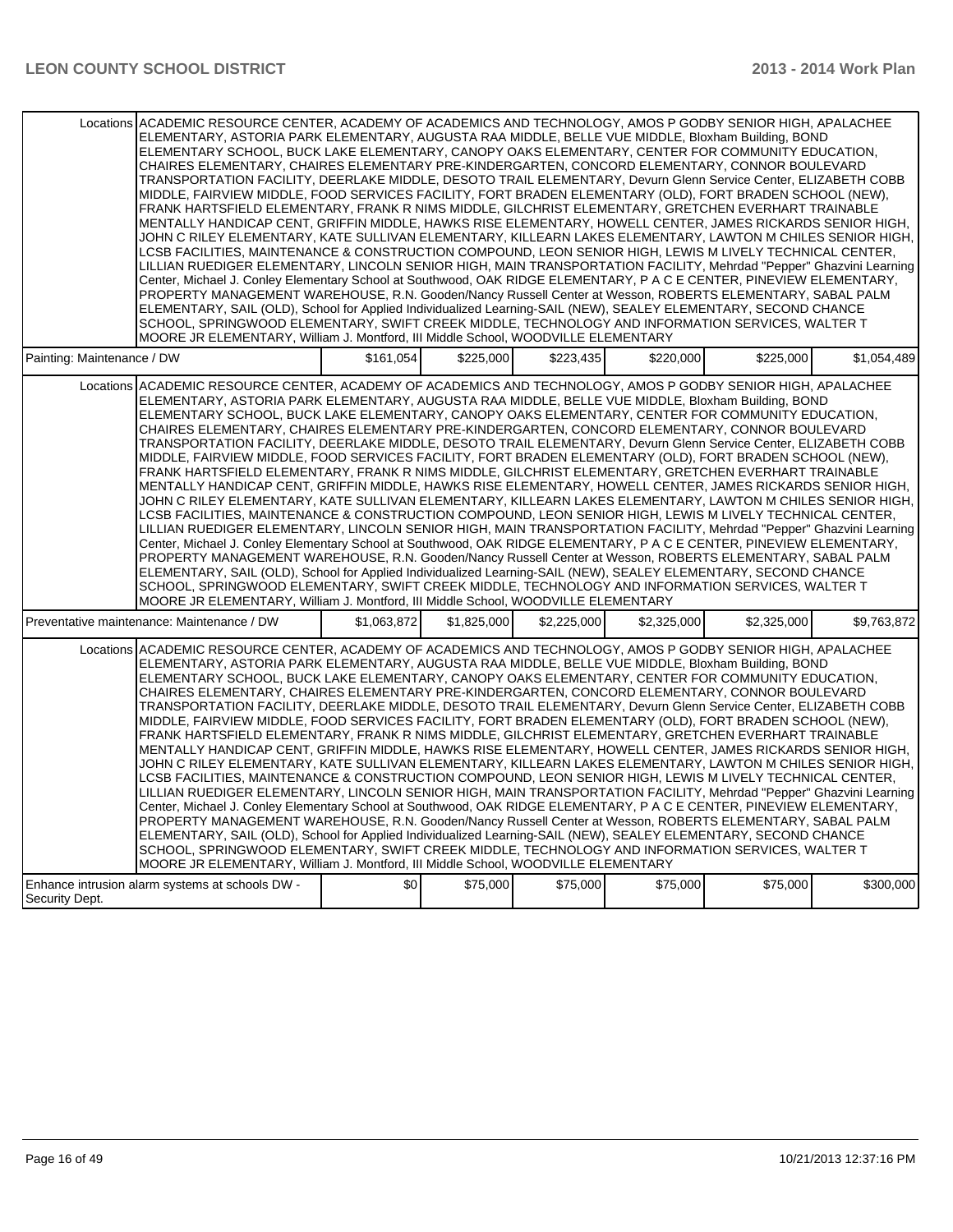| | | | | | | |
|---|---|---|---|---|---|---|
| Locations | ACADEMIC RESOURCE CENTER, ACADEMY OF ACADEMICS AND TECHNOLOGY, AMOS P GODBY SENIOR HIGH, APALACHEE ELEMENTARY, ASTORIA PARK ELEMENTARY, AUGUSTA RAA MIDDLE, BELLE VUE MIDDLE, Bloxham Building, BOND ELEMENTARY SCHOOL, BUCK LAKE ELEMENTARY, CANOPY OAKS ELEMENTARY, CENTER FOR COMMUNITY EDUCATION, CHAIRES ELEMENTARY, CHAIRES ELEMENTARY PRE-KINDERGARTEN, CONCORD ELEMENTARY, CONNOR BOULEVARD TRANSPORTATION FACILITY, DEERLAKE MIDDLE, DESOTO TRAIL ELEMENTARY, Devurn Glenn Service Center, ELIZABETH COBB MIDDLE, FAIRVIEW MIDDLE, FOOD SERVICES FACILITY, FORT BRADEN ELEMENTARY (OLD), FORT BRADEN SCHOOL (NEW), FRANK HARTSFIELD ELEMENTARY, FRANK R NIMS MIDDLE, GILCHRIST ELEMENTARY, GRETCHEN EVERHART TRAINABLE MENTALLY HANDICAP CENT, GRIFFIN MIDDLE, HAWKS RISE ELEMENTARY, HOWELL CENTER, JAMES RICKARDS SENIOR HIGH, JOHN C RILEY ELEMENTARY, KATE SULLIVAN ELEMENTARY, KILLEARN LAKES ELEMENTARY, LAWTON M CHILES SENIOR HIGH, LCSB FACILITIES, MAINTENANCE & CONSTRUCTION COMPOUND, LEON SENIOR HIGH, LEWIS M LIVELY TECHNICAL CENTER, LILLIAN RUEDIGER ELEMENTARY, LINCOLN SENIOR HIGH, MAIN TRANSPORTATION FACILITY, Mehrdad "Pepper" Ghazvini Learning Center, Michael J. Conley Elementary School at Southwood, OAK RIDGE ELEMENTARY, P A C E CENTER, PINEVIEW ELEMENTARY, PROPERTY MANAGEMENT WAREHOUSE, R.N. Gooden/Nancy Russell Center at Wesson, ROBERTS ELEMENTARY, SABAL PALM ELEMENTARY, SAIL (OLD), School for Applied Individualized Learning-SAIL (NEW), SEALEY ELEMENTARY, SECOND CHANCE SCHOOL, SPRINGWOOD ELEMENTARY, SWIFT CREEK MIDDLE, TECHNOLOGY AND INFORMATION SERVICES, WALTER T MOORE JR ELEMENTARY, William J. Montford, III Middle School, WOODVILLE ELEMENTARY | | | | | |
| Painting: Maintenance / DW | | $161,054 | $225,000 | $223,435 | $220,000 | $225,000 | $1,054,489 |
| Locations | ACADEMIC RESOURCE CENTER, ACADEMY OF ACADEMICS AND TECHNOLOGY, AMOS P GODBY SENIOR HIGH, APALACHEE ELEMENTARY, ASTORIA PARK ELEMENTARY, AUGUSTA RAA MIDDLE, BELLE VUE MIDDLE, Bloxham Building, BOND ELEMENTARY SCHOOL, BUCK LAKE ELEMENTARY, CANOPY OAKS ELEMENTARY, CENTER FOR COMMUNITY EDUCATION, CHAIRES ELEMENTARY, CHAIRES ELEMENTARY PRE-KINDERGARTEN, CONCORD ELEMENTARY, CONNOR BOULEVARD TRANSPORTATION FACILITY, DEERLAKE MIDDLE, DESOTO TRAIL ELEMENTARY, Devurn Glenn Service Center, ELIZABETH COBB MIDDLE, FAIRVIEW MIDDLE, FOOD SERVICES FACILITY, FORT BRADEN ELEMENTARY (OLD), FORT BRADEN SCHOOL (NEW), FRANK HARTSFIELD ELEMENTARY, FRANK R NIMS MIDDLE, GILCHRIST ELEMENTARY, GRETCHEN EVERHART TRAINABLE MENTALLY HANDICAP CENT, GRIFFIN MIDDLE, HAWKS RISE ELEMENTARY, HOWELL CENTER, JAMES RICKARDS SENIOR HIGH, JOHN C RILEY ELEMENTARY, KATE SULLIVAN ELEMENTARY, KILLEARN LAKES ELEMENTARY, LAWTON M CHILES SENIOR HIGH, LCSB FACILITIES, MAINTENANCE & CONSTRUCTION COMPOUND, LEON SENIOR HIGH, LEWIS M LIVELY TECHNICAL CENTER, LILLIAN RUEDIGER ELEMENTARY, LINCOLN SENIOR HIGH, MAIN TRANSPORTATION FACILITY, Mehrdad "Pepper" Ghazvini Learning Center, Michael J. Conley Elementary School at Southwood, OAK RIDGE ELEMENTARY, P A C E CENTER, PINEVIEW ELEMENTARY, PROPERTY MANAGEMENT WAREHOUSE, R.N. Gooden/Nancy Russell Center at Wesson, ROBERTS ELEMENTARY, SABAL PALM ELEMENTARY, SAIL (OLD), School for Applied Individualized Learning-SAIL (NEW), SEALEY ELEMENTARY, SECOND CHANCE SCHOOL, SPRINGWOOD ELEMENTARY, SWIFT CREEK MIDDLE, TECHNOLOGY AND INFORMATION SERVICES, WALTER T MOORE JR ELEMENTARY, William J. Montford, III Middle School, WOODVILLE ELEMENTARY | | | | | |
| Preventative maintenance: Maintenance / DW | | $1,063,872 | $1,825,000 | $2,225,000 | $2,325,000 | $2,325,000 | $9,763,872 |
| Locations | ACADEMIC RESOURCE CENTER, ACADEMY OF ACADEMICS AND TECHNOLOGY, AMOS P GODBY SENIOR HIGH, APALACHEE ELEMENTARY, ASTORIA PARK ELEMENTARY, AUGUSTA RAA MIDDLE, BELLE VUE MIDDLE, Bloxham Building, BOND ELEMENTARY SCHOOL, BUCK LAKE ELEMENTARY, CANOPY OAKS ELEMENTARY, CENTER FOR COMMUNITY EDUCATION, CHAIRES ELEMENTARY, CHAIRES ELEMENTARY PRE-KINDERGARTEN, CONCORD ELEMENTARY, CONNOR BOULEVARD TRANSPORTATION FACILITY, DEERLAKE MIDDLE, DESOTO TRAIL ELEMENTARY, Devurn Glenn Service Center, ELIZABETH COBB MIDDLE, FAIRVIEW MIDDLE, FOOD SERVICES FACILITY, FORT BRADEN ELEMENTARY (OLD), FORT BRADEN SCHOOL (NEW), FRANK HARTSFIELD ELEMENTARY, FRANK R NIMS MIDDLE, GILCHRIST ELEMENTARY, GRETCHEN EVERHART TRAINABLE MENTALLY HANDICAP CENT, GRIFFIN MIDDLE, HAWKS RISE ELEMENTARY, HOWELL CENTER, JAMES RICKARDS SENIOR HIGH, JOHN C RILEY ELEMENTARY, KATE SULLIVAN ELEMENTARY, KILLEARN LAKES ELEMENTARY, LAWTON M CHILES SENIOR HIGH, LCSB FACILITIES, MAINTENANCE & CONSTRUCTION COMPOUND, LEON SENIOR HIGH, LEWIS M LIVELY TECHNICAL CENTER, LILLIAN RUEDIGER ELEMENTARY, LINCOLN SENIOR HIGH, MAIN TRANSPORTATION FACILITY, Mehrdad "Pepper" Ghazvini Learning Center, Michael J. Conley Elementary School at Southwood, OAK RIDGE ELEMENTARY, P A C E CENTER, PINEVIEW ELEMENTARY, PROPERTY MANAGEMENT WAREHOUSE, R.N. Gooden/Nancy Russell Center at Wesson, ROBERTS ELEMENTARY, SABAL PALM ELEMENTARY, SAIL (OLD), School for Applied Individualized Learning-SAIL (NEW), SEALEY ELEMENTARY, SECOND CHANCE SCHOOL, SPRINGWOOD ELEMENTARY, SWIFT CREEK MIDDLE, TECHNOLOGY AND INFORMATION SERVICES, WALTER T MOORE JR ELEMENTARY, William J. Montford, III Middle School, WOODVILLE ELEMENTARY | | | | | |
| Enhance intrusion alarm systems at schools DW - Security Dept. | | $0 | $75,000 | $75,000 | $75,000 | $75,000 | $300,000 |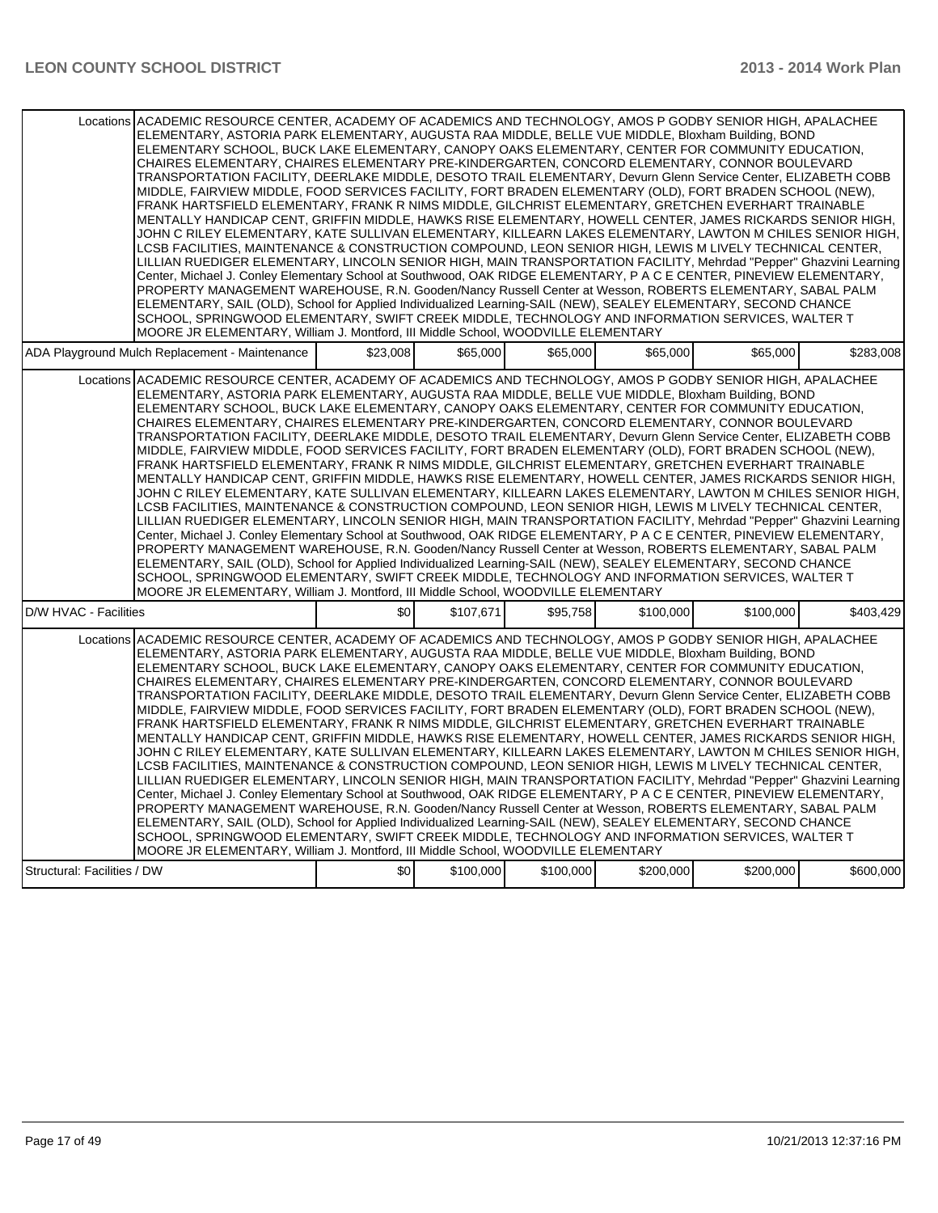| | | | | | | |
|---|---|---|---|---|---|---|
| Locations | ACADEMIC RESOURCE CENTER, ACADEMY OF ACADEMICS AND TECHNOLOGY, AMOS P GODBY SENIOR HIGH, APALACHEE ELEMENTARY, ASTORIA PARK ELEMENTARY, AUGUSTA RAA MIDDLE, BELLE VUE MIDDLE, Bloxham Building, BOND ELEMENTARY SCHOOL, BUCK LAKE ELEMENTARY, CANOPY OAKS ELEMENTARY, CENTER FOR COMMUNITY EDUCATION, CHAIRES ELEMENTARY, CHAIRES ELEMENTARY PRE-KINDERGARTEN, CONCORD ELEMENTARY, CONNOR BOULEVARD TRANSPORTATION FACILITY, DEERLAKE MIDDLE, DESOTO TRAIL ELEMENTARY, Devurn Glenn Service Center, ELIZABETH COBB MIDDLE, FAIRVIEW MIDDLE, FOOD SERVICES FACILITY, FORT BRADEN ELEMENTARY (OLD), FORT BRADEN SCHOOL (NEW), FRANK HARTSFIELD ELEMENTARY, FRANK R NIMS MIDDLE, GILCHRIST ELEMENTARY, GRETCHEN EVERHART TRAINABLE MENTALLY HANDICAP CENT, GRIFFIN MIDDLE, HAWKS RISE ELEMENTARY, HOWELL CENTER, JAMES RICKARDS SENIOR HIGH, JOHN C RILEY ELEMENTARY, KATE SULLIVAN ELEMENTARY, KILLEARN LAKES ELEMENTARY, LAWTON M CHILES SENIOR HIGH, LCSB FACILITIES, MAINTENANCE & CONSTRUCTION COMPOUND, LEON SENIOR HIGH, LEWIS M LIVELY TECHNICAL CENTER, LILLIAN RUEDIGER ELEMENTARY, LINCOLN SENIOR HIGH, MAIN TRANSPORTATION FACILITY, Mehrdad "Pepper" Ghazvini Learning Center, Michael J. Conley Elementary School at Southwood, OAK RIDGE ELEMENTARY, P A C E CENTER, PINEVIEW ELEMENTARY, PROPERTY MANAGEMENT WAREHOUSE, R.N. Gooden/Nancy Russell Center at Wesson, ROBERTS ELEMENTARY, SABAL PALM ELEMENTARY, SAIL (OLD), School for Applied Individualized Learning-SAIL (NEW), SEALEY ELEMENTARY, SECOND CHANCE SCHOOL, SPRINGWOOD ELEMENTARY, SWIFT CREEK MIDDLE, TECHNOLOGY AND INFORMATION SERVICES, WALTER T MOORE JR ELEMENTARY, William J. Montford, III Middle School, WOODVILLE ELEMENTARY | | | | | |
| ADA Playground Mulch Replacement - Maintenance | | $23,008 | $65,000 | $65,000 | $65,000 | $65,000 | $283,008 |
| Locations | ACADEMIC RESOURCE CENTER, ACADEMY OF ACADEMICS AND TECHNOLOGY, AMOS P GODBY SENIOR HIGH, APALACHEE ELEMENTARY, ASTORIA PARK ELEMENTARY, AUGUSTA RAA MIDDLE, BELLE VUE MIDDLE, Bloxham Building, BOND ELEMENTARY SCHOOL, BUCK LAKE ELEMENTARY, CANOPY OAKS ELEMENTARY, CENTER FOR COMMUNITY EDUCATION, CHAIRES ELEMENTARY, CHAIRES ELEMENTARY PRE-KINDERGARTEN, CONCORD ELEMENTARY, CONNOR BOULEVARD TRANSPORTATION FACILITY, DEERLAKE MIDDLE, DESOTO TRAIL ELEMENTARY, Devurn Glenn Service Center, ELIZABETH COBB MIDDLE, FAIRVIEW MIDDLE, FOOD SERVICES FACILITY, FORT BRADEN ELEMENTARY (OLD), FORT BRADEN SCHOOL (NEW), FRANK HARTSFIELD ELEMENTARY, FRANK R NIMS MIDDLE, GILCHRIST ELEMENTARY, GRETCHEN EVERHART TRAINABLE MENTALLY HANDICAP CENT, GRIFFIN MIDDLE, HAWKS RISE ELEMENTARY, HOWELL CENTER, JAMES RICKARDS SENIOR HIGH, JOHN C RILEY ELEMENTARY, KATE SULLIVAN ELEMENTARY, KILLEARN LAKES ELEMENTARY, LAWTON M CHILES SENIOR HIGH, LCSB FACILITIES, MAINTENANCE & CONSTRUCTION COMPOUND, LEON SENIOR HIGH, LEWIS M LIVELY TECHNICAL CENTER, LILLIAN RUEDIGER ELEMENTARY, LINCOLN SENIOR HIGH, MAIN TRANSPORTATION FACILITY, Mehrdad "Pepper" Ghazvini Learning Center, Michael J. Conley Elementary School at Southwood, OAK RIDGE ELEMENTARY, P A C E CENTER, PINEVIEW ELEMENTARY, PROPERTY MANAGEMENT WAREHOUSE, R.N. Gooden/Nancy Russell Center at Wesson, ROBERTS ELEMENTARY, SABAL PALM ELEMENTARY, SAIL (OLD), School for Applied Individualized Learning-SAIL (NEW), SEALEY ELEMENTARY, SECOND CHANCE SCHOOL, SPRINGWOOD ELEMENTARY, SWIFT CREEK MIDDLE, TECHNOLOGY AND INFORMATION SERVICES, WALTER T MOORE JR ELEMENTARY, William J. Montford, III Middle School, WOODVILLE ELEMENTARY | | | | | |
| D/W HVAC - Facilities | | $0 | $107,671 | $95,758 | $100,000 | $100,000 | $403,429 |
| Locations | ACADEMIC RESOURCE CENTER, ACADEMY OF ACADEMICS AND TECHNOLOGY, AMOS P GODBY SENIOR HIGH, APALACHEE ELEMENTARY, ASTORIA PARK ELEMENTARY, AUGUSTA RAA MIDDLE, BELLE VUE MIDDLE, Bloxham Building, BOND ELEMENTARY SCHOOL, BUCK LAKE ELEMENTARY, CANOPY OAKS ELEMENTARY, CENTER FOR COMMUNITY EDUCATION, CHAIRES ELEMENTARY, CHAIRES ELEMENTARY PRE-KINDERGARTEN, CONCORD ELEMENTARY, CONNOR BOULEVARD TRANSPORTATION FACILITY, DEERLAKE MIDDLE, DESOTO TRAIL ELEMENTARY, Devurn Glenn Service Center, ELIZABETH COBB MIDDLE, FAIRVIEW MIDDLE, FOOD SERVICES FACILITY, FORT BRADEN ELEMENTARY (OLD), FORT BRADEN SCHOOL (NEW), FRANK HARTSFIELD ELEMENTARY, FRANK R NIMS MIDDLE, GILCHRIST ELEMENTARY, GRETCHEN EVERHART TRAINABLE MENTALLY HANDICAP CENT, GRIFFIN MIDDLE, HAWKS RISE ELEMENTARY, HOWELL CENTER, JAMES RICKARDS SENIOR HIGH, JOHN C RILEY ELEMENTARY, KATE SULLIVAN ELEMENTARY, KILLEARN LAKES ELEMENTARY, LAWTON M CHILES SENIOR HIGH, LCSB FACILITIES, MAINTENANCE & CONSTRUCTION COMPOUND, LEON SENIOR HIGH, LEWIS M LIVELY TECHNICAL CENTER, LILLIAN RUEDIGER ELEMENTARY, LINCOLN SENIOR HIGH, MAIN TRANSPORTATION FACILITY, Mehrdad "Pepper" Ghazvini Learning Center, Michael J. Conley Elementary School at Southwood, OAK RIDGE ELEMENTARY, P A C E CENTER, PINEVIEW ELEMENTARY, PROPERTY MANAGEMENT WAREHOUSE, R.N. Gooden/Nancy Russell Center at Wesson, ROBERTS ELEMENTARY, SABAL PALM ELEMENTARY, SAIL (OLD), School for Applied Individualized Learning-SAIL (NEW), SEALEY ELEMENTARY, SECOND CHANCE SCHOOL, SPRINGWOOD ELEMENTARY, SWIFT CREEK MIDDLE, TECHNOLOGY AND INFORMATION SERVICES, WALTER T MOORE JR ELEMENTARY, William J. Montford, III Middle School, WOODVILLE ELEMENTARY | | | | | |
| Structural: Facilities / DW | | $0 | $100,000 | $100,000 | $200,000 | $200,000 | $600,000 |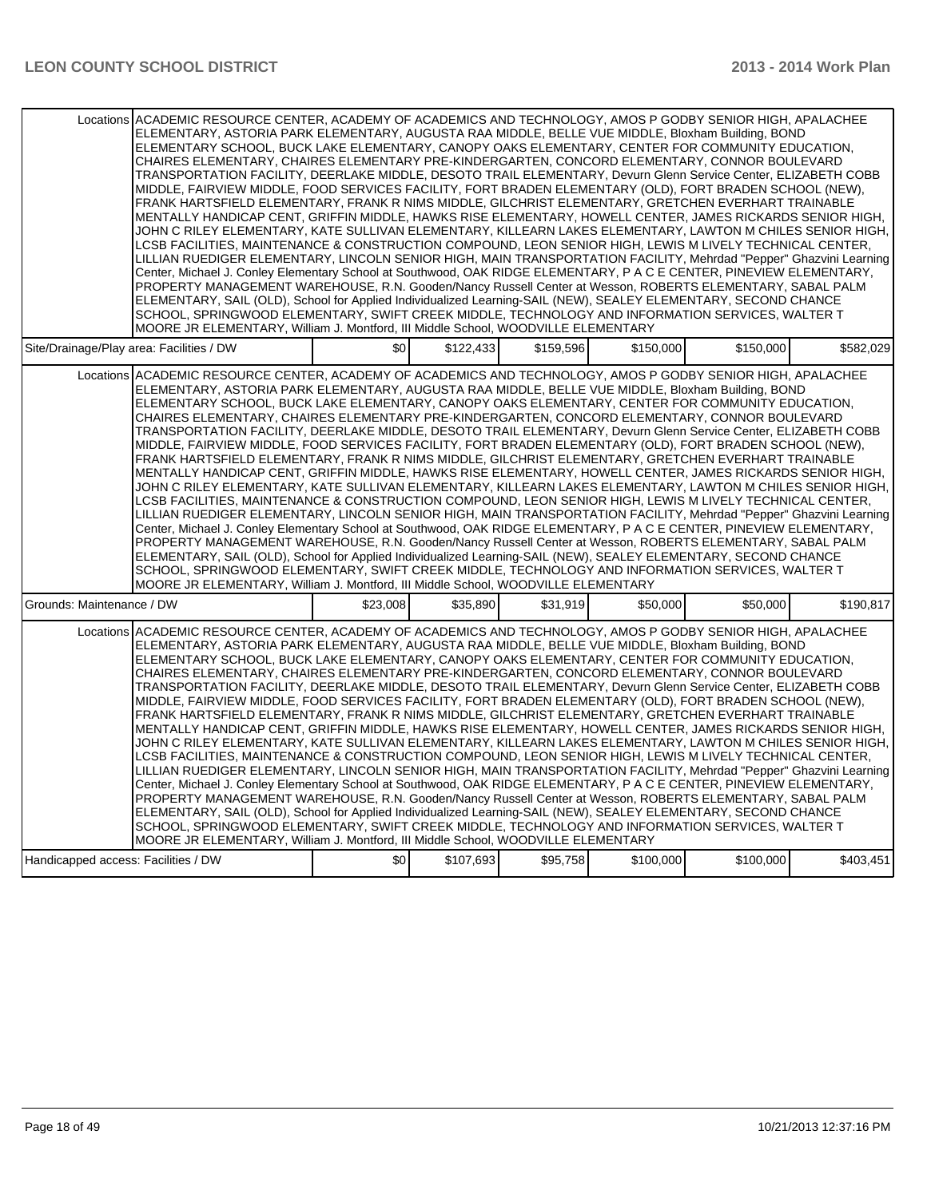| | | | | | | |
|---|---|---|---|---|---|---|
| Locations | ACADEMIC RESOURCE CENTER, ACADEMY OF ACADEMICS AND TECHNOLOGY, AMOS P GODBY SENIOR HIGH, APALACHEE ELEMENTARY, ASTORIA PARK ELEMENTARY, AUGUSTA RAA MIDDLE, BELLE VUE MIDDLE, Bloxham Building, BOND ELEMENTARY SCHOOL, BUCK LAKE ELEMENTARY, CANOPY OAKS ELEMENTARY, CENTER FOR COMMUNITY EDUCATION, CHAIRES ELEMENTARY, CHAIRES ELEMENTARY PRE-KINDERGARTEN, CONCORD ELEMENTARY, CONNOR BOULEVARD TRANSPORTATION FACILITY, DEERLAKE MIDDLE, DESOTO TRAIL ELEMENTARY, Devurn Glenn Service Center, ELIZABETH COBB MIDDLE, FAIRVIEW MIDDLE, FOOD SERVICES FACILITY, FORT BRADEN ELEMENTARY (OLD), FORT BRADEN SCHOOL (NEW), FRANK HARTSFIELD ELEMENTARY, FRANK R NIMS MIDDLE, GILCHRIST ELEMENTARY, GRETCHEN EVERHART TRAINABLE MENTALLY HANDICAP CENT, GRIFFIN MIDDLE, HAWKS RISE ELEMENTARY, HOWELL CENTER, JAMES RICKARDS SENIOR HIGH, JOHN C RILEY ELEMENTARY, KATE SULLIVAN ELEMENTARY, KILLEARN LAKES ELEMENTARY, LAWTON M CHILES SENIOR HIGH, LCSB FACILITIES, MAINTENANCE & CONSTRUCTION COMPOUND, LEON SENIOR HIGH, LEWIS M LIVELY TECHNICAL CENTER, LILLIAN RUEDIGER ELEMENTARY, LINCOLN SENIOR HIGH, MAIN TRANSPORTATION FACILITY, Mehrdad "Pepper" Ghazvini Learning Center, Michael J. Conley Elementary School at Southwood, OAK RIDGE ELEMENTARY, P A C E CENTER, PINEVIEW ELEMENTARY, PROPERTY MANAGEMENT WAREHOUSE, R.N. Gooden/Nancy Russell Center at Wesson, ROBERTS ELEMENTARY, SABAL PALM ELEMENTARY, SAIL (OLD), School for Applied Individualized Learning-SAIL (NEW), SEALEY ELEMENTARY, SECOND CHANCE SCHOOL, SPRINGWOOD ELEMENTARY, SWIFT CREEK MIDDLE, TECHNOLOGY AND INFORMATION SERVICES, WALTER T MOORE JR ELEMENTARY, William J. Montford, III Middle School, WOODVILLE ELEMENTARY | | | | | |
| Site/Drainage/Play area: Facilities / DW | | $0 | $122,433 | $159,596 | $150,000 | $150,000 | $582,029 |
| Locations | ACADEMIC RESOURCE CENTER, ACADEMY OF ACADEMICS AND TECHNOLOGY, AMOS P GODBY SENIOR HIGH, APALACHEE ELEMENTARY, ASTORIA PARK ELEMENTARY, AUGUSTA RAA MIDDLE, BELLE VUE MIDDLE, Bloxham Building, BOND ELEMENTARY SCHOOL, BUCK LAKE ELEMENTARY, CANOPY OAKS ELEMENTARY, CENTER FOR COMMUNITY EDUCATION, CHAIRES ELEMENTARY, CHAIRES ELEMENTARY PRE-KINDERGARTEN, CONCORD ELEMENTARY, CONNOR BOULEVARD TRANSPORTATION FACILITY, DEERLAKE MIDDLE, DESOTO TRAIL ELEMENTARY, Devurn Glenn Service Center, ELIZABETH COBB MIDDLE, FAIRVIEW MIDDLE, FOOD SERVICES FACILITY, FORT BRADEN ELEMENTARY (OLD), FORT BRADEN SCHOOL (NEW), FRANK HARTSFIELD ELEMENTARY, FRANK R NIMS MIDDLE, GILCHRIST ELEMENTARY, GRETCHEN EVERHART TRAINABLE MENTALLY HANDICAP CENT, GRIFFIN MIDDLE, HAWKS RISE ELEMENTARY, HOWELL CENTER, JAMES RICKARDS SENIOR HIGH, JOHN C RILEY ELEMENTARY, KATE SULLIVAN ELEMENTARY, KILLEARN LAKES ELEMENTARY, LAWTON M CHILES SENIOR HIGH, LCSB FACILITIES, MAINTENANCE & CONSTRUCTION COMPOUND, LEON SENIOR HIGH, LEWIS M LIVELY TECHNICAL CENTER, LILLIAN RUEDIGER ELEMENTARY, LINCOLN SENIOR HIGH, MAIN TRANSPORTATION FACILITY, Mehrdad "Pepper" Ghazvini Learning Center, Michael J. Conley Elementary School at Southwood, OAK RIDGE ELEMENTARY, P A C E CENTER, PINEVIEW ELEMENTARY, PROPERTY MANAGEMENT WAREHOUSE, R.N. Gooden/Nancy Russell Center at Wesson, ROBERTS ELEMENTARY, SABAL PALM ELEMENTARY, SAIL (OLD), School for Applied Individualized Learning-SAIL (NEW), SEALEY ELEMENTARY, SECOND CHANCE SCHOOL, SPRINGWOOD ELEMENTARY, SWIFT CREEK MIDDLE, TECHNOLOGY AND INFORMATION SERVICES, WALTER T MOORE JR ELEMENTARY, William J. Montford, III Middle School, WOODVILLE ELEMENTARY | | | | | |
| Grounds: Maintenance / DW | | $23,008 | $35,890 | $31,919 | $50,000 | $50,000 | $190,817 |
| Locations | ACADEMIC RESOURCE CENTER, ACADEMY OF ACADEMICS AND TECHNOLOGY, AMOS P GODBY SENIOR HIGH, APALACHEE ELEMENTARY, ASTORIA PARK ELEMENTARY, AUGUSTA RAA MIDDLE, BELLE VUE MIDDLE, Bloxham Building, BOND ELEMENTARY SCHOOL, BUCK LAKE ELEMENTARY, CANOPY OAKS ELEMENTARY, CENTER FOR COMMUNITY EDUCATION, CHAIRES ELEMENTARY, CHAIRES ELEMENTARY PRE-KINDERGARTEN, CONCORD ELEMENTARY, CONNOR BOULEVARD TRANSPORTATION FACILITY, DEERLAKE MIDDLE, DESOTO TRAIL ELEMENTARY, Devurn Glenn Service Center, ELIZABETH COBB MIDDLE, FAIRVIEW MIDDLE, FOOD SERVICES FACILITY, FORT BRADEN ELEMENTARY (OLD), FORT BRADEN SCHOOL (NEW), FRANK HARTSFIELD ELEMENTARY, FRANK R NIMS MIDDLE, GILCHRIST ELEMENTARY, GRETCHEN EVERHART TRAINABLE MENTALLY HANDICAP CENT, GRIFFIN MIDDLE, HAWKS RISE ELEMENTARY, HOWELL CENTER, JAMES RICKARDS SENIOR HIGH, JOHN C RILEY ELEMENTARY, KATE SULLIVAN ELEMENTARY, KILLEARN LAKES ELEMENTARY, LAWTON M CHILES SENIOR HIGH, LCSB FACILITIES, MAINTENANCE & CONSTRUCTION COMPOUND, LEON SENIOR HIGH, LEWIS M LIVELY TECHNICAL CENTER, LILLIAN RUEDIGER ELEMENTARY, LINCOLN SENIOR HIGH, MAIN TRANSPORTATION FACILITY, Mehrdad "Pepper" Ghazvini Learning Center, Michael J. Conley Elementary School at Southwood, OAK RIDGE ELEMENTARY, P A C E CENTER, PINEVIEW ELEMENTARY, PROPERTY MANAGEMENT WAREHOUSE, R.N. Gooden/Nancy Russell Center at Wesson, ROBERTS ELEMENTARY, SABAL PALM ELEMENTARY, SAIL (OLD), School for Applied Individualized Learning-SAIL (NEW), SEALEY ELEMENTARY, SECOND CHANCE SCHOOL, SPRINGWOOD ELEMENTARY, SWIFT CREEK MIDDLE, TECHNOLOGY AND INFORMATION SERVICES, WALTER T MOORE JR ELEMENTARY, William J. Montford, III Middle School, WOODVILLE ELEMENTARY | | | | | |
| Handicapped access: Facilities / DW | | $0 | $107,693 | $95,758 | $100,000 | $100,000 | $403,451 |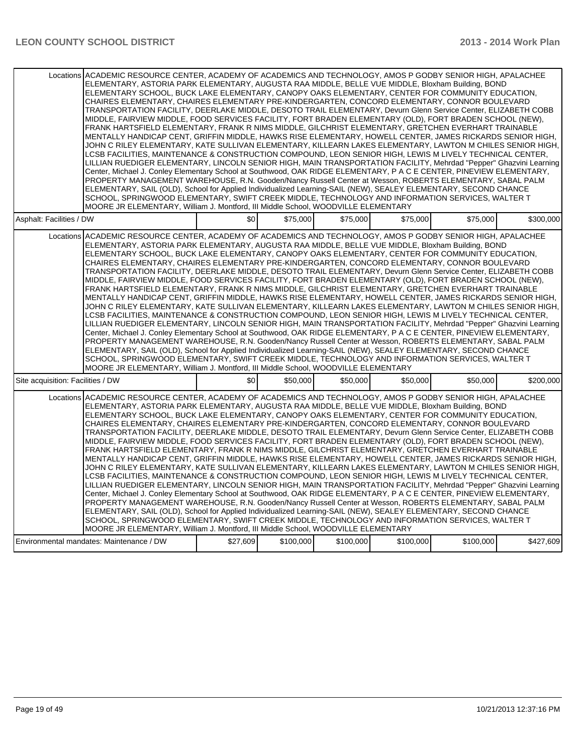| | | | | | | |
|---|---|---|---|---|---|---|
| Locations | ACADEMIC RESOURCE CENTER, ACADEMY OF ACADEMICS AND TECHNOLOGY, AMOS P GODBY SENIOR HIGH, APALACHEE ELEMENTARY, ASTORIA PARK ELEMENTARY, AUGUSTA RAA MIDDLE, BELLE VUE MIDDLE, Bloxham Building, BOND ELEMENTARY SCHOOL, BUCK LAKE ELEMENTARY, CANOPY OAKS ELEMENTARY, CENTER FOR COMMUNITY EDUCATION, CHAIRES ELEMENTARY, CHAIRES ELEMENTARY PRE-KINDERGARTEN, CONCORD ELEMENTARY, CONNOR BOULEVARD TRANSPORTATION FACILITY, DEERLAKE MIDDLE, DESOTO TRAIL ELEMENTARY, Devurn Glenn Service Center, ELIZABETH COBB MIDDLE, FAIRVIEW MIDDLE, FOOD SERVICES FACILITY, FORT BRADEN ELEMENTARY (OLD), FORT BRADEN SCHOOL (NEW), FRANK HARTSFIELD ELEMENTARY, FRANK R NIMS MIDDLE, GILCHRIST ELEMENTARY, GRETCHEN EVERHART TRAINABLE MENTALLY HANDICAP CENT, GRIFFIN MIDDLE, HAWKS RISE ELEMENTARY, HOWELL CENTER, JAMES RICKARDS SENIOR HIGH, JOHN C RILEY ELEMENTARY, KATE SULLIVAN ELEMENTARY, KILLEARN LAKES ELEMENTARY, LAWTON M CHILES SENIOR HIGH, LCSB FACILITIES, MAINTENANCE & CONSTRUCTION COMPOUND, LEON SENIOR HIGH, LEWIS M LIVELY TECHNICAL CENTER, LILLIAN RUEDIGER ELEMENTARY, LINCOLN SENIOR HIGH, MAIN TRANSPORTATION FACILITY, Mehrdad "Pepper" Ghazvini Learning Center, Michael J. Conley Elementary School at Southwood, OAK RIDGE ELEMENTARY, P A C E CENTER, PINEVIEW ELEMENTARY, PROPERTY MANAGEMENT WAREHOUSE, R.N. Gooden/Nancy Russell Center at Wesson, ROBERTS ELEMENTARY, SABAL PALM ELEMENTARY, SAIL (OLD), School for Applied Individualized Learning-SAIL (NEW), SEALEY ELEMENTARY, SECOND CHANCE SCHOOL, SPRINGWOOD ELEMENTARY, SWIFT CREEK MIDDLE, TECHNOLOGY AND INFORMATION SERVICES, WALTER T MOORE JR ELEMENTARY, William J. Montford, III Middle School, WOODVILLE ELEMENTARY | | | | | |
| Asphalt: Facilities / DW | | $0 | $75,000 | $75,000 | $75,000 | $75,000 | $300,000 |
| Locations | ACADEMIC RESOURCE CENTER, ACADEMY OF ACADEMICS AND TECHNOLOGY, AMOS P GODBY SENIOR HIGH, APALACHEE ELEMENTARY, ASTORIA PARK ELEMENTARY, AUGUSTA RAA MIDDLE, BELLE VUE MIDDLE, Bloxham Building, BOND ELEMENTARY SCHOOL, BUCK LAKE ELEMENTARY, CANOPY OAKS ELEMENTARY, CENTER FOR COMMUNITY EDUCATION, CHAIRES ELEMENTARY, CHAIRES ELEMENTARY PRE-KINDERGARTEN, CONCORD ELEMENTARY, CONNOR BOULEVARD TRANSPORTATION FACILITY, DEERLAKE MIDDLE, DESOTO TRAIL ELEMENTARY, Devurn Glenn Service Center, ELIZABETH COBB MIDDLE, FAIRVIEW MIDDLE, FOOD SERVICES FACILITY, FORT BRADEN ELEMENTARY (OLD), FORT BRADEN SCHOOL (NEW), FRANK HARTSFIELD ELEMENTARY, FRANK R NIMS MIDDLE, GILCHRIST ELEMENTARY, GRETCHEN EVERHART TRAINABLE MENTALLY HANDICAP CENT, GRIFFIN MIDDLE, HAWKS RISE ELEMENTARY, HOWELL CENTER, JAMES RICKARDS SENIOR HIGH, JOHN C RILEY ELEMENTARY, KATE SULLIVAN ELEMENTARY, KILLEARN LAKES ELEMENTARY, LAWTON M CHILES SENIOR HIGH, LCSB FACILITIES, MAINTENANCE & CONSTRUCTION COMPOUND, LEON SENIOR HIGH, LEWIS M LIVELY TECHNICAL CENTER, LILLIAN RUEDIGER ELEMENTARY, LINCOLN SENIOR HIGH, MAIN TRANSPORTATION FACILITY, Mehrdad "Pepper" Ghazvini Learning Center, Michael J. Conley Elementary School at Southwood, OAK RIDGE ELEMENTARY, P A C E CENTER, PINEVIEW ELEMENTARY, PROPERTY MANAGEMENT WAREHOUSE, R.N. Gooden/Nancy Russell Center at Wesson, ROBERTS ELEMENTARY, SABAL PALM ELEMENTARY, SAIL (OLD), School for Applied Individualized Learning-SAIL (NEW), SEALEY ELEMENTARY, SECOND CHANCE SCHOOL, SPRINGWOOD ELEMENTARY, SWIFT CREEK MIDDLE, TECHNOLOGY AND INFORMATION SERVICES, WALTER T MOORE JR ELEMENTARY, William J. Montford, III Middle School, WOODVILLE ELEMENTARY | | | | | |
| Site acquisition: Facilities / DW | | $0 | $50,000 | $50,000 | $50,000 | $50,000 | $200,000 |
| Locations | ACADEMIC RESOURCE CENTER, ACADEMY OF ACADEMICS AND TECHNOLOGY, AMOS P GODBY SENIOR HIGH, APALACHEE ELEMENTARY, ASTORIA PARK ELEMENTARY, AUGUSTA RAA MIDDLE, BELLE VUE MIDDLE, Bloxham Building, BOND ELEMENTARY SCHOOL, BUCK LAKE ELEMENTARY, CANOPY OAKS ELEMENTARY, CENTER FOR COMMUNITY EDUCATION, CHAIRES ELEMENTARY, CHAIRES ELEMENTARY PRE-KINDERGARTEN, CONCORD ELEMENTARY, CONNOR BOULEVARD TRANSPORTATION FACILITY, DEERLAKE MIDDLE, DESOTO TRAIL ELEMENTARY, Devurn Glenn Service Center, ELIZABETH COBB MIDDLE, FAIRVIEW MIDDLE, FOOD SERVICES FACILITY, FORT BRADEN ELEMENTARY (OLD), FORT BRADEN SCHOOL (NEW), FRANK HARTSFIELD ELEMENTARY, FRANK R NIMS MIDDLE, GILCHRIST ELEMENTARY, GRETCHEN EVERHART TRAINABLE MENTALLY HANDICAP CENT, GRIFFIN MIDDLE, HAWKS RISE ELEMENTARY, HOWELL CENTER, JAMES RICKARDS SENIOR HIGH, JOHN C RILEY ELEMENTARY, KATE SULLIVAN ELEMENTARY, KILLEARN LAKES ELEMENTARY, LAWTON M CHILES SENIOR HIGH, LCSB FACILITIES, MAINTENANCE & CONSTRUCTION COMPOUND, LEON SENIOR HIGH, LEWIS M LIVELY TECHNICAL CENTER, LILLIAN RUEDIGER ELEMENTARY, LINCOLN SENIOR HIGH, MAIN TRANSPORTATION FACILITY, Mehrdad "Pepper" Ghazvini Learning Center, Michael J. Conley Elementary School at Southwood, OAK RIDGE ELEMENTARY, P A C E CENTER, PINEVIEW ELEMENTARY, PROPERTY MANAGEMENT WAREHOUSE, R.N. Gooden/Nancy Russell Center at Wesson, ROBERTS ELEMENTARY, SABAL PALM ELEMENTARY, SAIL (OLD), School for Applied Individualized Learning-SAIL (NEW), SEALEY ELEMENTARY, SECOND CHANCE SCHOOL, SPRINGWOOD ELEMENTARY, SWIFT CREEK MIDDLE, TECHNOLOGY AND INFORMATION SERVICES, WALTER T MOORE JR ELEMENTARY, William J. Montford, III Middle School, WOODVILLE ELEMENTARY | | | | | |
| Environmental mandates: Maintenance / DW | | $27,609 | $100,000 | $100,000 | $100,000 | $100,000 | $427,609 |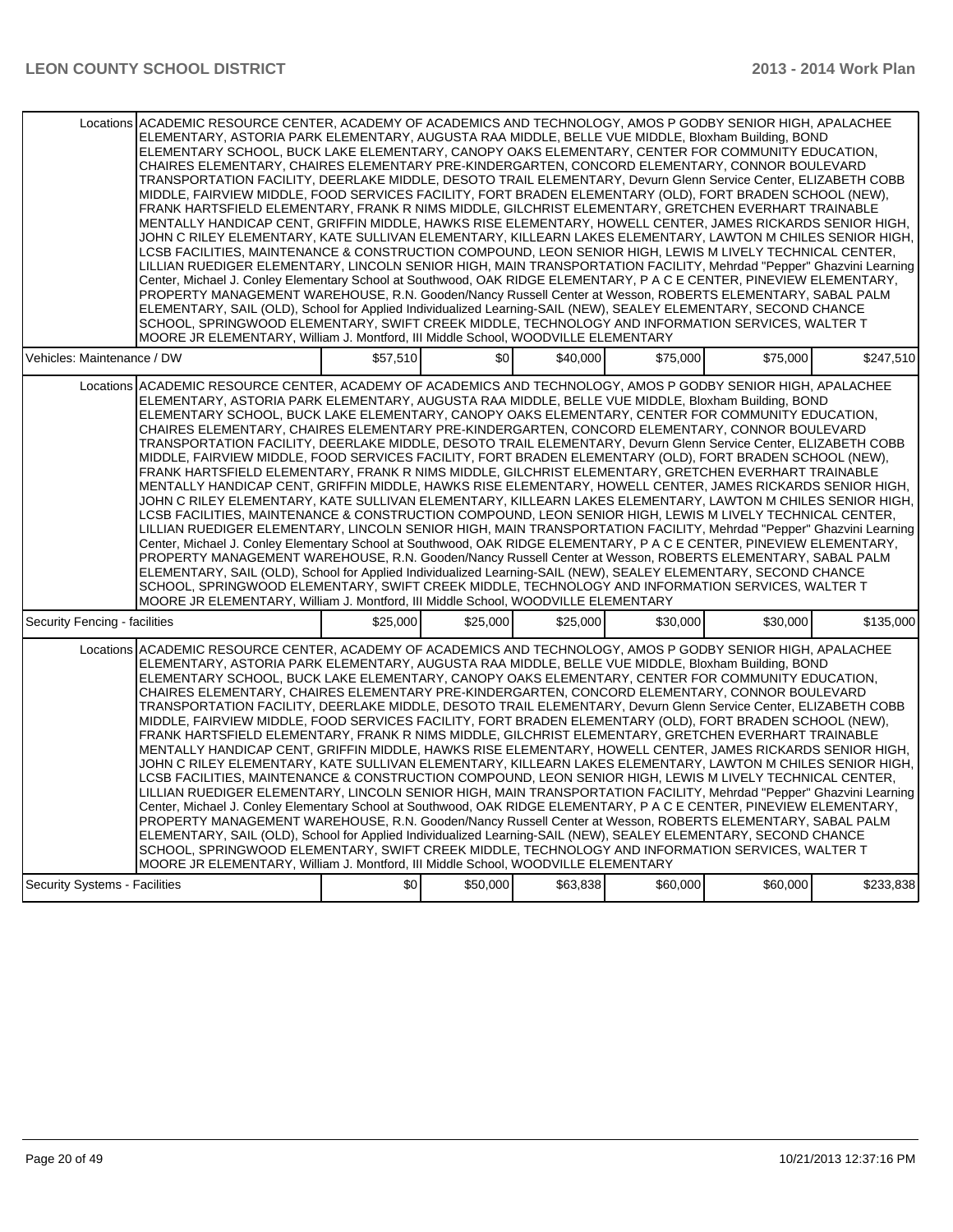| | | | | | | |
|---|---|---|---|---|---|---|
| Locations | ACADEMIC RESOURCE CENTER, ACADEMY OF ACADEMICS AND TECHNOLOGY, AMOS P GODBY SENIOR HIGH, APALACHEE ELEMENTARY, ASTORIA PARK ELEMENTARY, AUGUSTA RAA MIDDLE, BELLE VUE MIDDLE, Bloxham Building, BOND ELEMENTARY SCHOOL, BUCK LAKE ELEMENTARY, CANOPY OAKS ELEMENTARY, CENTER FOR COMMUNITY EDUCATION, CHAIRES ELEMENTARY, CHAIRES ELEMENTARY PRE-KINDERGARTEN, CONCORD ELEMENTARY, CONNOR BOULEVARD TRANSPORTATION FACILITY, DEERLAKE MIDDLE, DESOTO TRAIL ELEMENTARY, Devurn Glenn Service Center, ELIZABETH COBB MIDDLE, FAIRVIEW MIDDLE, FOOD SERVICES FACILITY, FORT BRADEN ELEMENTARY (OLD), FORT BRADEN SCHOOL (NEW), FRANK HARTSFIELD ELEMENTARY, FRANK R NIMS MIDDLE, GILCHRIST ELEMENTARY, GRETCHEN EVERHART TRAINABLE MENTALLY HANDICAP CENT, GRIFFIN MIDDLE, HAWKS RISE ELEMENTARY, HOWELL CENTER, JAMES RICKARDS SENIOR HIGH, JOHN C RILEY ELEMENTARY, KATE SULLIVAN ELEMENTARY, KILLEARN LAKES ELEMENTARY, LAWTON M CHILES SENIOR HIGH, LCSB FACILITIES, MAINTENANCE & CONSTRUCTION COMPOUND, LEON SENIOR HIGH, LEWIS M LIVELY TECHNICAL CENTER, LILLIAN RUEDIGER ELEMENTARY, LINCOLN SENIOR HIGH, MAIN TRANSPORTATION FACILITY, Mehrdad "Pepper" Ghazvini Learning Center, Michael J. Conley Elementary School at Southwood, OAK RIDGE ELEMENTARY, P A C E CENTER, PINEVIEW ELEMENTARY, PROPERTY MANAGEMENT WAREHOUSE, R.N. Gooden/Nancy Russell Center at Wesson, ROBERTS ELEMENTARY, SABAL PALM ELEMENTARY, SAIL (OLD), School for Applied Individualized Learning-SAIL (NEW), SEALEY ELEMENTARY, SECOND CHANCE SCHOOL, SPRINGWOOD ELEMENTARY, SWIFT CREEK MIDDLE, TECHNOLOGY AND INFORMATION SERVICES, WALTER T MOORE JR ELEMENTARY, William J. Montford, III Middle School, WOODVILLE ELEMENTARY | | | | | |
| Vehicles: Maintenance / DW | | $57,510 | $0 | $40,000 | $75,000 | $75,000 | $247,510 |
| Locations | ACADEMIC RESOURCE CENTER, ACADEMY OF ACADEMICS AND TECHNOLOGY, AMOS P GODBY SENIOR HIGH, APALACHEE ELEMENTARY, ASTORIA PARK ELEMENTARY, AUGUSTA RAA MIDDLE, BELLE VUE MIDDLE, Bloxham Building, BOND ELEMENTARY SCHOOL, BUCK LAKE ELEMENTARY, CANOPY OAKS ELEMENTARY, CENTER FOR COMMUNITY EDUCATION, CHAIRES ELEMENTARY, CHAIRES ELEMENTARY PRE-KINDERGARTEN, CONCORD ELEMENTARY, CONNOR BOULEVARD TRANSPORTATION FACILITY, DEERLAKE MIDDLE, DESOTO TRAIL ELEMENTARY, Devurn Glenn Service Center, ELIZABETH COBB MIDDLE, FAIRVIEW MIDDLE, FOOD SERVICES FACILITY, FORT BRADEN ELEMENTARY (OLD), FORT BRADEN SCHOOL (NEW), FRANK HARTSFIELD ELEMENTARY, FRANK R NIMS MIDDLE, GILCHRIST ELEMENTARY, GRETCHEN EVERHART TRAINABLE MENTALLY HANDICAP CENT, GRIFFIN MIDDLE, HAWKS RISE ELEMENTARY, HOWELL CENTER, JAMES RICKARDS SENIOR HIGH, JOHN C RILEY ELEMENTARY, KATE SULLIVAN ELEMENTARY, KILLEARN LAKES ELEMENTARY, LAWTON M CHILES SENIOR HIGH, LCSB FACILITIES, MAINTENANCE & CONSTRUCTION COMPOUND, LEON SENIOR HIGH, LEWIS M LIVELY TECHNICAL CENTER, LILLIAN RUEDIGER ELEMENTARY, LINCOLN SENIOR HIGH, MAIN TRANSPORTATION FACILITY, Mehrdad "Pepper" Ghazvini Learning Center, Michael J. Conley Elementary School at Southwood, OAK RIDGE ELEMENTARY, P A C E CENTER, PINEVIEW ELEMENTARY, PROPERTY MANAGEMENT WAREHOUSE, R.N. Gooden/Nancy Russell Center at Wesson, ROBERTS ELEMENTARY, SABAL PALM ELEMENTARY, SAIL (OLD), School for Applied Individualized Learning-SAIL (NEW), SEALEY ELEMENTARY, SECOND CHANCE SCHOOL, SPRINGWOOD ELEMENTARY, SWIFT CREEK MIDDLE, TECHNOLOGY AND INFORMATION SERVICES, WALTER T MOORE JR ELEMENTARY, William J. Montford, III Middle School, WOODVILLE ELEMENTARY | | | | | |
| Security Fencing - facilities | | $25,000 | $25,000 | $25,000 | $30,000 | $30,000 | $135,000 |
| Locations | ACADEMIC RESOURCE CENTER, ACADEMY OF ACADEMICS AND TECHNOLOGY, AMOS P GODBY SENIOR HIGH, APALACHEE ELEMENTARY, ASTORIA PARK ELEMENTARY, AUGUSTA RAA MIDDLE, BELLE VUE MIDDLE, Bloxham Building, BOND ELEMENTARY SCHOOL, BUCK LAKE ELEMENTARY, CANOPY OAKS ELEMENTARY, CENTER FOR COMMUNITY EDUCATION, CHAIRES ELEMENTARY, CHAIRES ELEMENTARY PRE-KINDERGARTEN, CONCORD ELEMENTARY, CONNOR BOULEVARD TRANSPORTATION FACILITY, DEERLAKE MIDDLE, DESOTO TRAIL ELEMENTARY, Devurn Glenn Service Center, ELIZABETH COBB MIDDLE, FAIRVIEW MIDDLE, FOOD SERVICES FACILITY, FORT BRADEN ELEMENTARY (OLD), FORT BRADEN SCHOOL (NEW), FRANK HARTSFIELD ELEMENTARY, FRANK R NIMS MIDDLE, GILCHRIST ELEMENTARY, GRETCHEN EVERHART TRAINABLE MENTALLY HANDICAP CENT, GRIFFIN MIDDLE, HAWKS RISE ELEMENTARY, HOWELL CENTER, JAMES RICKARDS SENIOR HIGH, JOHN C RILEY ELEMENTARY, KATE SULLIVAN ELEMENTARY, KILLEARN LAKES ELEMENTARY, LAWTON M CHILES SENIOR HIGH, LCSB FACILITIES, MAINTENANCE & CONSTRUCTION COMPOUND, LEON SENIOR HIGH, LEWIS M LIVELY TECHNICAL CENTER, LILLIAN RUEDIGER ELEMENTARY, LINCOLN SENIOR HIGH, MAIN TRANSPORTATION FACILITY, Mehrdad "Pepper" Ghazvini Learning Center, Michael J. Conley Elementary School at Southwood, OAK RIDGE ELEMENTARY, P A C E CENTER, PINEVIEW ELEMENTARY, PROPERTY MANAGEMENT WAREHOUSE, R.N. Gooden/Nancy Russell Center at Wesson, ROBERTS ELEMENTARY, SABAL PALM ELEMENTARY, SAIL (OLD), School for Applied Individualized Learning-SAIL (NEW), SEALEY ELEMENTARY, SECOND CHANCE SCHOOL, SPRINGWOOD ELEMENTARY, SWIFT CREEK MIDDLE, TECHNOLOGY AND INFORMATION SERVICES, WALTER T MOORE JR ELEMENTARY, William J. Montford, III Middle School, WOODVILLE ELEMENTARY | | | | | |
| Security Systems - Facilities | | $0 | $50,000 | $63,838 | $60,000 | $60,000 | $233,838 |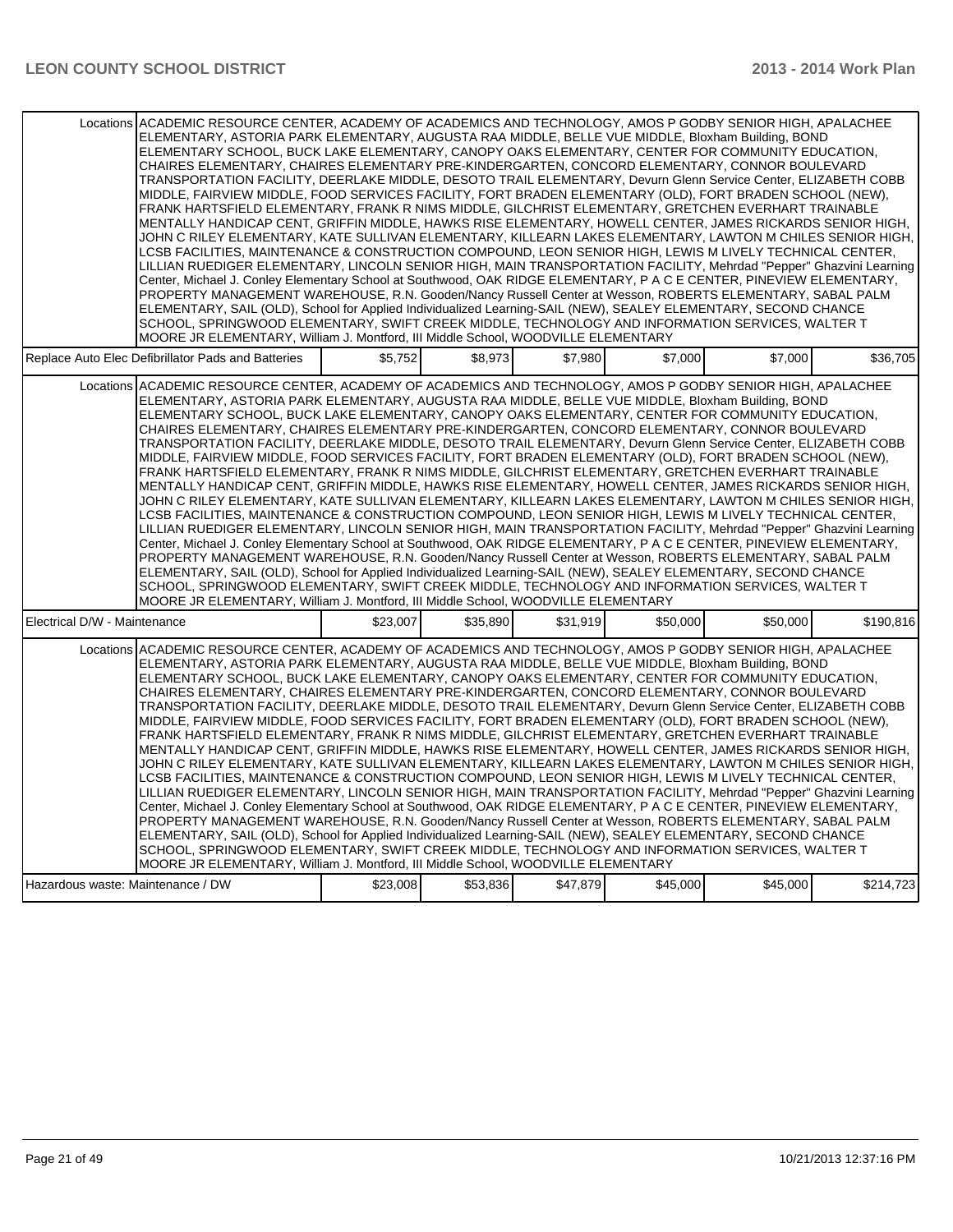| | | | | | | |
|---|---|---|---|---|---|---|
| Locations | ACADEMIC RESOURCE CENTER, ACADEMY OF ACADEMICS AND TECHNOLOGY, AMOS P GODBY SENIOR HIGH, APALACHEE ELEMENTARY, ASTORIA PARK ELEMENTARY, AUGUSTA RAA MIDDLE, BELLE VUE MIDDLE, Bloxham Building, BOND ELEMENTARY SCHOOL, BUCK LAKE ELEMENTARY, CANOPY OAKS ELEMENTARY, CENTER FOR COMMUNITY EDUCATION, CHAIRES ELEMENTARY, CHAIRES ELEMENTARY PRE-KINDERGARTEN, CONCORD ELEMENTARY, CONNOR BOULEVARD TRANSPORTATION FACILITY, DEERLAKE MIDDLE, DESOTO TRAIL ELEMENTARY, Devurn Glenn Service Center, ELIZABETH COBB MIDDLE, FAIRVIEW MIDDLE, FOOD SERVICES FACILITY, FORT BRADEN ELEMENTARY (OLD), FORT BRADEN SCHOOL (NEW), FRANK HARTSFIELD ELEMENTARY, FRANK R NIMS MIDDLE, GILCHRIST ELEMENTARY, GRETCHEN EVERHART TRAINABLE MENTALLY HANDICAP CENT, GRIFFIN MIDDLE, HAWKS RISE ELEMENTARY, HOWELL CENTER, JAMES RICKARDS SENIOR HIGH, JOHN C RILEY ELEMENTARY, KATE SULLIVAN ELEMENTARY, KILLEARN LAKES ELEMENTARY, LAWTON M CHILES SENIOR HIGH, LCSB FACILITIES, MAINTENANCE & CONSTRUCTION COMPOUND, LEON SENIOR HIGH, LEWIS M LIVELY TECHNICAL CENTER, LILLIAN RUEDIGER ELEMENTARY, LINCOLN SENIOR HIGH, MAIN TRANSPORTATION FACILITY, Mehrdad "Pepper" Ghazvini Learning Center, Michael J. Conley Elementary School at Southwood, OAK RIDGE ELEMENTARY, P A C E CENTER, PINEVIEW ELEMENTARY, PROPERTY MANAGEMENT WAREHOUSE, R.N. Gooden/Nancy Russell Center at Wesson, ROBERTS ELEMENTARY, SABAL PALM ELEMENTARY, SAIL (OLD), School for Applied Individualized Learning-SAIL (NEW), SEALEY ELEMENTARY, SECOND CHANCE SCHOOL, SPRINGWOOD ELEMENTARY, SWIFT CREEK MIDDLE, TECHNOLOGY AND INFORMATION SERVICES, WALTER T MOORE JR ELEMENTARY, William J. Montford, III Middle School, WOODVILLE ELEMENTARY | | | | | |
| Replace Auto Elec Defibrillator Pads and Batteries | | $5,752 | $8,973 | $7,980 | $7,000 | $7,000 | $36,705 |
| Locations | ACADEMIC RESOURCE CENTER, ACADEMY OF ACADEMICS AND TECHNOLOGY, AMOS P GODBY SENIOR HIGH, APALACHEE ELEMENTARY, ASTORIA PARK ELEMENTARY, AUGUSTA RAA MIDDLE, BELLE VUE MIDDLE, Bloxham Building, BOND ELEMENTARY SCHOOL, BUCK LAKE ELEMENTARY, CANOPY OAKS ELEMENTARY, CENTER FOR COMMUNITY EDUCATION, CHAIRES ELEMENTARY, CHAIRES ELEMENTARY PRE-KINDERGARTEN, CONCORD ELEMENTARY, CONNOR BOULEVARD TRANSPORTATION FACILITY, DEERLAKE MIDDLE, DESOTO TRAIL ELEMENTARY, Devurn Glenn Service Center, ELIZABETH COBB MIDDLE, FAIRVIEW MIDDLE, FOOD SERVICES FACILITY, FORT BRADEN ELEMENTARY (OLD), FORT BRADEN SCHOOL (NEW), FRANK HARTSFIELD ELEMENTARY, FRANK R NIMS MIDDLE, GILCHRIST ELEMENTARY, GRETCHEN EVERHART TRAINABLE MENTALLY HANDICAP CENT, GRIFFIN MIDDLE, HAWKS RISE ELEMENTARY, HOWELL CENTER, JAMES RICKARDS SENIOR HIGH, JOHN C RILEY ELEMENTARY, KATE SULLIVAN ELEMENTARY, KILLEARN LAKES ELEMENTARY, LAWTON M CHILES SENIOR HIGH, LCSB FACILITIES, MAINTENANCE & CONSTRUCTION COMPOUND, LEON SENIOR HIGH, LEWIS M LIVELY TECHNICAL CENTER, LILLIAN RUEDIGER ELEMENTARY, LINCOLN SENIOR HIGH, MAIN TRANSPORTATION FACILITY, Mehrdad "Pepper" Ghazvini Learning Center, Michael J. Conley Elementary School at Southwood, OAK RIDGE ELEMENTARY, P A C E CENTER, PINEVIEW ELEMENTARY, PROPERTY MANAGEMENT WAREHOUSE, R.N. Gooden/Nancy Russell Center at Wesson, ROBERTS ELEMENTARY, SABAL PALM ELEMENTARY, SAIL (OLD), School for Applied Individualized Learning-SAIL (NEW), SEALEY ELEMENTARY, SECOND CHANCE SCHOOL, SPRINGWOOD ELEMENTARY, SWIFT CREEK MIDDLE, TECHNOLOGY AND INFORMATION SERVICES, WALTER T MOORE JR ELEMENTARY, William J. Montford, III Middle School, WOODVILLE ELEMENTARY | | | | | |
| Electrical D/W - Maintenance | | $23,007 | $35,890 | $31,919 | $50,000 | $50,000 | $190,816 |
| Locations | ACADEMIC RESOURCE CENTER, ACADEMY OF ACADEMICS AND TECHNOLOGY, AMOS P GODBY SENIOR HIGH, APALACHEE ELEMENTARY, ASTORIA PARK ELEMENTARY, AUGUSTA RAA MIDDLE, BELLE VUE MIDDLE, Bloxham Building, BOND ELEMENTARY SCHOOL, BUCK LAKE ELEMENTARY, CANOPY OAKS ELEMENTARY, CENTER FOR COMMUNITY EDUCATION, CHAIRES ELEMENTARY, CHAIRES ELEMENTARY PRE-KINDERGARTEN, CONCORD ELEMENTARY, CONNOR BOULEVARD TRANSPORTATION FACILITY, DEERLAKE MIDDLE, DESOTO TRAIL ELEMENTARY, Devurn Glenn Service Center, ELIZABETH COBB MIDDLE, FAIRVIEW MIDDLE, FOOD SERVICES FACILITY, FORT BRADEN ELEMENTARY (OLD), FORT BRADEN SCHOOL (NEW), FRANK HARTSFIELD ELEMENTARY, FRANK R NIMS MIDDLE, GILCHRIST ELEMENTARY, GRETCHEN EVERHART TRAINABLE MENTALLY HANDICAP CENT, GRIFFIN MIDDLE, HAWKS RISE ELEMENTARY, HOWELL CENTER, JAMES RICKARDS SENIOR HIGH, JOHN C RILEY ELEMENTARY, KATE SULLIVAN ELEMENTARY, KILLEARN LAKES ELEMENTARY, LAWTON M CHILES SENIOR HIGH, LCSB FACILITIES, MAINTENANCE & CONSTRUCTION COMPOUND, LEON SENIOR HIGH, LEWIS M LIVELY TECHNICAL CENTER, LILLIAN RUEDIGER ELEMENTARY, LINCOLN SENIOR HIGH, MAIN TRANSPORTATION FACILITY, Mehrdad "Pepper" Ghazvini Learning Center, Michael J. Conley Elementary School at Southwood, OAK RIDGE ELEMENTARY, P A C E CENTER, PINEVIEW ELEMENTARY, PROPERTY MANAGEMENT WAREHOUSE, R.N. Gooden/Nancy Russell Center at Wesson, ROBERTS ELEMENTARY, SABAL PALM ELEMENTARY, SAIL (OLD), School for Applied Individualized Learning-SAIL (NEW), SEALEY ELEMENTARY, SECOND CHANCE SCHOOL, SPRINGWOOD ELEMENTARY, SWIFT CREEK MIDDLE, TECHNOLOGY AND INFORMATION SERVICES, WALTER T MOORE JR ELEMENTARY, William J. Montford, III Middle School, WOODVILLE ELEMENTARY | | | | | |
| Hazardous waste: Maintenance / DW | | $23,008 | $53,836 | $47,879 | $45,000 | $45,000 | $214,723 |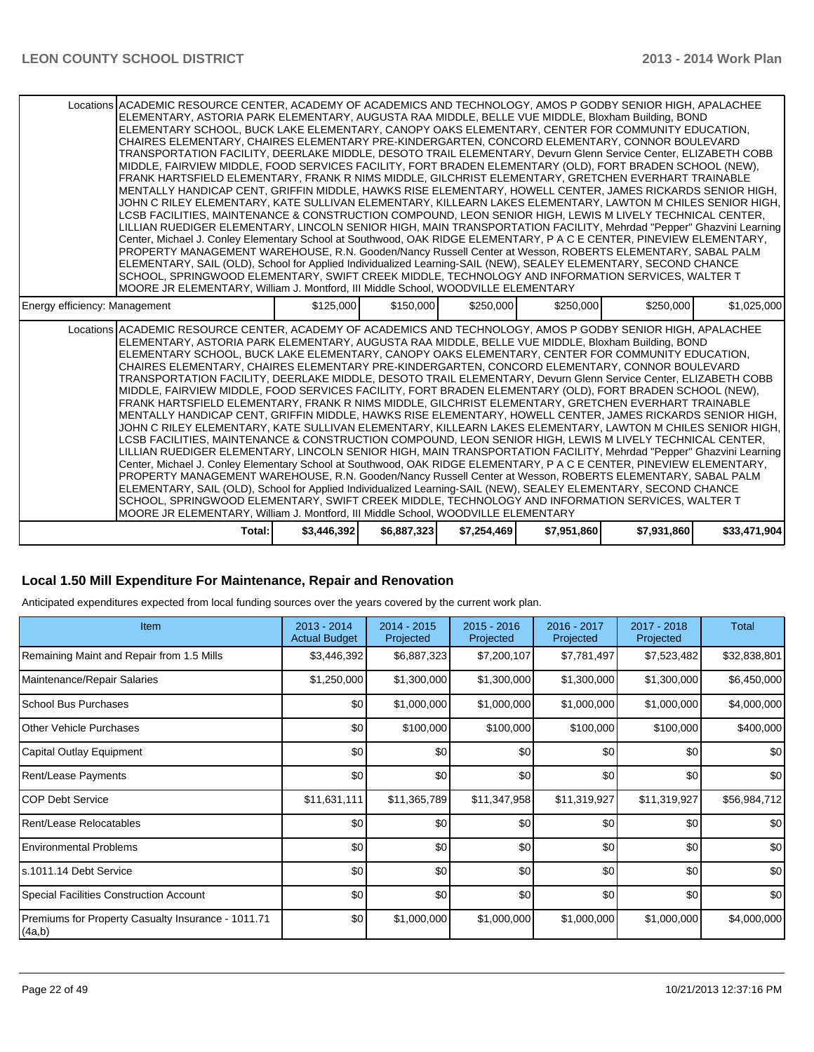| | | | | | | |
|---|---|---|---|---|---|---|
| Locations | ACADEMIC RESOURCE CENTER, ACADEMY OF ACADEMICS AND TECHNOLOGY, AMOS P GODBY SENIOR HIGH, APALACHEE ELEMENTARY, ASTORIA PARK ELEMENTARY, AUGUSTA RAA MIDDLE, BELLE VUE MIDDLE, Bloxham Building, BOND ELEMENTARY SCHOOL, BUCK LAKE ELEMENTARY, CANOPY OAKS ELEMENTARY, CENTER FOR COMMUNITY EDUCATION, CHAIRES ELEMENTARY, CHAIRES ELEMENTARY PRE-KINDERGARTEN, CONCORD ELEMENTARY, CONNOR BOULEVARD TRANSPORTATION FACILITY, DEERLAKE MIDDLE, DESOTO TRAIL ELEMENTARY, Devurn Glenn Service Center, ELIZABETH COBB MIDDLE, FAIRVIEW MIDDLE, FOOD SERVICES FACILITY, FORT BRADEN ELEMENTARY (OLD), FORT BRADEN SCHOOL (NEW), FRANK HARTSFIELD ELEMENTARY, FRANK R NIMS MIDDLE, GILCHRIST ELEMENTARY, GRETCHEN EVERHART TRAINABLE MENTALLY HANDICAP CENT, GRIFFIN MIDDLE, HAWKS RISE ELEMENTARY, HOWELL CENTER, JAMES RICKARDS SENIOR HIGH, JOHN C RILEY ELEMENTARY, KATE SULLIVAN ELEMENTARY, KILLEARN LAKES ELEMENTARY, LAWTON M CHILES SENIOR HIGH, LCSB FACILITIES, MAINTENANCE & CONSTRUCTION COMPOUND, LEON SENIOR HIGH, LEWIS M LIVELY TECHNICAL CENTER, LILLIAN RUEDIGER ELEMENTARY, LINCOLN SENIOR HIGH, MAIN TRANSPORTATION FACILITY, Mehrdad "Pepper" Ghazvini Learning Center, Michael J. Conley Elementary School at Southwood, OAK RIDGE ELEMENTARY, P A C E CENTER, PINEVIEW ELEMENTARY, PROPERTY MANAGEMENT WAREHOUSE, R.N. Gooden/Nancy Russell Center at Wesson, ROBERTS ELEMENTARY, SABAL PALM ELEMENTARY, SAIL (OLD), School for Applied Individualized Learning-SAIL (NEW), SEALEY ELEMENTARY, SECOND CHANCE SCHOOL, SPRINGWOOD ELEMENTARY, SWIFT CREEK MIDDLE, TECHNOLOGY AND INFORMATION SERVICES, WALTER T MOORE JR ELEMENTARY, William J. Montford, III Middle School, WOODVILLE ELEMENTARY | | | | | |
| Energy efficiency: Management | | $125,000 | $150,000 | $250,000 | $250,000 | $250,000 | $1,025,000 |
| Locations | ACADEMIC RESOURCE CENTER, ACADEMY OF ACADEMICS AND TECHNOLOGY, AMOS P GODBY SENIOR HIGH, APALACHEE ELEMENTARY, ASTORIA PARK ELEMENTARY, AUGUSTA RAA MIDDLE, BELLE VUE MIDDLE, Bloxham Building, BOND ELEMENTARY SCHOOL, BUCK LAKE ELEMENTARY, CANOPY OAKS ELEMENTARY, CENTER FOR COMMUNITY EDUCATION, CHAIRES ELEMENTARY, CHAIRES ELEMENTARY PRE-KINDERGARTEN, CONCORD ELEMENTARY, CONNOR BOULEVARD TRANSPORTATION FACILITY, DEERLAKE MIDDLE, DESOTO TRAIL ELEMENTARY, Devurn Glenn Service Center, ELIZABETH COBB MIDDLE, FAIRVIEW MIDDLE, FOOD SERVICES FACILITY, FORT BRADEN ELEMENTARY (OLD), FORT BRADEN SCHOOL (NEW), FRANK HARTSFIELD ELEMENTARY, FRANK R NIMS MIDDLE, GILCHRIST ELEMENTARY, GRETCHEN EVERHART TRAINABLE MENTALLY HANDICAP CENT, GRIFFIN MIDDLE, HAWKS RISE ELEMENTARY, HOWELL CENTER, JAMES RICKARDS SENIOR HIGH, JOHN C RILEY ELEMENTARY, KATE SULLIVAN ELEMENTARY, KILLEARN LAKES ELEMENTARY, LAWTON M CHILES SENIOR HIGH, LCSB FACILITIES, MAINTENANCE & CONSTRUCTION COMPOUND, LEON SENIOR HIGH, LEWIS M LIVELY TECHNICAL CENTER, LILLIAN RUEDIGER ELEMENTARY, LINCOLN SENIOR HIGH, MAIN TRANSPORTATION FACILITY, Mehrdad "Pepper" Ghazvini Learning Center, Michael J. Conley Elementary School at Southwood, OAK RIDGE ELEMENTARY, P A C E CENTER, PINEVIEW ELEMENTARY, PROPERTY MANAGEMENT WAREHOUSE, R.N. Gooden/Nancy Russell Center at Wesson, ROBERTS ELEMENTARY, SABAL PALM ELEMENTARY, SAIL (OLD), School for Applied Individualized Learning-SAIL (NEW), SEALEY ELEMENTARY, SECOND CHANCE SCHOOL, SPRINGWOOD ELEMENTARY, SWIFT CREEK MIDDLE, TECHNOLOGY AND INFORMATION SERVICES, WALTER T MOORE JR ELEMENTARY, William J. Montford, III Middle School, WOODVILLE ELEMENTARY | | | | | |
| | Total: | $3,446,392 | $6,887,323 | $7,254,469 | $7,951,860 | $7,931,860 | $33,471,904 |

## Local 1.50 Mill Expenditure For Maintenance, Repair and Renovation

Anticipated expenditures expected from local funding sources over the years covered by the current work plan.

| Item | 2013 - 2014 Actual Budget | 2014 - 2015 Projected | 2015 - 2016 Projected | 2016 - 2017 Projected | 2017 - 2018 Projected | Total |
|---|---|---|---|---|---|---|
| Remaining Maint and Repair from 1.5 Mills | $3,446,392 | $6,887,323 | $7,200,107 | $7,781,497 | $7,523,482 | $32,838,801 |
| Maintenance/Repair Salaries | $1,250,000 | $1,300,000 | $1,300,000 | $1,300,000 | $1,300,000 | $6,450,000 |
| School Bus Purchases | $0 | $1,000,000 | $1,000,000 | $1,000,000 | $1,000,000 | $4,000,000 |
| Other Vehicle Purchases | $0 | $100,000 | $100,000 | $100,000 | $100,000 | $400,000 |
| Capital Outlay Equipment | $0 | $0 | $0 | $0 | $0 | $0 |
| Rent/Lease Payments | $0 | $0 | $0 | $0 | $0 | $0 |
| COP Debt Service | $11,631,111 | $11,365,789 | $11,347,958 | $11,319,927 | $11,319,927 | $56,984,712 |
| Rent/Lease Relocatables | $0 | $0 | $0 | $0 | $0 | $0 |
| Environmental Problems | $0 | $0 | $0 | $0 | $0 | $0 |
| s.1011.14 Debt Service | $0 | $0 | $0 | $0 | $0 | $0 |
| Special Facilities Construction Account | $0 | $0 | $0 | $0 | $0 | $0 |
| Premiums for Property Casualty Insurance - 1011.71 (4a,b) | $0 | $1,000,000 | $1,000,000 | $1,000,000 | $1,000,000 | $4,000,000 |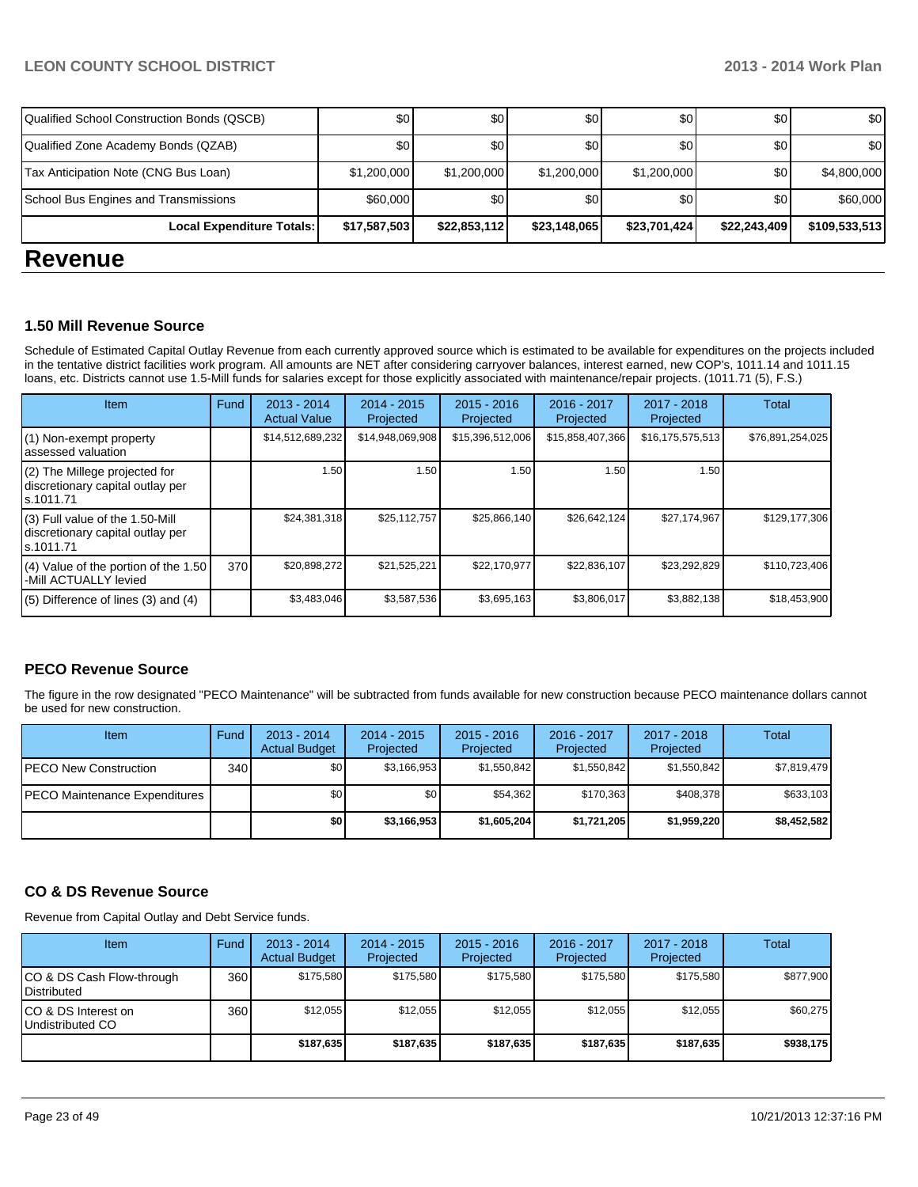| Qualified School Construction Bonds (QSCB) | $0 | $0 | $0 | $0 | $0 | $0 |
|---|---|---|---|---|---|---|
| Qualified Zone Academy Bonds (QZAB) | $0 | $0 | $0 | $0 | $0 | $0 |
| Tax Anticipation Note (CNG Bus Loan) | $1,200,000 | $1,200,000 | $1,200,000 | $1,200,000 | $0 | $4,800,000 |
| School Bus Engines and Transmissions | $60,000 | $0 | $0 | $0 | $0 | $60,000 |
| **Local Expenditure Totals:** | **$17,587,503** | **$22,853,112** | **$23,148,065** | **$23,701,424** | **$22,243,409** | **$109,533,513** |

# Revenue

### 1.50 Mill Revenue Source

Schedule of Estimated Capital Outlay Revenue from each currently approved source which is estimated to be available for expenditures on the projects included in the tentative district facilities work program. All amounts are NET after considering carryover balances, interest earned, new COP's, 1011.14 and 1011.15 loans, etc. Districts cannot use 1.5-Mill funds for salaries except for those explicitly associated with maintenance/repair projects. (1011.71 (5), F.S.)

| Item | Fund | 2013 - 2014 Actual Value | 2014 - 2015 Projected | 2015 - 2016 Projected | 2016 - 2017 Projected | 2017 - 2018 Projected | Total |
|---|---|---|---|---|---|---|---|
| (1) Non-exempt property assessed valuation | | $14,512,689,232 | $14,948,069,908 | $15,396,512,006 | $15,858,407,366 | $16,175,575,513 | $76,891,254,025 |
| (2) The Millege projected for discretionary capital outlay per s.1011.71 | | 1.50 | 1.50 | 1.50 | 1.50 | 1.50 | |
| (3) Full value of the 1.50-Mill discretionary capital outlay per s.1011.71 | | $24,381,318 | $25,112,757 | $25,866,140 | $26,642,124 | $27,174,967 | $129,177,306 |
| (4) Value of the portion of the 1.50 -Mill ACTUALLY levied | 370 | $20,898,272 | $21,525,221 | $22,170,977 | $22,836,107 | $23,292,829 | $110,723,406 |
| (5) Difference of lines (3) and (4) | | $3,483,046 | $3,587,536 | $3,695,163 | $3,806,017 | $3,882,138 | $18,453,900 |

### PECO Revenue Source

The figure in the row designated "PECO Maintenance" will be subtracted from funds available for new construction because PECO maintenance dollars cannot be used for new construction.

| Item | Fund | 2013 - 2014 Actual Budget | 2014 - 2015 Projected | 2015 - 2016 Projected | 2016 - 2017 Projected | 2017 - 2018 Projected | Total |
|---|---|---|---|---|---|---|---|
| PECO New Construction | 340 | $0 | $3,166,953 | $1,550,842 | $1,550,842 | $1,550,842 | $7,819,479 |
| PECO Maintenance Expenditures | | $0 | $0 | $54,362 | $170,363 | $408,378 | $633,103 |
| | | **$0** | **$3,166,953** | **$1,605,204** | **$1,721,205** | **$1,959,220** | **$8,452,582** |

### CO & DS Revenue Source

Revenue from Capital Outlay and Debt Service funds.

| Item | Fund | 2013 - 2014 Actual Budget | 2014 - 2015 Projected | 2015 - 2016 Projected | 2016 - 2017 Projected | 2017 - 2018 Projected | Total |
|---|---|---|---|---|---|---|---|
| CO & DS Cash Flow-through Distributed | 360 | $175,580 | $175,580 | $175,580 | $175,580 | $175,580 | $877,900 |
| CO & DS Interest on Undistributed CO | 360 | $12,055 | $12,055 | $12,055 | $12,055 | $12,055 | $60,275 |
| | | **$187,635** | **$187,635** | **$187,635** | **$187,635** | **$187,635** | **$938,175** |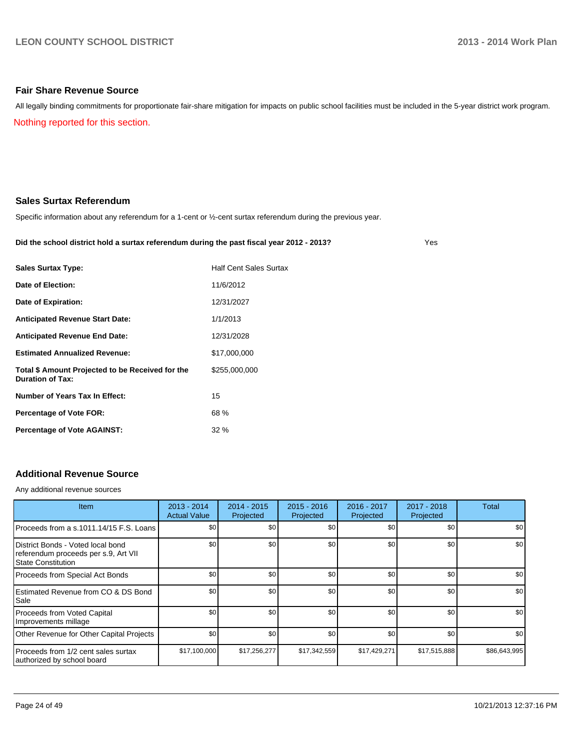## Fair Share Revenue Source

All legally binding commitments for proportionate fair-share mitigation for impacts on public school facilities must be included in the 5-year district work program.

Nothing reported for this section.

## Sales Surtax Referendum

Specific information about any referendum for a 1-cent or ½-cent surtax referendum during the previous year.

**Did the school district hold a surtax referendum during the past fiscal year 2012 - 2013?** Yes

| | |
|---|---|
| **Sales Surtax Type:** | Half Cent Sales Surtax |
| **Date of Election:** | 11/6/2012 |
| **Date of Expiration:** | 12/31/2027 |
| **Anticipated Revenue Start Date:** | 1/1/2013 |
| **Anticipated Revenue End Date:** | 12/31/2028 |
| **Estimated Annualized Revenue:** | $17,000,000 |
| **Total $ Amount Projected to be Received for the Duration of Tax:** | $255,000,000 |
| **Number of Years Tax In Effect:** | 15 |
| **Percentage of Vote FOR:** | 68 % |
| **Percentage of Vote AGAINST:** | 32 % |

## Additional Revenue Source

Any additional revenue sources

| Item | 2013 - 2014 Actual Value | 2014 - 2015 Projected | 2015 - 2016 Projected | 2016 - 2017 Projected | 2017 - 2018 Projected | Total |
|---|---|---|---|---|---|---|
| Proceeds from a s.1011.14/15 F.S. Loans | $0 | $0 | $0 | $0 | $0 | $0 |
| District Bonds - Voted local bond referendum proceeds per s.9, Art VII State Constitution | $0 | $0 | $0 | $0 | $0 | $0 |
| Proceeds from Special Act Bonds | $0 | $0 | $0 | $0 | $0 | $0 |
| Estimated Revenue from CO & DS Bond Sale | $0 | $0 | $0 | $0 | $0 | $0 |
| Proceeds from Voted Capital Improvements millage | $0 | $0 | $0 | $0 | $0 | $0 |
| Other Revenue for Other Capital Projects | $0 | $0 | $0 | $0 | $0 | $0 |
| Proceeds from 1/2 cent sales surtax authorized by school board | $17,100,000 | $17,256,277 | $17,342,559 | $17,429,271 | $17,515,888 | $86,643,995 |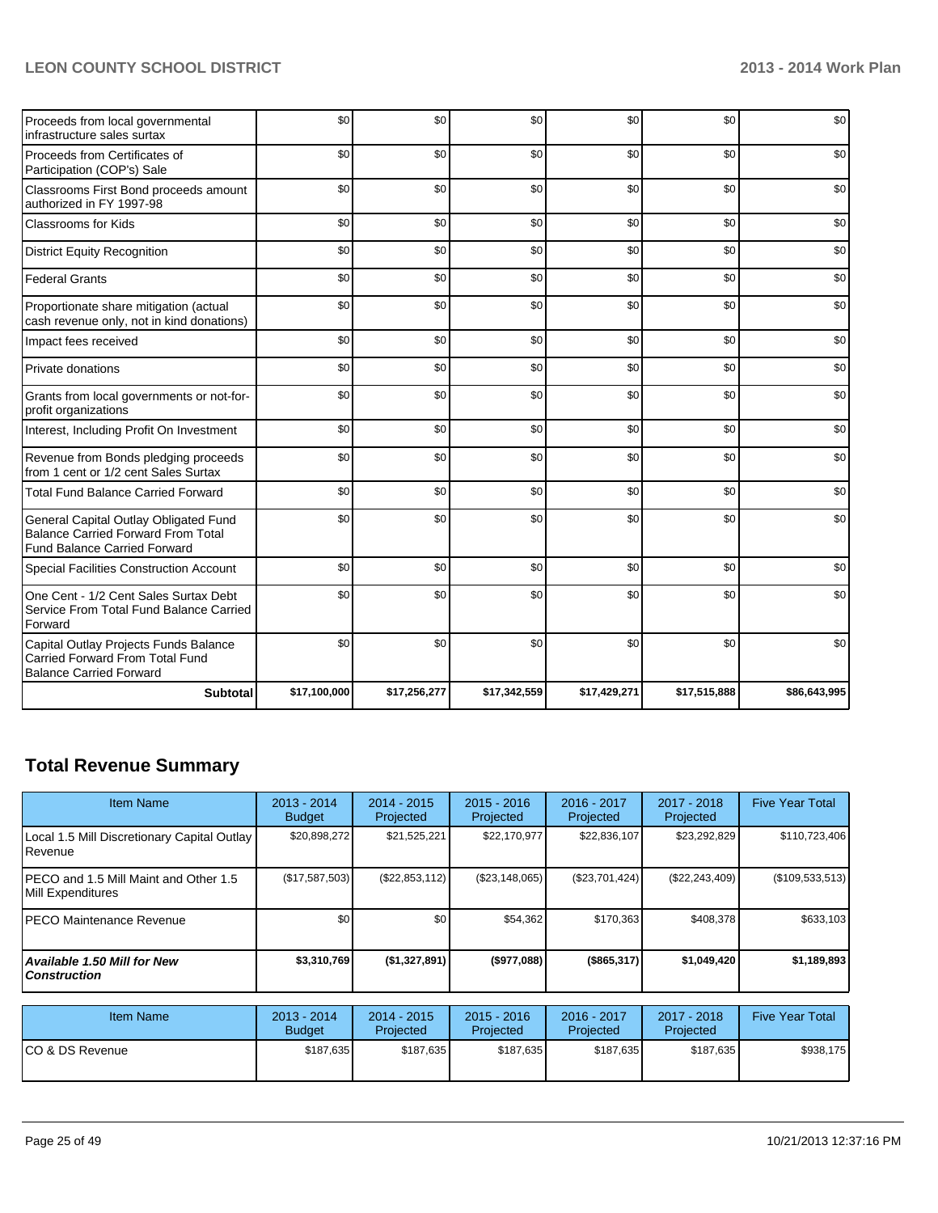| | | | | | | |
|---|---|---|---|---|---|---|
| Proceeds from local governmental infrastructure sales surtax | $0 | $0 | $0 | $0 | $0 | $0 |
| Proceeds from Certificates of Participation (COP's) Sale | $0 | $0 | $0 | $0 | $0 | $0 |
| Classrooms First Bond proceeds amount authorized in FY 1997-98 | $0 | $0 | $0 | $0 | $0 | $0 |
| Classrooms for Kids | $0 | $0 | $0 | $0 | $0 | $0 |
| District Equity Recognition | $0 | $0 | $0 | $0 | $0 | $0 |
| Federal Grants | $0 | $0 | $0 | $0 | $0 | $0 |
| Proportionate share mitigation (actual cash revenue only, not in kind donations) | $0 | $0 | $0 | $0 | $0 | $0 |
| Impact fees received | $0 | $0 | $0 | $0 | $0 | $0 |
| Private donations | $0 | $0 | $0 | $0 | $0 | $0 |
| Grants from local governments or not-for-profit organizations | $0 | $0 | $0 | $0 | $0 | $0 |
| Interest, Including Profit On Investment | $0 | $0 | $0 | $0 | $0 | $0 |
| Revenue from Bonds pledging proceeds from 1 cent or 1/2 cent Sales Surtax | $0 | $0 | $0 | $0 | $0 | $0 |
| Total Fund Balance Carried Forward | $0 | $0 | $0 | $0 | $0 | $0 |
| General Capital Outlay Obligated Fund Balance Carried Forward From Total Fund Balance Carried Forward | $0 | $0 | $0 | $0 | $0 | $0 |
| Special Facilities Construction Account | $0 | $0 | $0 | $0 | $0 | $0 |
| One Cent - 1/2 Cent Sales Surtax Debt Service From Total Fund Balance Carried Forward | $0 | $0 | $0 | $0 | $0 | $0 |
| Capital Outlay Projects Funds Balance Carried Forward From Total Fund Balance Carried Forward | $0 | $0 | $0 | $0 | $0 | $0 |
| **Subtotal** | **$17,100,000** | **$17,256,277** | **$17,342,559** | **$17,429,271** | **$17,515,888** | **$86,643,995** |

## Total Revenue Summary

| Item Name | 2013 - 2014 Budget | 2014 - 2015 Projected | 2015 - 2016 Projected | 2016 - 2017 Projected | 2017 - 2018 Projected | Five Year Total |
|---|---|---|---|---|---|---|
| Local 1.5 Mill Discretionary Capital Outlay Revenue | $20,898,272 | $21,525,221 | $22,170,977 | $22,836,107 | $23,292,829 | $110,723,406 |
| PECO and 1.5 Mill Maint and Other 1.5 Mill Expenditures | ($17,587,503) | ($22,853,112) | ($23,148,065) | ($23,701,424) | ($22,243,409) | ($109,533,513) |
| PECO Maintenance Revenue | $0 | $0 | $54,362 | $170,363 | $408,378 | $633,103 |
| ***Available 1.50 Mill for New Construction*** | **$3,310,769** | **($1,327,891)** | **($977,088)** | **($865,317)** | **$1,049,420** | **$1,189,893** |

| Item Name | 2013 - 2014 Budget | 2014 - 2015 Projected | 2015 - 2016 Projected | 2016 - 2017 Projected | 2017 - 2018 Projected | Five Year Total |
|---|---|---|---|---|---|---|
| CO & DS Revenue | $187,635 | $187,635 | $187,635 | $187,635 | $187,635 | $938,175 |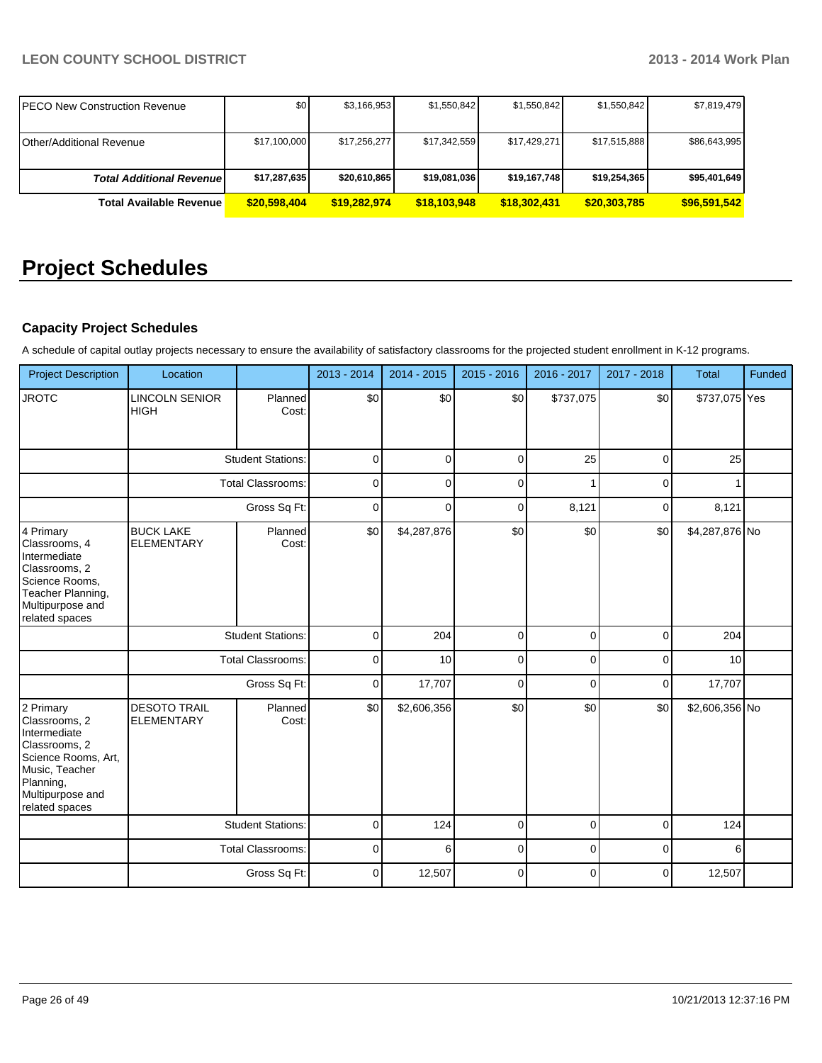| | | | | | | |
|---|---|---|---|---|---|---|
| PECO New Construction Revenue | $0 | $3,166,953 | $1,550,842 | $1,550,842 | $1,550,842 | $7,819,479 |
| Other/Additional Revenue | $17,100,000 | $17,256,277 | $17,342,559 | $17,429,271 | $17,515,888 | $86,643,995 |
| ***Total Additional Revenue*** | **$17,287,635** | **$20,610,865** | **$19,081,036** | **$19,167,748** | **$19,254,365** | **$95,401,649** |
| **Total Available Revenue** | **$20,598,404** | **$19,282,974** | **$18,103,948** | **$18,302,431** | **$20,303,785** | **$96,591,542** |

# Project Schedules

### Capacity Project Schedules

A schedule of capital outlay projects necessary to ensure the availability of satisfactory classrooms for the projected student enrollment in K-12 programs.

| Project Description | Location | | 2013 - 2014 | 2014 - 2015 | 2015 - 2016 | 2016 - 2017 | 2017 - 2018 | Total | Funded |
|---|---|---|---|---|---|---|---|---|---|
| JROTC | LINCOLN SENIOR HIGH | Planned Cost: | $0 | $0 | $0 | $737,075 | $0 | $737,075 | Yes |
| | | Student Stations: | 0 | 0 | 0 | 25 | 0 | 25 | |
| | | Total Classrooms: | 0 | 0 | 0 | 1 | 0 | 1 | |
| | | Gross Sq Ft: | 0 | 0 | 0 | 8,121 | 0 | 8,121 | |
| 4 Primary Classrooms, 4 Intermediate Classrooms, 2 Science Rooms, Teacher Planning, Multipurpose and related spaces | BUCK LAKE ELEMENTARY | Planned Cost: | $0 | $4,287,876 | $0 | $0 | $0 | $4,287,876 | No |
| | | Student Stations: | 0 | 204 | 0 | 0 | 0 | 204 | |
| | | Total Classrooms: | 0 | 10 | 0 | 0 | 0 | 10 | |
| | | Gross Sq Ft: | 0 | 17,707 | 0 | 0 | 0 | 17,707 | |
| 2 Primary Classrooms, 2 Intermediate Classrooms, 2 Science Rooms, Art, Music, Teacher Planning, Multipurpose and related spaces | DESOTO TRAIL ELEMENTARY | Planned Cost: | $0 | $2,606,356 | $0 | $0 | $0 | $2,606,356 | No |
| | | Student Stations: | 0 | 124 | 0 | 0 | 0 | 124 | |
| | | Total Classrooms: | 0 | 6 | 0 | 0 | 0 | 6 | |
| | | Gross Sq Ft: | 0 | 12,507 | 0 | 0 | 0 | 12,507 | |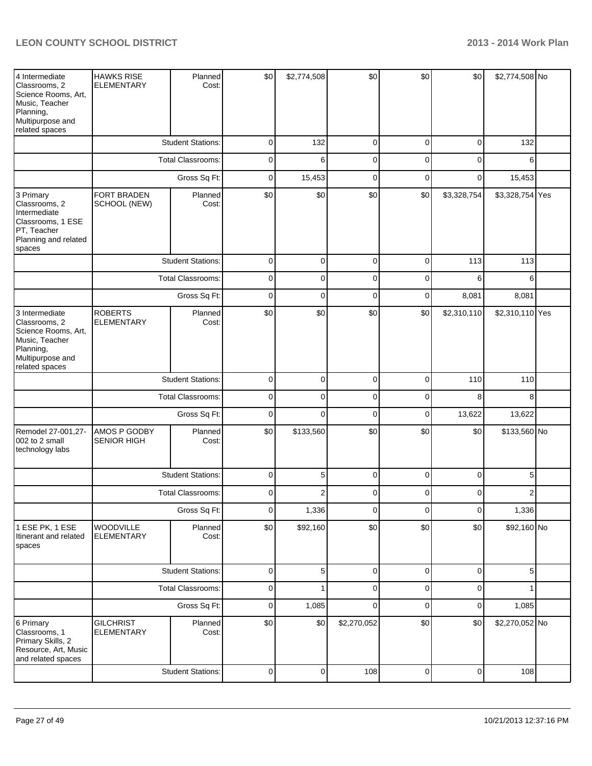| Project | Location | | | | | | | Total | Funded |
|---|---|---|---|---|---|---|---|---|---|
| 4 Intermediate Classrooms, 2 Science Rooms, Art, Music, Teacher Planning, Multipurpose and related spaces | HAWKS RISE ELEMENTARY | Planned Cost: | $0 | $2,774,508 | $0 | $0 | $0 | $2,774,508 | No |
| | | Student Stations: | 0 | 132 | 0 | 0 | 0 | 132 | |
| | | Total Classrooms: | 0 | 6 | 0 | 0 | 0 | 6 | |
| | | Gross Sq Ft: | 0 | 15,453 | 0 | 0 | 0 | 15,453 | |
| 3 Primary Classrooms, 2 Intermediate Classrooms, 1 ESE PT, Teacher Planning and related spaces | FORT BRADEN SCHOOL (NEW) | Planned Cost: | $0 | $0 | $0 | $0 | $3,328,754 | $3,328,754 | Yes |
| | | Student Stations: | 0 | 0 | 0 | 0 | 113 | 113 | |
| | | Total Classrooms: | 0 | 0 | 0 | 0 | 6 | 6 | |
| | | Gross Sq Ft: | 0 | 0 | 0 | 0 | 8,081 | 8,081 | |
| 3 Intermediate Classrooms, 2 Science Rooms, Art, Music, Teacher Planning, Multipurpose and related spaces | ROBERTS ELEMENTARY | Planned Cost: | $0 | $0 | $0 | $0 | $2,310,110 | $2,310,110 | Yes |
| | | Student Stations: | 0 | 0 | 0 | 0 | 110 | 110 | |
| | | Total Classrooms: | 0 | 0 | 0 | 0 | 8 | 8 | |
| | | Gross Sq Ft: | 0 | 0 | 0 | 0 | 13,622 | 13,622 | |
| Remodel 27-001,27-002 to 2 small technology labs | AMOS P GODBY SENIOR HIGH | Planned Cost: | $0 | $133,560 | $0 | $0 | $0 | $133,560 | No |
| | | Student Stations: | 0 | 5 | 0 | 0 | 0 | 5 | |
| | | Total Classrooms: | 0 | 2 | 0 | 0 | 0 | 2 | |
| | | Gross Sq Ft: | 0 | 1,336 | 0 | 0 | 0 | 1,336 | |
| 1 ESE PK, 1 ESE Itinerant and related spaces | WOODVILLE ELEMENTARY | Planned Cost: | $0 | $92,160 | $0 | $0 | $0 | $92,160 | No |
| | | Student Stations: | 0 | 5 | 0 | 0 | 0 | 5 | |
| | | Total Classrooms: | 0 | 1 | 0 | 0 | 0 | 1 | |
| | | Gross Sq Ft: | 0 | 1,085 | 0 | 0 | 0 | 1,085 | |
| 6 Primary Classrooms, 1 Primary Skills, 2 Resource, Art, Music and related spaces | GILCHRIST ELEMENTARY | Planned Cost: | $0 | $0 | $2,270,052 | $0 | $0 | $2,270,052 | No |
| | | Student Stations: | 0 | 0 | 108 | 0 | 0 | 108 | |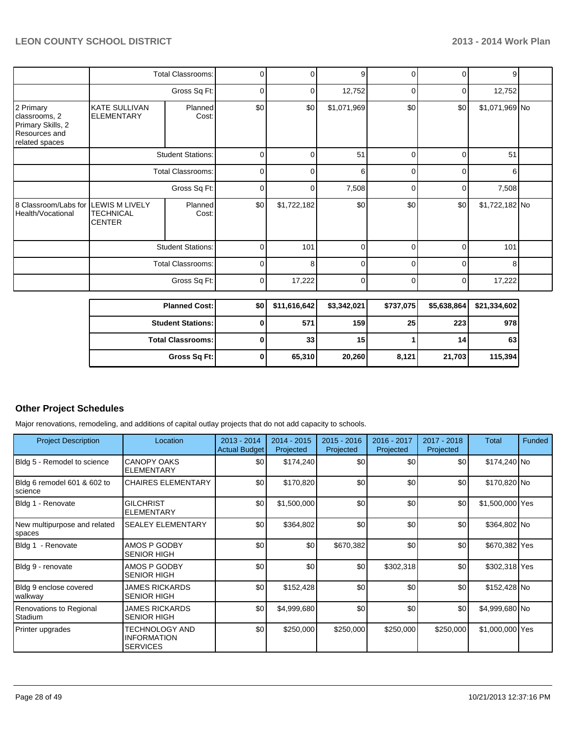| | | | | | | | | |
|---|---|---|---|---|---|---|---|---|
| | Total Classrooms: | | 0 | 0 | 9 | 0 | 0 | 9 | |
| | Gross Sq Ft: | | 0 | 0 | 12,752 | 0 | 0 | 12,752 | |
| 2 Primary classrooms, 2 Primary Skills, 2 Resources and related spaces | KATE SULLIVAN ELEMENTARY | Planned Cost: | $0 | $0 | $1,071,969 | $0 | $0 | $1,071,969 | No |
| | Student Stations: | | 0 | 0 | 51 | 0 | 0 | 51 | |
| | Total Classrooms: | | 0 | 0 | 6 | 0 | 0 | 6 | |
| | Gross Sq Ft: | | 0 | 0 | 7,508 | 0 | 0 | 7,508 | |
| 8 Classroom/Labs for Health/Vocational | LEWIS M LIVELY TECHNICAL CENTER | Planned Cost: | $0 | $1,722,182 | $0 | $0 | $0 | $1,722,182 | No |
| | Student Stations: | | 0 | 101 | 0 | 0 | 0 | 101 | |
| | Total Classrooms: | | 0 | 8 | 0 | 0 | 0 | 8 | |
| | Gross Sq Ft: | | 0 | 17,222 | 0 | 0 | 0 | 17,222 | |

| | | | | | | |
|---|---|---|---|---|---|---|
| **Planned Cost:** | **$0** | **$11,616,642** | **$3,342,021** | **$737,075** | **$5,638,864** | **$21,334,602** |
| **Student Stations:** | **0** | **571** | **159** | **25** | **223** | **978** |
| **Total Classrooms:** | **0** | **33** | **15** | **1** | **14** | **63** |
| **Gross Sq Ft:** | **0** | **65,310** | **20,260** | **8,121** | **21,703** | **115,394** |

## Other Project Schedules

Major renovations, remodeling, and additions of capital outlay projects that do not add capacity to schools.

| Project Description | Location | 2013 - 2014 Actual Budget | 2014 - 2015 Projected | 2015 - 2016 Projected | 2016 - 2017 Projected | 2017 - 2018 Projected | Total | Funded |
|---|---|---|---|---|---|---|---|---|
| Bldg 5 - Remodel to science | CANOPY OAKS ELEMENTARY | $0 | $174,240 | $0 | $0 | $0 | $174,240 | No |
| Bldg 6 remodel 601 & 602 to science | CHAIRES ELEMENTARY | $0 | $170,820 | $0 | $0 | $0 | $170,820 | No |
| Bldg 1 - Renovate | GILCHRIST ELEMENTARY | $0 | $1,500,000 | $0 | $0 | $0 | $1,500,000 | Yes |
| New multipurpose and related spaces | SEALEY ELEMENTARY | $0 | $364,802 | $0 | $0 | $0 | $364,802 | No |
| Bldg 1 - Renovate | AMOS P GODBY SENIOR HIGH | $0 | $0 | $670,382 | $0 | $0 | $670,382 | Yes |
| Bldg 9 - renovate | AMOS P GODBY SENIOR HIGH | $0 | $0 | $0 | $302,318 | $0 | $302,318 | Yes |
| Bldg 9 enclose covered walkway | JAMES RICKARDS SENIOR HIGH | $0 | $152,428 | $0 | $0 | $0 | $152,428 | No |
| Renovations to Regional Stadium | JAMES RICKARDS SENIOR HIGH | $0 | $4,999,680 | $0 | $0 | $0 | $4,999,680 | No |
| Printer upgrades | TECHNOLOGY AND INFORMATION SERVICES | $0 | $250,000 | $250,000 | $250,000 | $250,000 | $1,000,000 | Yes |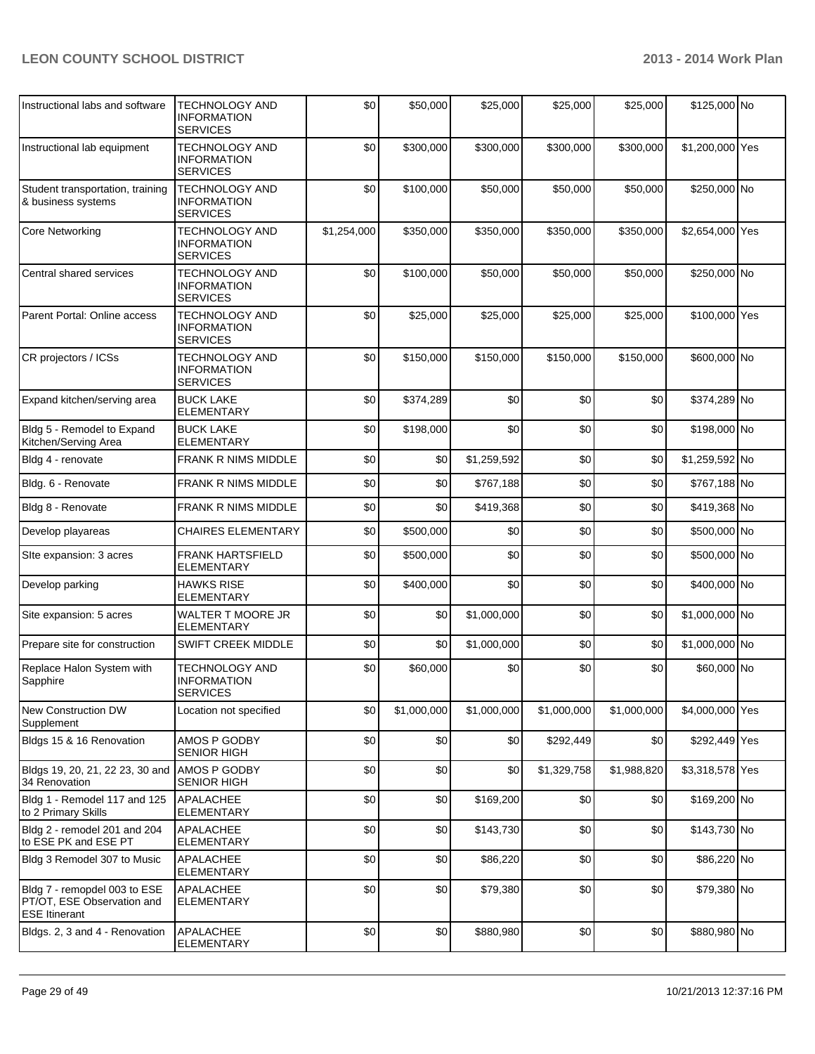| Instructional labs and software | TECHNOLOGY AND INFORMATION SERVICES | $0 | $50,000 | $25,000 | $25,000 | $25,000 | $125,000 | No |
|---|---|---|---|---|---|---|---|---|
| Instructional lab equipment | TECHNOLOGY AND INFORMATION SERVICES | $0 | $300,000 | $300,000 | $300,000 | $300,000 | $1,200,000 | Yes |
| Student transportation, training & business systems | TECHNOLOGY AND INFORMATION SERVICES | $0 | $100,000 | $50,000 | $50,000 | $50,000 | $250,000 | No |
| Core Networking | TECHNOLOGY AND INFORMATION SERVICES | $1,254,000 | $350,000 | $350,000 | $350,000 | $350,000 | $2,654,000 | Yes |
| Central shared services | TECHNOLOGY AND INFORMATION SERVICES | $0 | $100,000 | $50,000 | $50,000 | $50,000 | $250,000 | No |
| Parent Portal: Online access | TECHNOLOGY AND INFORMATION SERVICES | $0 | $25,000 | $25,000 | $25,000 | $25,000 | $100,000 | Yes |
| CR projectors / ICSs | TECHNOLOGY AND INFORMATION SERVICES | $0 | $150,000 | $150,000 | $150,000 | $150,000 | $600,000 | No |
| Expand kitchen/serving area | BUCK LAKE ELEMENTARY | $0 | $374,289 | $0 | $0 | $0 | $374,289 | No |
| Bldg 5 - Remodel to Expand Kitchen/Serving Area | BUCK LAKE ELEMENTARY | $0 | $198,000 | $0 | $0 | $0 | $198,000 | No |
| Bldg 4 - renovate | FRANK R NIMS MIDDLE | $0 | $0 | $1,259,592 | $0 | $0 | $1,259,592 | No |
| Bldg. 6 - Renovate | FRANK R NIMS MIDDLE | $0 | $0 | $767,188 | $0 | $0 | $767,188 | No |
| Bldg 8 - Renovate | FRANK R NIMS MIDDLE | $0 | $0 | $419,368 | $0 | $0 | $419,368 | No |
| Develop playareas | CHAIRES ELEMENTARY | $0 | $500,000 | $0 | $0 | $0 | $500,000 | No |
| SIte expansion: 3 acres | FRANK HARTSFIELD ELEMENTARY | $0 | $500,000 | $0 | $0 | $0 | $500,000 | No |
| Develop parking | HAWKS RISE ELEMENTARY | $0 | $400,000 | $0 | $0 | $0 | $400,000 | No |
| Site expansion: 5 acres | WALTER T MOORE JR ELEMENTARY | $0 | $0 | $1,000,000 | $0 | $0 | $1,000,000 | No |
| Prepare site for construction | SWIFT CREEK MIDDLE | $0 | $0 | $1,000,000 | $0 | $0 | $1,000,000 | No |
| Replace Halon System with Sapphire | TECHNOLOGY AND INFORMATION SERVICES | $0 | $60,000 | $0 | $0 | $0 | $60,000 | No |
| New Construction DW Supplement | Location not specified | $0 | $1,000,000 | $1,000,000 | $1,000,000 | $1,000,000 | $4,000,000 | Yes |
| Bldgs 15 & 16 Renovation | AMOS P GODBY SENIOR HIGH | $0 | $0 | $0 | $292,449 | $0 | $292,449 | Yes |
| Bldgs 19, 20, 21, 22 23, 30 and 34 Renovation | AMOS P GODBY SENIOR HIGH | $0 | $0 | $0 | $1,329,758 | $1,988,820 | $3,318,578 | Yes |
| Bldg 1 - Remodel 117 and 125 to 2 Primary Skills | APALACHEE ELEMENTARY | $0 | $0 | $169,200 | $0 | $0 | $169,200 | No |
| Bldg 2 - remodel 201 and 204 to ESE PK and ESE PT | APALACHEE ELEMENTARY | $0 | $0 | $143,730 | $0 | $0 | $143,730 | No |
| Bldg 3 Remodel 307 to Music | APALACHEE ELEMENTARY | $0 | $0 | $86,220 | $0 | $0 | $86,220 | No |
| Bldg 7 - remopdel 003 to ESE PT/OT, ESE Observation and ESE Itinerant | APALACHEE ELEMENTARY | $0 | $0 | $79,380 | $0 | $0 | $79,380 | No |
| Bldgs. 2, 3 and 4 - Renovation | APALACHEE ELEMENTARY | $0 | $0 | $880,980 | $0 | $0 | $880,980 | No |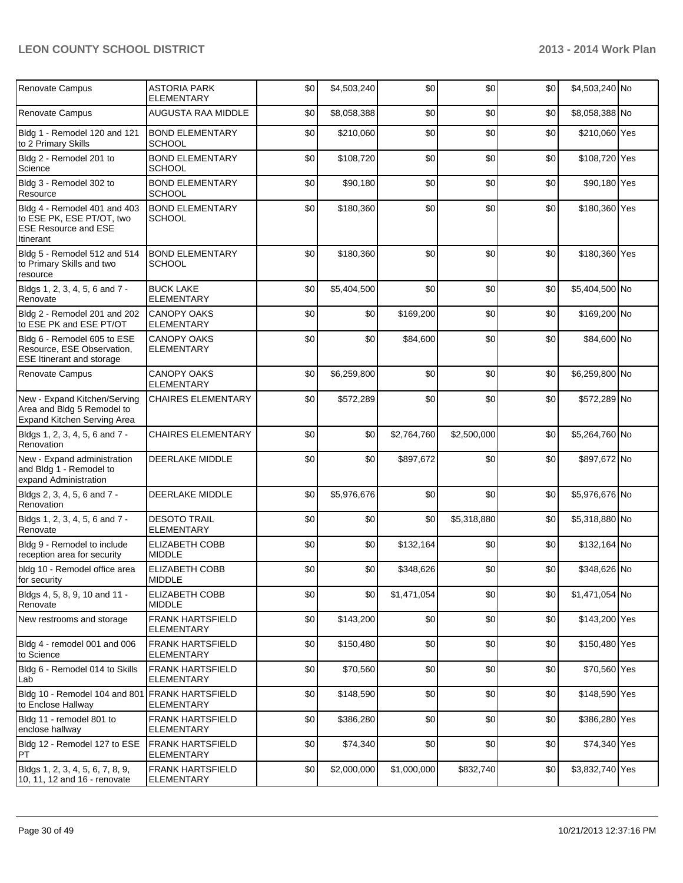| Renovate Campus | ASTORIA PARK ELEMENTARY | $0 | $4,503,240 | $0 | $0 | $0 | $4,503,240 | No |
|---|---|---|---|---|---|---|---|---|
| Renovate Campus | AUGUSTA RAA MIDDLE | $0 | $8,058,388 | $0 | $0 | $0 | $8,058,388 | No |
| Bldg 1 - Remodel 120 and 121 to 2 Primary Skills | BOND ELEMENTARY SCHOOL | $0 | $210,060 | $0 | $0 | $0 | $210,060 | Yes |
| Bldg 2 - Remodel 201 to Science | BOND ELEMENTARY SCHOOL | $0 | $108,720 | $0 | $0 | $0 | $108,720 | Yes |
| Bldg 3 - Remodel 302 to Resource | BOND ELEMENTARY SCHOOL | $0 | $90,180 | $0 | $0 | $0 | $90,180 | Yes |
| Bldg 4 - Remodel 401 and 403 to ESE PK, ESE PT/OT, two ESE Resource and ESE Itinerant | BOND ELEMENTARY SCHOOL | $0 | $180,360 | $0 | $0 | $0 | $180,360 | Yes |
| Bldg 5 - Remodel 512 and 514 to Primary Skills and two resource | BOND ELEMENTARY SCHOOL | $0 | $180,360 | $0 | $0 | $0 | $180,360 | Yes |
| Bldgs 1, 2, 3, 4, 5, 6 and 7 - Renovate | BUCK LAKE ELEMENTARY | $0 | $5,404,500 | $0 | $0 | $0 | $5,404,500 | No |
| Bldg 2 - Remodel 201 and 202 to ESE PK and ESE PT/OT | CANOPY OAKS ELEMENTARY | $0 | $0 | $169,200 | $0 | $0 | $169,200 | No |
| Bldg 6 - Remodel 605 to ESE Resource, ESE Observation, ESE Itinerant and storage | CANOPY OAKS ELEMENTARY | $0 | $0 | $84,600 | $0 | $0 | $84,600 | No |
| Renovate Campus | CANOPY OAKS ELEMENTARY | $0 | $6,259,800 | $0 | $0 | $0 | $6,259,800 | No |
| New - Expand Kitchen/Serving Area and Bldg 5 Remodel to Expand Kitchen Serving Area | CHAIRES ELEMENTARY | $0 | $572,289 | $0 | $0 | $0 | $572,289 | No |
| Bldgs 1, 2, 3, 4, 5, 6 and 7 - Renovation | CHAIRES ELEMENTARY | $0 | $0 | $2,764,760 | $2,500,000 | $0 | $5,264,760 | No |
| New - Expand administration and Bldg 1 - Remodel to expand Administration | DEERLAKE MIDDLE | $0 | $0 | $897,672 | $0 | $0 | $897,672 | No |
| Bldgs 2, 3, 4, 5, 6 and 7 - Renovation | DEERLAKE MIDDLE | $0 | $5,976,676 | $0 | $0 | $0 | $5,976,676 | No |
| Bldgs 1, 2, 3, 4, 5, 6 and 7 - Renovate | DESOTO TRAIL ELEMENTARY | $0 | $0 | $0 | $5,318,880 | $0 | $5,318,880 | No |
| Bldg 9 - Remodel to include reception area for security | ELIZABETH COBB MIDDLE | $0 | $0 | $132,164 | $0 | $0 | $132,164 | No |
| bldg 10 - Remodel office area for security | ELIZABETH COBB MIDDLE | $0 | $0 | $348,626 | $0 | $0 | $348,626 | No |
| Bldgs 4, 5, 8, 9, 10 and 11 - Renovate | ELIZABETH COBB MIDDLE | $0 | $0 | $1,471,054 | $0 | $0 | $1,471,054 | No |
| New restrooms and storage | FRANK HARTSFIELD ELEMENTARY | $0 | $143,200 | $0 | $0 | $0 | $143,200 | Yes |
| Bldg 4 - remodel 001 and 006 to Science | FRANK HARTSFIELD ELEMENTARY | $0 | $150,480 | $0 | $0 | $0 | $150,480 | Yes |
| Bldg 6 - Remodel 014 to Skills Lab | FRANK HARTSFIELD ELEMENTARY | $0 | $70,560 | $0 | $0 | $0 | $70,560 | Yes |
| Bldg 10 - Remodel 104 and 801 to Enclose Hallway | FRANK HARTSFIELD ELEMENTARY | $0 | $148,590 | $0 | $0 | $0 | $148,590 | Yes |
| Bldg 11 - remodel 801 to enclose hallway | FRANK HARTSFIELD ELEMENTARY | $0 | $386,280 | $0 | $0 | $0 | $386,280 | Yes |
| Bldg 12 - Remodel 127 to ESE PT | FRANK HARTSFIELD ELEMENTARY | $0 | $74,340 | $0 | $0 | $0 | $74,340 | Yes |
| Bldgs 1, 2, 3, 4, 5, 6, 7, 8, 9, 10, 11, 12 and 16 - renovate | FRANK HARTSFIELD ELEMENTARY | $0 | $2,000,000 | $1,000,000 | $832,740 | $0 | $3,832,740 | Yes |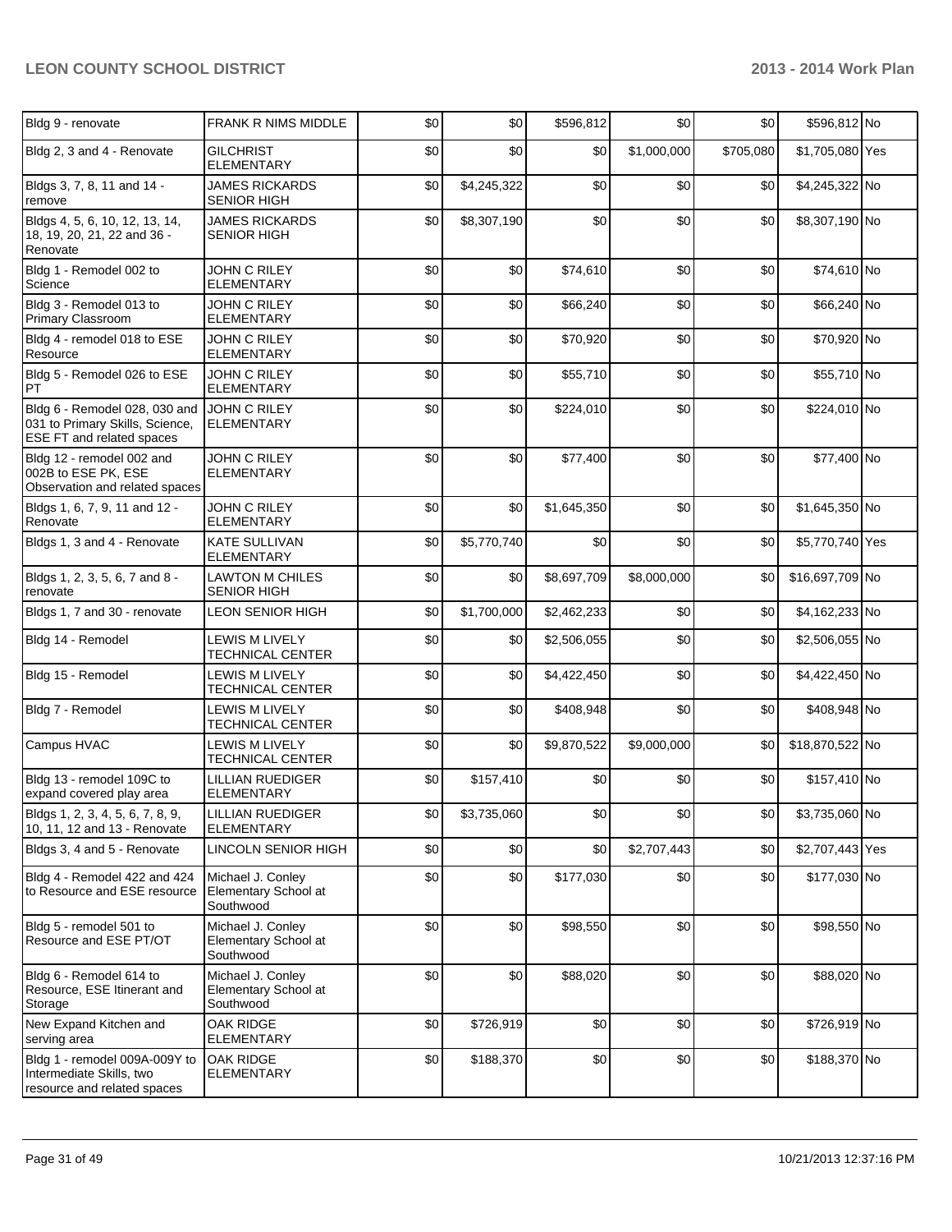| Bldg 9 - renovate | FRANK R NIMS MIDDLE | $0 | $0 | $596,812 | $0 | $0 | $596,812 | No |
|---|---|---|---|---|---|---|---|---|
| Bldg 2, 3 and 4 - Renovate | GILCHRIST ELEMENTARY | $0 | $0 | $0 | $1,000,000 | $705,080 | $1,705,080 | Yes |
| Bldgs 3, 7, 8, 11 and 14 - remove | JAMES RICKARDS SENIOR HIGH | $0 | $4,245,322 | $0 | $0 | $0 | $4,245,322 | No |
| Bldgs 4, 5, 6, 10, 12, 13, 14, 18, 19, 20, 21, 22 and 36 - Renovate | JAMES RICKARDS SENIOR HIGH | $0 | $8,307,190 | $0 | $0 | $0 | $8,307,190 | No |
| Bldg 1 - Remodel 002 to Science | JOHN C RILEY ELEMENTARY | $0 | $0 | $74,610 | $0 | $0 | $74,610 | No |
| Bldg 3 - Remodel 013 to Primary Classroom | JOHN C RILEY ELEMENTARY | $0 | $0 | $66,240 | $0 | $0 | $66,240 | No |
| Bldg 4 - remodel 018 to ESE Resource | JOHN C RILEY ELEMENTARY | $0 | $0 | $70,920 | $0 | $0 | $70,920 | No |
| Bldg 5 - Remodel 026 to ESE PT | JOHN C RILEY ELEMENTARY | $0 | $0 | $55,710 | $0 | $0 | $55,710 | No |
| Bldg 6 - Remodel 028, 030 and 031 to Primary Skills, Science, ESE FT and related spaces | JOHN C RILEY ELEMENTARY | $0 | $0 | $224,010 | $0 | $0 | $224,010 | No |
| Bldg 12 - remodel 002 and 002B to ESE PK, ESE Observation and related spaces | JOHN C RILEY ELEMENTARY | $0 | $0 | $77,400 | $0 | $0 | $77,400 | No |
| Bldgs 1, 6, 7, 9, 11 and 12 - Renovate | JOHN C RILEY ELEMENTARY | $0 | $0 | $1,645,350 | $0 | $0 | $1,645,350 | No |
| Bldgs 1, 3 and 4 - Renovate | KATE SULLIVAN ELEMENTARY | $0 | $5,770,740 | $0 | $0 | $0 | $5,770,740 | Yes |
| Bldgs 1, 2, 3, 5, 6, 7 and 8 - renovate | LAWTON M CHILES SENIOR HIGH | $0 | $0 | $8,697,709 | $8,000,000 | $0 | $16,697,709 | No |
| Bldgs 1, 7 and 30 - renovate | LEON SENIOR HIGH | $0 | $1,700,000 | $2,462,233 | $0 | $0 | $4,162,233 | No |
| Bldg 14 - Remodel | LEWIS M LIVELY TECHNICAL CENTER | $0 | $0 | $2,506,055 | $0 | $0 | $2,506,055 | No |
| Bldg 15 - Remodel | LEWIS M LIVELY TECHNICAL CENTER | $0 | $0 | $4,422,450 | $0 | $0 | $4,422,450 | No |
| Bldg 7 - Remodel | LEWIS M LIVELY TECHNICAL CENTER | $0 | $0 | $408,948 | $0 | $0 | $408,948 | No |
| Campus HVAC | LEWIS M LIVELY TECHNICAL CENTER | $0 | $0 | $9,870,522 | $9,000,000 | $0 | $18,870,522 | No |
| Bldg 13 - remodel 109C to expand covered play area | LILLIAN RUEDIGER ELEMENTARY | $0 | $157,410 | $0 | $0 | $0 | $157,410 | No |
| Bldgs 1, 2, 3, 4, 5, 6, 7, 8, 9, 10, 11, 12 and 13 - Renovate | LILLIAN RUEDIGER ELEMENTARY | $0 | $3,735,060 | $0 | $0 | $0 | $3,735,060 | No |
| Bldgs 3, 4 and 5 - Renovate | LINCOLN SENIOR HIGH | $0 | $0 | $0 | $2,707,443 | $0 | $2,707,443 | Yes |
| Bldg 4 - Remodel 422 and 424 to Resource and ESE resource | Michael J. Conley Elementary School at Southwood | $0 | $0 | $177,030 | $0 | $0 | $177,030 | No |
| Bldg 5 - remodel 501 to Resource and ESE PT/OT | Michael J. Conley Elementary School at Southwood | $0 | $0 | $98,550 | $0 | $0 | $98,550 | No |
| Bldg 6 - Remodel 614 to Resource, ESE Itinerant and Storage | Michael J. Conley Elementary School at Southwood | $0 | $0 | $88,020 | $0 | $0 | $88,020 | No |
| New Expand Kitchen and serving area | OAK RIDGE ELEMENTARY | $0 | $726,919 | $0 | $0 | $0 | $726,919 | No |
| Bldg 1 - remodel 009A-009Y to Intermediate Skills, two resource and related spaces | OAK RIDGE ELEMENTARY | $0 | $188,370 | $0 | $0 | $0 | $188,370 | No |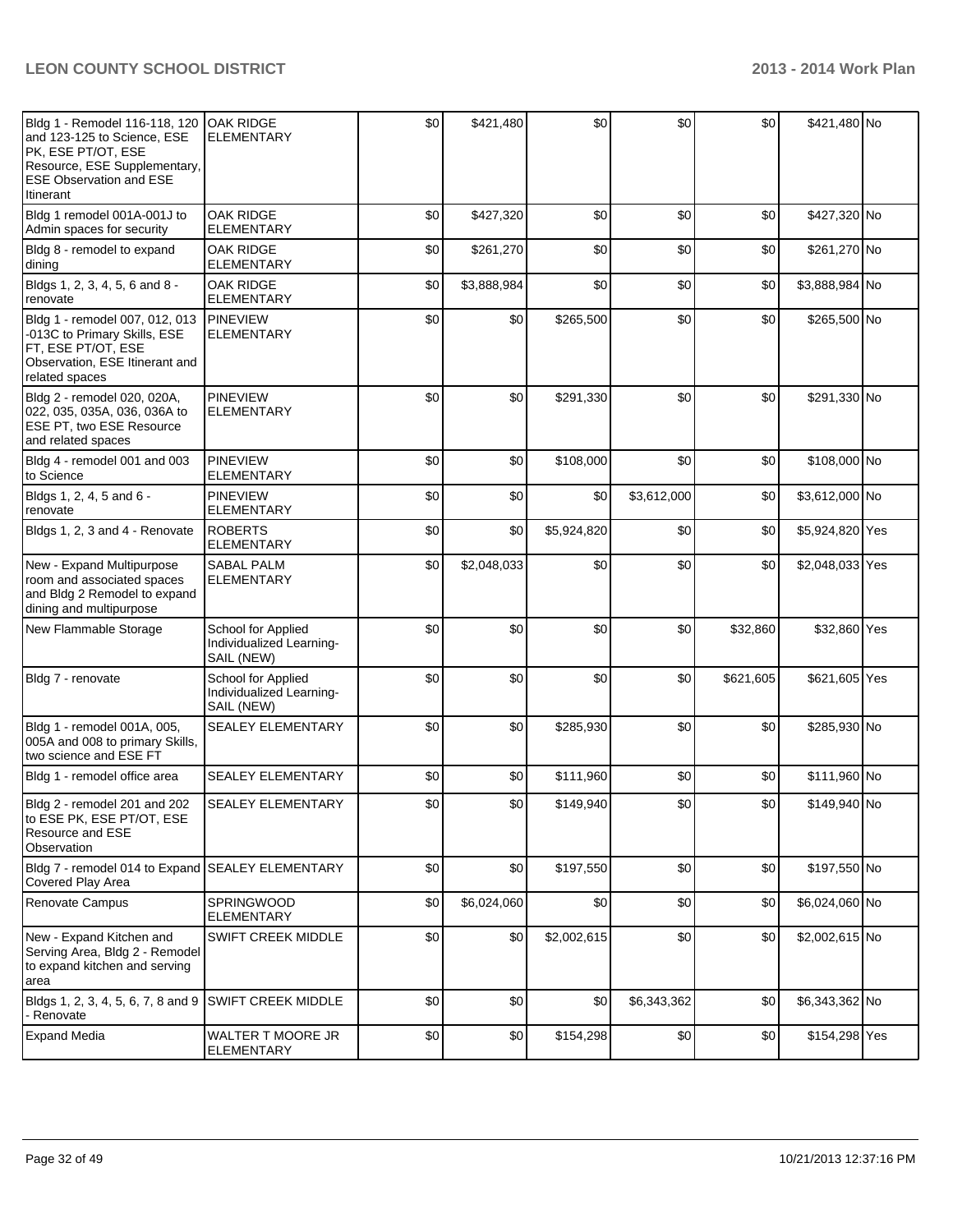| Bldg 1 - Remodel 116-118, 120 and 123-125 to Science, ESE PK, ESE PT/OT, ESE Resource, ESE Supplementary, ESE Observation and ESE Itinerant | OAK RIDGE ELEMENTARY | $0 | $421,480 | $0 | $0 | $0 | $421,480 | No |
|---|---|---|---|---|---|---|---|---|
| Bldg 1 remodel 001A-001J to Admin spaces for security | OAK RIDGE ELEMENTARY | $0 | $427,320 | $0 | $0 | $0 | $427,320 | No |
| Bldg 8 - remodel to expand dining | OAK RIDGE ELEMENTARY | $0 | $261,270 | $0 | $0 | $0 | $261,270 | No |
| Bldgs 1, 2, 3, 4, 5, 6 and 8 - renovate | OAK RIDGE ELEMENTARY | $0 | $3,888,984 | $0 | $0 | $0 | $3,888,984 | No |
| Bldg 1 - remodel 007, 012, 013 -013C to Primary Skills, ESE FT, ESE PT/OT, ESE Observation, ESE Itinerant and related spaces | PINEVIEW ELEMENTARY | $0 | $0 | $265,500 | $0 | $0 | $265,500 | No |
| Bldg 2 - remodel 020, 020A, 022, 035, 035A, 036, 036A to ESE PT, two ESE Resource and related spaces | PINEVIEW ELEMENTARY | $0 | $0 | $291,330 | $0 | $0 | $291,330 | No |
| Bldg 4 - remodel 001 and 003 to Science | PINEVIEW ELEMENTARY | $0 | $0 | $108,000 | $0 | $0 | $108,000 | No |
| Bldgs 1, 2, 4, 5 and 6 - renovate | PINEVIEW ELEMENTARY | $0 | $0 | $0 | $3,612,000 | $0 | $3,612,000 | No |
| Bldgs 1, 2, 3 and 4 - Renovate | ROBERTS ELEMENTARY | $0 | $0 | $5,924,820 | $0 | $0 | $5,924,820 | Yes |
| New - Expand Multipurpose room and associated spaces and Bldg 2 Remodel to expand dining and multipurpose | SABAL PALM ELEMENTARY | $0 | $2,048,033 | $0 | $0 | $0 | $2,048,033 | Yes |
| New Flammable Storage | School for Applied Individualized Learning-SAIL (NEW) | $0 | $0 | $0 | $0 | $32,860 | $32,860 | Yes |
| Bldg 7 - renovate | School for Applied Individualized Learning-SAIL (NEW) | $0 | $0 | $0 | $0 | $621,605 | $621,605 | Yes |
| Bldg 1 - remodel 001A, 005, 005A and 008 to primary Skills, two science and ESE FT | SEALEY ELEMENTARY | $0 | $0 | $285,930 | $0 | $0 | $285,930 | No |
| Bldg 1 - remodel office area | SEALEY ELEMENTARY | $0 | $0 | $111,960 | $0 | $0 | $111,960 | No |
| Bldg 2 - remodel 201 and 202 to ESE PK, ESE PT/OT, ESE Resource and ESE Observation | SEALEY ELEMENTARY | $0 | $0 | $149,940 | $0 | $0 | $149,940 | No |
| Bldg 7 - remodel 014 to Expand Covered Play Area | SEALEY ELEMENTARY | $0 | $0 | $197,550 | $0 | $0 | $197,550 | No |
| Renovate Campus | SPRINGWOOD ELEMENTARY | $0 | $6,024,060 | $0 | $0 | $0 | $6,024,060 | No |
| New - Expand Kitchen and Serving Area, Bldg 2 - Remodel to expand kitchen and serving area | SWIFT CREEK MIDDLE | $0 | $0 | $2,002,615 | $0 | $0 | $2,002,615 | No |
| Bldgs 1, 2, 3, 4, 5, 6, 7, 8 and 9 - Renovate | SWIFT CREEK MIDDLE | $0 | $0 | $0 | $6,343,362 | $0 | $6,343,362 | No |
| Expand Media | WALTER T MOORE JR ELEMENTARY | $0 | $0 | $154,298 | $0 | $0 | $154,298 | Yes |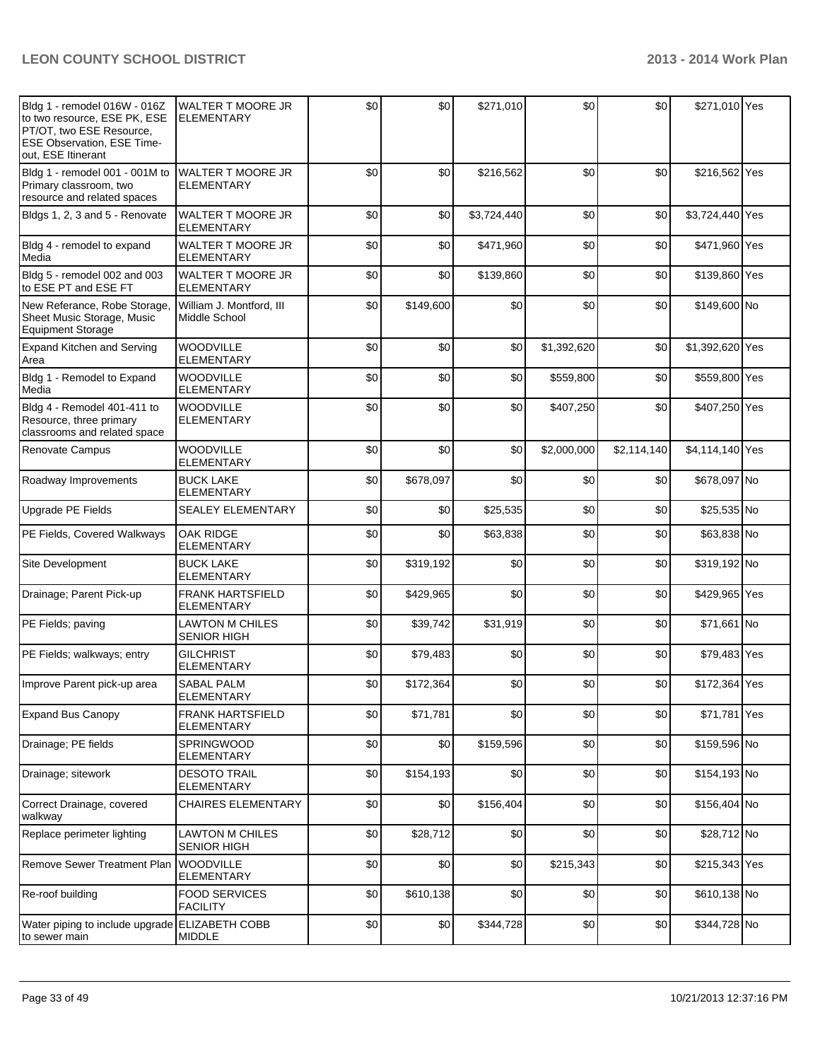| | | | | | | | | |
|---|---|---|---|---|---|---|---|---|
| Bldg 1 - remodel 016W - 016Z to two resource, ESE PK, ESE PT/OT, two ESE Resource, ESE Observation, ESE Time-out, ESE Itinerant | WALTER T MOORE JR ELEMENTARY | $0 | $0 | $271,010 | $0 | $0 | $271,010 | Yes |
| Bldg 1 - remodel 001 - 001M to Primary classroom, two resource and related spaces | WALTER T MOORE JR ELEMENTARY | $0 | $0 | $216,562 | $0 | $0 | $216,562 | Yes |
| Bldgs 1, 2, 3 and 5 - Renovate | WALTER T MOORE JR ELEMENTARY | $0 | $0 | $3,724,440 | $0 | $0 | $3,724,440 | Yes |
| Bldg 4 - remodel to expand Media | WALTER T MOORE JR ELEMENTARY | $0 | $0 | $471,960 | $0 | $0 | $471,960 | Yes |
| Bldg 5 - remodel 002 and 003 to ESE PT and ESE FT | WALTER T MOORE JR ELEMENTARY | $0 | $0 | $139,860 | $0 | $0 | $139,860 | Yes |
| New Referance, Robe Storage, Sheet Music Storage, Music Equipment Storage | William J. Montford, III Middle School | $0 | $149,600 | $0 | $0 | $0 | $149,600 | No |
| Expand Kitchen and Serving Area | WOODVILLE ELEMENTARY | $0 | $0 | $0 | $1,392,620 | $0 | $1,392,620 | Yes |
| Bldg 1 - Remodel to Expand Media | WOODVILLE ELEMENTARY | $0 | $0 | $0 | $559,800 | $0 | $559,800 | Yes |
| Bldg 4 - Remodel 401-411 to Resource, three primary classrooms and related space | WOODVILLE ELEMENTARY | $0 | $0 | $0 | $407,250 | $0 | $407,250 | Yes |
| Renovate Campus | WOODVILLE ELEMENTARY | $0 | $0 | $0 | $2,000,000 | $2,114,140 | $4,114,140 | Yes |
| Roadway Improvements | BUCK LAKE ELEMENTARY | $0 | $678,097 | $0 | $0 | $0 | $678,097 | No |
| Upgrade PE Fields | SEALEY ELEMENTARY | $0 | $0 | $25,535 | $0 | $0 | $25,535 | No |
| PE Fields, Covered Walkways | OAK RIDGE ELEMENTARY | $0 | $0 | $63,838 | $0 | $0 | $63,838 | No |
| Site Development | BUCK LAKE ELEMENTARY | $0 | $319,192 | $0 | $0 | $0 | $319,192 | No |
| Drainage; Parent Pick-up | FRANK HARTSFIELD ELEMENTARY | $0 | $429,965 | $0 | $0 | $0 | $429,965 | Yes |
| PE Fields; paving | LAWTON M CHILES SENIOR HIGH | $0 | $39,742 | $31,919 | $0 | $0 | $71,661 | No |
| PE Fields; walkways; entry | GILCHRIST ELEMENTARY | $0 | $79,483 | $0 | $0 | $0 | $79,483 | Yes |
| Improve Parent pick-up area | SABAL PALM ELEMENTARY | $0 | $172,364 | $0 | $0 | $0 | $172,364 | Yes |
| Expand Bus Canopy | FRANK HARTSFIELD ELEMENTARY | $0 | $71,781 | $0 | $0 | $0 | $71,781 | Yes |
| Drainage; PE fields | SPRINGWOOD ELEMENTARY | $0 | $0 | $159,596 | $0 | $0 | $159,596 | No |
| Drainage; sitework | DESOTO TRAIL ELEMENTARY | $0 | $154,193 | $0 | $0 | $0 | $154,193 | No |
| Correct Drainage, covered walkway | CHAIRES ELEMENTARY | $0 | $0 | $156,404 | $0 | $0 | $156,404 | No |
| Replace perimeter lighting | LAWTON M CHILES SENIOR HIGH | $0 | $28,712 | $0 | $0 | $0 | $28,712 | No |
| Remove Sewer Treatment Plan | WOODVILLE ELEMENTARY | $0 | $0 | $0 | $215,343 | $0 | $215,343 | Yes |
| Re-roof building | FOOD SERVICES FACILITY | $0 | $610,138 | $0 | $0 | $0 | $610,138 | No |
| Water piping to include upgrade to sewer main | ELIZABETH COBB MIDDLE | $0 | $0 | $344,728 | $0 | $0 | $344,728 | No |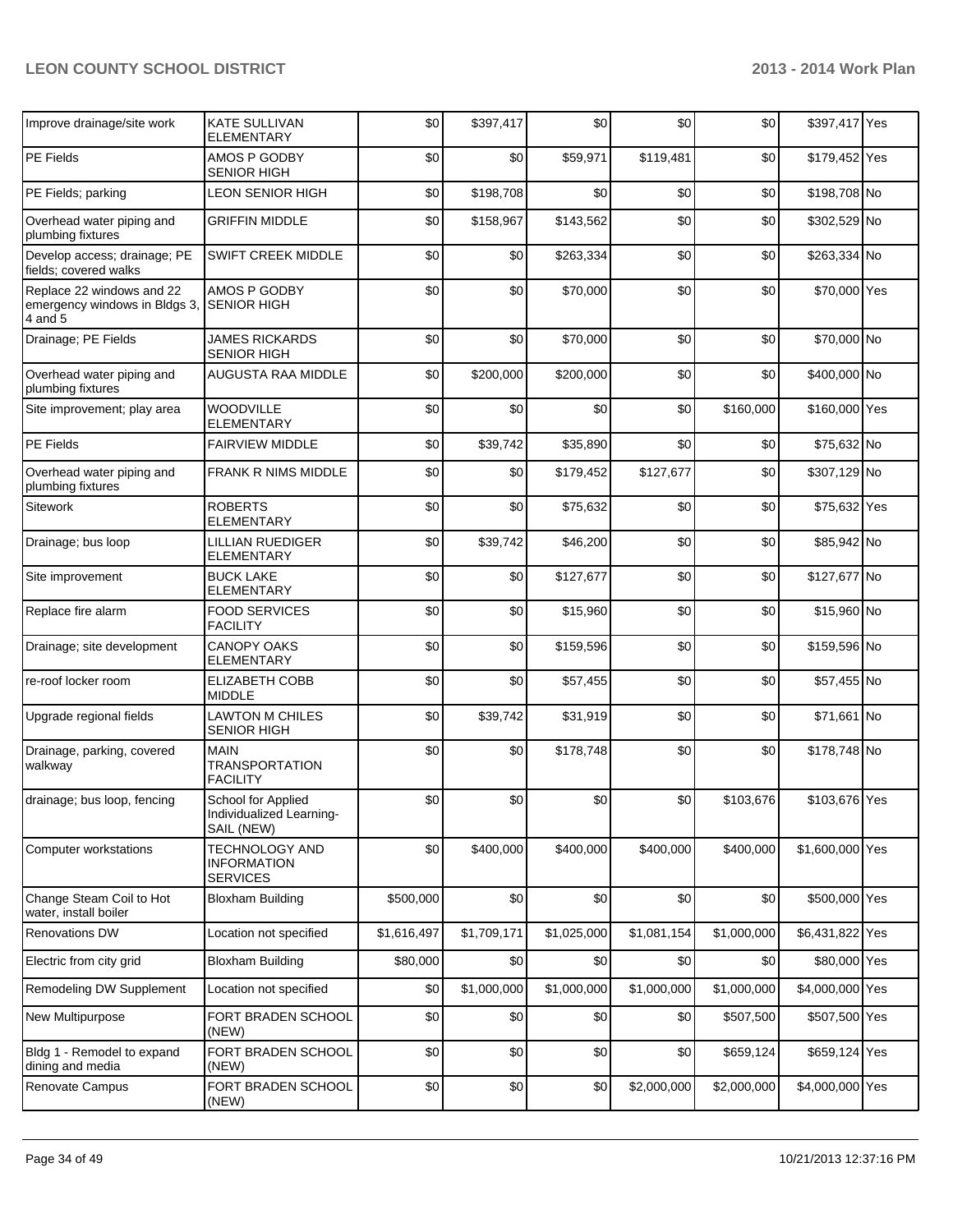| Improve drainage/site work | KATE SULLIVAN ELEMENTARY | $0 | $397,417 | $0 | $0 | $0 | $397,417 | Yes |
|---|---|---|---|---|---|---|---|---|
| PE Fields | AMOS P GODBY SENIOR HIGH | $0 | $0 | $59,971 | $119,481 | $0 | $179,452 | Yes |
| PE Fields; parking | LEON SENIOR HIGH | $0 | $198,708 | $0 | $0 | $0 | $198,708 | No |
| Overhead water piping and plumbing fixtures | GRIFFIN MIDDLE | $0 | $158,967 | $143,562 | $0 | $0 | $302,529 | No |
| Develop access; drainage; PE fields; covered walks | SWIFT CREEK MIDDLE | $0 | $0 | $263,334 | $0 | $0 | $263,334 | No |
| Replace 22 windows and 22 emergency windows in Bldgs 3, 4 and 5 | AMOS P GODBY SENIOR HIGH | $0 | $0 | $70,000 | $0 | $0 | $70,000 | Yes |
| Drainage; PE Fields | JAMES RICKARDS SENIOR HIGH | $0 | $0 | $70,000 | $0 | $0 | $70,000 | No |
| Overhead water piping and plumbing fixtures | AUGUSTA RAA MIDDLE | $0 | $200,000 | $200,000 | $0 | $0 | $400,000 | No |
| Site improvement; play area | WOODVILLE ELEMENTARY | $0 | $0 | $0 | $0 | $160,000 | $160,000 | Yes |
| PE Fields | FAIRVIEW MIDDLE | $0 | $39,742 | $35,890 | $0 | $0 | $75,632 | No |
| Overhead water piping and plumbing fixtures | FRANK R NIMS MIDDLE | $0 | $0 | $179,452 | $127,677 | $0 | $307,129 | No |
| Sitework | ROBERTS ELEMENTARY | $0 | $0 | $75,632 | $0 | $0 | $75,632 | Yes |
| Drainage; bus loop | LILLIAN RUEDIGER ELEMENTARY | $0 | $39,742 | $46,200 | $0 | $0 | $85,942 | No |
| Site improvement | BUCK LAKE ELEMENTARY | $0 | $0 | $127,677 | $0 | $0 | $127,677 | No |
| Replace fire alarm | FOOD SERVICES FACILITY | $0 | $0 | $15,960 | $0 | $0 | $15,960 | No |
| Drainage; site development | CANOPY OAKS ELEMENTARY | $0 | $0 | $159,596 | $0 | $0 | $159,596 | No |
| re-roof locker room | ELIZABETH COBB MIDDLE | $0 | $0 | $57,455 | $0 | $0 | $57,455 | No |
| Upgrade regional fields | LAWTON M CHILES SENIOR HIGH | $0 | $39,742 | $31,919 | $0 | $0 | $71,661 | No |
| Drainage, parking, covered walkway | MAIN TRANSPORTATION FACILITY | $0 | $0 | $178,748 | $0 | $0 | $178,748 | No |
| drainage; bus loop, fencing | School for Applied Individualized Learning-SAIL (NEW) | $0 | $0 | $0 | $0 | $103,676 | $103,676 | Yes |
| Computer workstations | TECHNOLOGY AND INFORMATION SERVICES | $0 | $400,000 | $400,000 | $400,000 | $400,000 | $1,600,000 | Yes |
| Change Steam Coil to Hot water, install boiler | Bloxham Building | $500,000 | $0 | $0 | $0 | $0 | $500,000 | Yes |
| Renovations DW | Location not specified | $1,616,497 | $1,709,171 | $1,025,000 | $1,081,154 | $1,000,000 | $6,431,822 | Yes |
| Electric from city grid | Bloxham Building | $80,000 | $0 | $0 | $0 | $0 | $80,000 | Yes |
| Remodeling DW Supplement | Location not specified | $0 | $1,000,000 | $1,000,000 | $1,000,000 | $1,000,000 | $4,000,000 | Yes |
| New Multipurpose | FORT BRADEN SCHOOL (NEW) | $0 | $0 | $0 | $0 | $507,500 | $507,500 | Yes |
| Bldg 1 - Remodel to expand dining and media | FORT BRADEN SCHOOL (NEW) | $0 | $0 | $0 | $0 | $659,124 | $659,124 | Yes |
| Renovate Campus | FORT BRADEN SCHOOL (NEW) | $0 | $0 | $0 | $2,000,000 | $2,000,000 | $4,000,000 | Yes |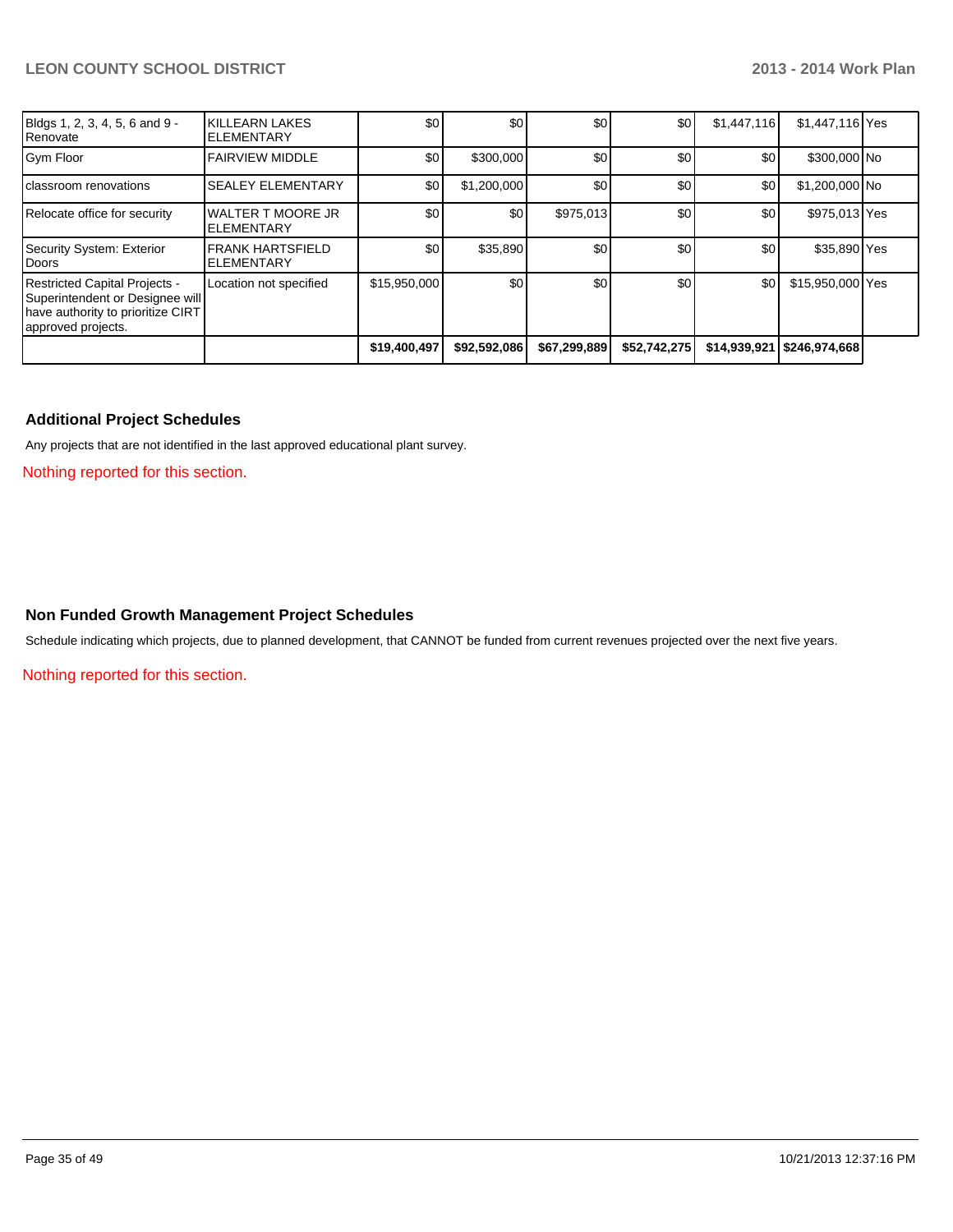| | | | | | | | | |
|---|---|---|---|---|---|---|---|---|
| Bldgs 1, 2, 3, 4, 5, 6 and 9 - Renovate | KILLEARN LAKES ELEMENTARY | $0 | $0 | $0 | $0 | $1,447,116 | $1,447,116 | Yes |
| Gym Floor | FAIRVIEW MIDDLE | $0 | $300,000 | $0 | $0 | $0 | $300,000 | No |
| classroom renovations | SEALEY ELEMENTARY | $0 | $1,200,000 | $0 | $0 | $0 | $1,200,000 | No |
| Relocate office for security | WALTER T MOORE JR ELEMENTARY | $0 | $0 | $975,013 | $0 | $0 | $975,013 | Yes |
| Security System: Exterior Doors | FRANK HARTSFIELD ELEMENTARY | $0 | $35,890 | $0 | $0 | $0 | $35,890 | Yes |
| Restricted Capital Projects - Superintendent or Designee will have authority to prioritize CIRT approved projects. | Location not specified | $15,950,000 | $0 | $0 | $0 | $0 | $15,950,000 | Yes |
| | | **$19,400,497** | **$92,592,086** | **$67,299,889** | **$52,742,275** | **$14,939,921** | **$246,974,668** | |

### Additional Project Schedules

Any projects that are not identified in the last approved educational plant survey.

Nothing reported for this section.

### Non Funded Growth Management Project Schedules

Schedule indicating which projects, due to planned development, that CANNOT be funded from current revenues projected over the next five years.

Nothing reported for this section.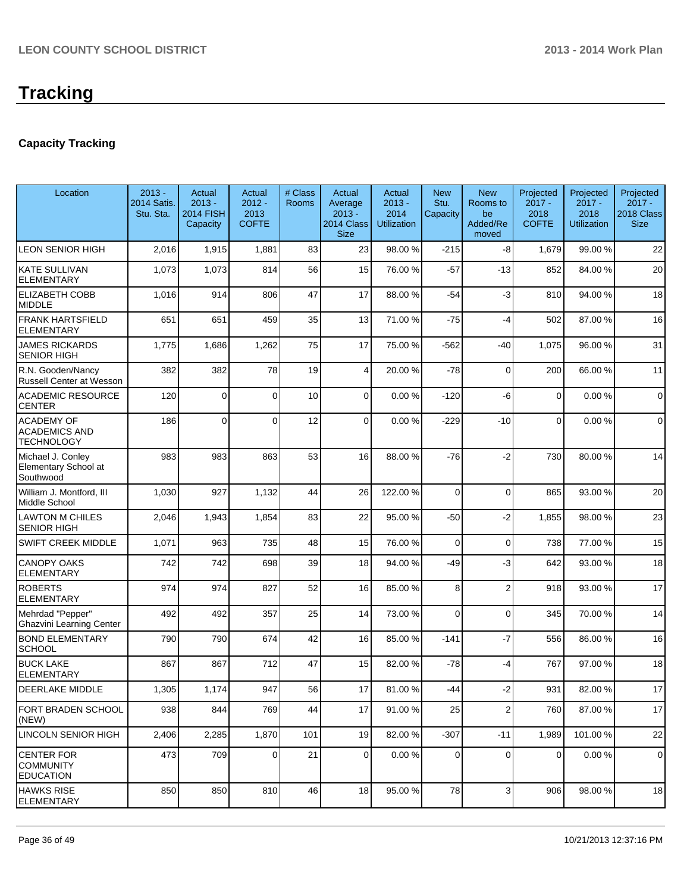# Tracking

### Capacity Tracking

| Location | 2013 - 2014 Satis. Stu. Sta. | Actual 2013 - 2014 FISH Capacity | Actual 2012 - 2013 COFTE | # Class Rooms | Actual Average 2013 - 2014 Class Size | Actual 2013 - 2014 Utilization | New Stu. Capacity | New Rooms to be Added/Removed | Projected 2017 - 2018 COFTE | Projected 2017 - 2018 Utilization | Projected 2017 - 2018 Class Size |
|---|---|---|---|---|---|---|---|---|---|---|---|
| LEON SENIOR HIGH | 2,016 | 1,915 | 1,881 | 83 | 23 | 98.00 % | -215 | -8 | 1,679 | 99.00 % | 22 |
| KATE SULLIVAN ELEMENTARY | 1,073 | 1,073 | 814 | 56 | 15 | 76.00 % | -57 | -13 | 852 | 84.00 % | 20 |
| ELIZABETH COBB MIDDLE | 1,016 | 914 | 806 | 47 | 17 | 88.00 % | -54 | -3 | 810 | 94.00 % | 18 |
| FRANK HARTSFIELD ELEMENTARY | 651 | 651 | 459 | 35 | 13 | 71.00 % | -75 | -4 | 502 | 87.00 % | 16 |
| JAMES RICKARDS SENIOR HIGH | 1,775 | 1,686 | 1,262 | 75 | 17 | 75.00 % | -562 | -40 | 1,075 | 96.00 % | 31 |
| R.N. Gooden/Nancy Russell Center at Wesson | 382 | 382 | 78 | 19 | 4 | 20.00 % | -78 | 0 | 200 | 66.00 % | 11 |
| ACADEMIC RESOURCE CENTER | 120 | 0 | 0 | 10 | 0 | 0.00 % | -120 | -6 | 0 | 0.00 % | 0 |
| ACADEMY OF ACADEMICS AND TECHNOLOGY | 186 | 0 | 0 | 12 | 0 | 0.00 % | -229 | -10 | 0 | 0.00 % | 0 |
| Michael J. Conley Elementary School at Southwood | 983 | 983 | 863 | 53 | 16 | 88.00 % | -76 | -2 | 730 | 80.00 % | 14 |
| William J. Montford, III Middle School | 1,030 | 927 | 1,132 | 44 | 26 | 122.00 % | 0 | 0 | 865 | 93.00 % | 20 |
| LAWTON M CHILES SENIOR HIGH | 2,046 | 1,943 | 1,854 | 83 | 22 | 95.00 % | -50 | -2 | 1,855 | 98.00 % | 23 |
| SWIFT CREEK MIDDLE | 1,071 | 963 | 735 | 48 | 15 | 76.00 % | 0 | 0 | 738 | 77.00 % | 15 |
| CANOPY OAKS ELEMENTARY | 742 | 742 | 698 | 39 | 18 | 94.00 % | -49 | -3 | 642 | 93.00 % | 18 |
| ROBERTS ELEMENTARY | 974 | 974 | 827 | 52 | 16 | 85.00 % | 8 | 2 | 918 | 93.00 % | 17 |
| Mehrdad "Pepper" Ghazvini Learning Center | 492 | 492 | 357 | 25 | 14 | 73.00 % | 0 | 0 | 345 | 70.00 % | 14 |
| BOND ELEMENTARY SCHOOL | 790 | 790 | 674 | 42 | 16 | 85.00 % | -141 | -7 | 556 | 86.00 % | 16 |
| BUCK LAKE ELEMENTARY | 867 | 867 | 712 | 47 | 15 | 82.00 % | -78 | -4 | 767 | 97.00 % | 18 |
| DEERLAKE MIDDLE | 1,305 | 1,174 | 947 | 56 | 17 | 81.00 % | -44 | -2 | 931 | 82.00 % | 17 |
| FORT BRADEN SCHOOL (NEW) | 938 | 844 | 769 | 44 | 17 | 91.00 % | 25 | 2 | 760 | 87.00 % | 17 |
| LINCOLN SENIOR HIGH | 2,406 | 2,285 | 1,870 | 101 | 19 | 82.00 % | -307 | -11 | 1,989 | 101.00 % | 22 |
| CENTER FOR COMMUNITY EDUCATION | 473 | 709 | 0 | 21 | 0 | 0.00 % | 0 | 0 | 0 | 0.00 % | 0 |
| HAWKS RISE ELEMENTARY | 850 | 850 | 810 | 46 | 18 | 95.00 % | 78 | 3 | 906 | 98.00 % | 18 |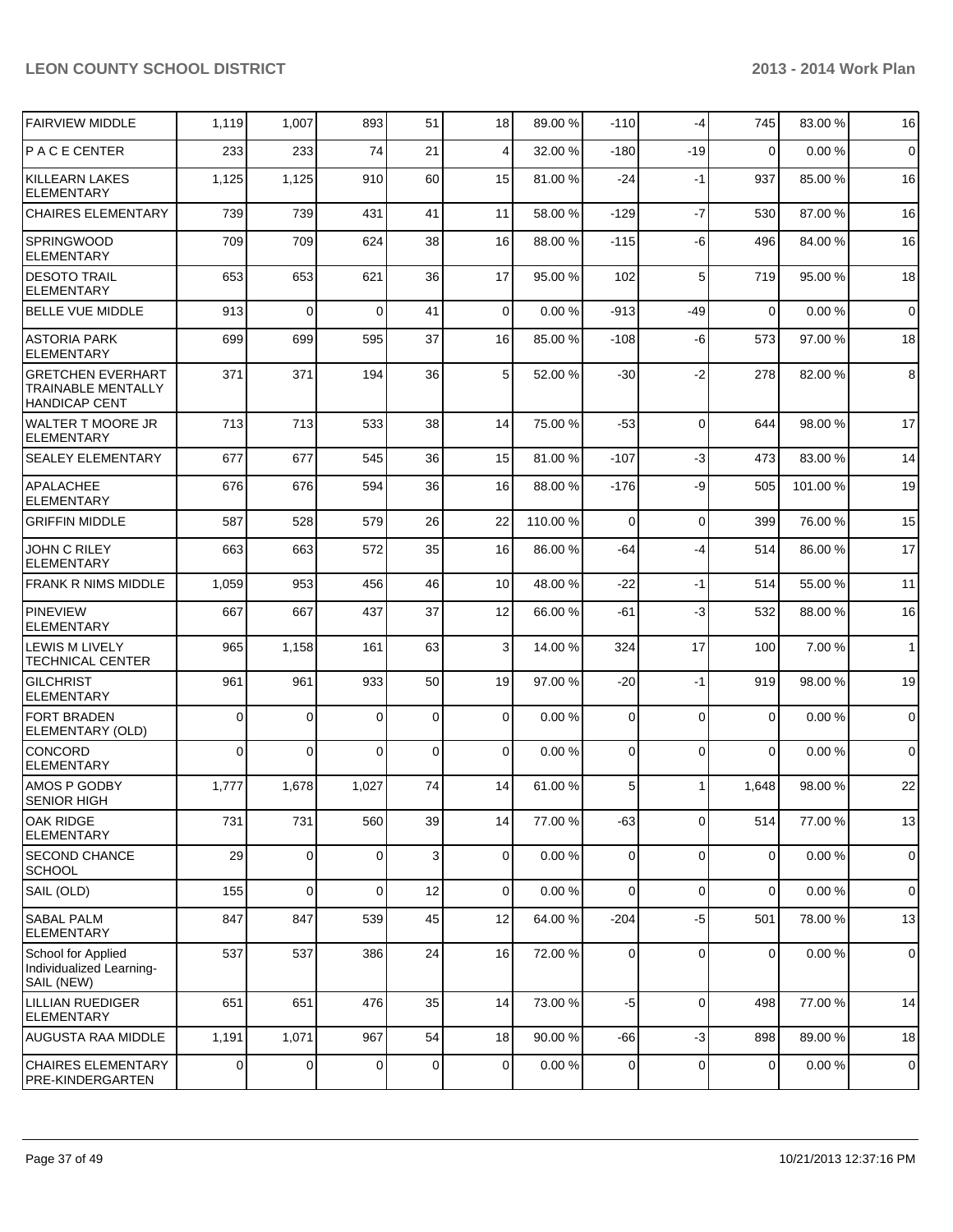| | | | | | | | | | | | |
|---|---|---|---|---|---|---|---|---|---|---|---|
| FAIRVIEW MIDDLE | 1,119 | 1,007 | 893 | 51 | 18 | 89.00 % | -110 | -4 | 745 | 83.00 % | 16 |
| P A C E CENTER | 233 | 233 | 74 | 21 | 4 | 32.00 % | -180 | -19 | 0 | 0.00 % | 0 |
| KILLEARN LAKES ELEMENTARY | 1,125 | 1,125 | 910 | 60 | 15 | 81.00 % | -24 | -1 | 937 | 85.00 % | 16 |
| CHAIRES ELEMENTARY | 739 | 739 | 431 | 41 | 11 | 58.00 % | -129 | -7 | 530 | 87.00 % | 16 |
| SPRINGWOOD ELEMENTARY | 709 | 709 | 624 | 38 | 16 | 88.00 % | -115 | -6 | 496 | 84.00 % | 16 |
| DESOTO TRAIL ELEMENTARY | 653 | 653 | 621 | 36 | 17 | 95.00 % | 102 | 5 | 719 | 95.00 % | 18 |
| BELLE VUE MIDDLE | 913 | 0 | 0 | 41 | 0 | 0.00 % | -913 | -49 | 0 | 0.00 % | 0 |
| ASTORIA PARK ELEMENTARY | 699 | 699 | 595 | 37 | 16 | 85.00 % | -108 | -6 | 573 | 97.00 % | 18 |
| GRETCHEN EVERHART TRAINABLE MENTALLY HANDICAP CENT | 371 | 371 | 194 | 36 | 5 | 52.00 % | -30 | -2 | 278 | 82.00 % | 8 |
| WALTER T MOORE JR ELEMENTARY | 713 | 713 | 533 | 38 | 14 | 75.00 % | -53 | 0 | 644 | 98.00 % | 17 |
| SEALEY ELEMENTARY | 677 | 677 | 545 | 36 | 15 | 81.00 % | -107 | -3 | 473 | 83.00 % | 14 |
| APALACHEE ELEMENTARY | 676 | 676 | 594 | 36 | 16 | 88.00 % | -176 | -9 | 505 | 101.00 % | 19 |
| GRIFFIN MIDDLE | 587 | 528 | 579 | 26 | 22 | 110.00 % | 0 | 0 | 399 | 76.00 % | 15 |
| JOHN C RILEY ELEMENTARY | 663 | 663 | 572 | 35 | 16 | 86.00 % | -64 | -4 | 514 | 86.00 % | 17 |
| FRANK R NIMS MIDDLE | 1,059 | 953 | 456 | 46 | 10 | 48.00 % | -22 | -1 | 514 | 55.00 % | 11 |
| PINEVIEW ELEMENTARY | 667 | 667 | 437 | 37 | 12 | 66.00 % | -61 | -3 | 532 | 88.00 % | 16 |
| LEWIS M LIVELY TECHNICAL CENTER | 965 | 1,158 | 161 | 63 | 3 | 14.00 % | 324 | 17 | 100 | 7.00 % | 1 |
| GILCHRIST ELEMENTARY | 961 | 961 | 933 | 50 | 19 | 97.00 % | -20 | -1 | 919 | 98.00 % | 19 |
| FORT BRADEN ELEMENTARY (OLD) | 0 | 0 | 0 | 0 | 0 | 0.00 % | 0 | 0 | 0 | 0.00 % | 0 |
| CONCORD ELEMENTARY | 0 | 0 | 0 | 0 | 0 | 0.00 % | 0 | 0 | 0 | 0.00 % | 0 |
| AMOS P GODBY SENIOR HIGH | 1,777 | 1,678 | 1,027 | 74 | 14 | 61.00 % | 5 | 1 | 1,648 | 98.00 % | 22 |
| OAK RIDGE ELEMENTARY | 731 | 731 | 560 | 39 | 14 | 77.00 % | -63 | 0 | 514 | 77.00 % | 13 |
| SECOND CHANCE SCHOOL | 29 | 0 | 0 | 3 | 0 | 0.00 % | 0 | 0 | 0 | 0.00 % | 0 |
| SAIL (OLD) | 155 | 0 | 0 | 12 | 0 | 0.00 % | 0 | 0 | 0 | 0.00 % | 0 |
| SABAL PALM ELEMENTARY | 847 | 847 | 539 | 45 | 12 | 64.00 % | -204 | -5 | 501 | 78.00 % | 13 |
| School for Applied Individualized Learning-SAIL (NEW) | 537 | 537 | 386 | 24 | 16 | 72.00 % | 0 | 0 | 0 | 0.00 % | 0 |
| LILLIAN RUEDIGER ELEMENTARY | 651 | 651 | 476 | 35 | 14 | 73.00 % | -5 | 0 | 498 | 77.00 % | 14 |
| AUGUSTA RAA MIDDLE | 1,191 | 1,071 | 967 | 54 | 18 | 90.00 % | -66 | -3 | 898 | 89.00 % | 18 |
| CHAIRES ELEMENTARY PRE-KINDERGARTEN | 0 | 0 | 0 | 0 | 0 | 0.00 % | 0 | 0 | 0 | 0.00 % | 0 |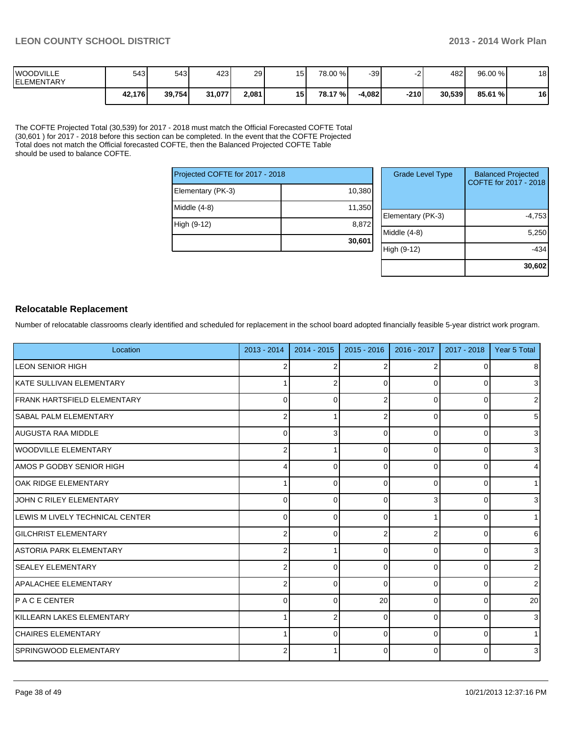| | | | | | | | | | | | |
|---|---|---|---|---|---|---|---|---|---|---|---|
| WOODVILLE ELEMENTARY | 543 | 543 | 423 | 29 | 15 | 78.00 % | -39 | -2 | 482 | 96.00 % | 18 |
| | **42,176** | **39,754** | **31,077** | **2,081** | **15** | **78.17 %** | **-4,082** | **-210** | **30,539** | **85.61 %** | **16** |

The COFTE Projected Total (30,539) for 2017 - 2018 must match the Official Forecasted COFTE Total (30,601 ) for 2017 - 2018 before this section can be completed. In the event that the COFTE Projected Total does not match the Official forecasted COFTE, then the Balanced Projected COFTE Table should be used to balance COFTE.

| Projected COFTE for 2017 - 2018 | |
|---|---|
| Elementary (PK-3) | 10,380 |
| Middle (4-8) | 11,350 |
| High (9-12) | 8,872 |
| | **30,601** |

| Grade Level Type | Balanced Projected COFTE for 2017 - 2018 |
|---|---|
| Elementary (PK-3) | -4,753 |
| Middle (4-8) | 5,250 |
| High (9-12) | -434 |
| | **30,602** |

## Relocatable Replacement

Number of relocatable classrooms clearly identified and scheduled for replacement in the school board adopted financially feasible 5-year district work program.

| Location | 2013 - 2014 | 2014 - 2015 | 2015 - 2016 | 2016 - 2017 | 2017 - 2018 | Year 5 Total |
|---|---|---|---|---|---|---|
| LEON SENIOR HIGH | 2 | 2 | 2 | 2 | 0 | 8 |
| KATE SULLIVAN ELEMENTARY | 1 | 2 | 0 | 0 | 0 | 3 |
| FRANK HARTSFIELD ELEMENTARY | 0 | 0 | 2 | 0 | 0 | 2 |
| SABAL PALM ELEMENTARY | 2 | 1 | 2 | 0 | 0 | 5 |
| AUGUSTA RAA MIDDLE | 0 | 3 | 0 | 0 | 0 | 3 |
| WOODVILLE ELEMENTARY | 2 | 1 | 0 | 0 | 0 | 3 |
| AMOS P GODBY SENIOR HIGH | 4 | 0 | 0 | 0 | 0 | 4 |
| OAK RIDGE ELEMENTARY | 1 | 0 | 0 | 0 | 0 | 1 |
| JOHN C RILEY ELEMENTARY | 0 | 0 | 0 | 3 | 0 | 3 |
| LEWIS M LIVELY TECHNICAL CENTER | 0 | 0 | 0 | 1 | 0 | 1 |
| GILCHRIST ELEMENTARY | 2 | 0 | 2 | 2 | 0 | 6 |
| ASTORIA PARK ELEMENTARY | 2 | 1 | 0 | 0 | 0 | 3 |
| SEALEY ELEMENTARY | 2 | 0 | 0 | 0 | 0 | 2 |
| APALACHEE ELEMENTARY | 2 | 0 | 0 | 0 | 0 | 2 |
| P A C E CENTER | 0 | 0 | 20 | 0 | 0 | 20 |
| KILLEARN LAKES ELEMENTARY | 1 | 2 | 0 | 0 | 0 | 3 |
| CHAIRES ELEMENTARY | 1 | 0 | 0 | 0 | 0 | 1 |
| SPRINGWOOD ELEMENTARY | 2 | 1 | 0 | 0 | 0 | 3 |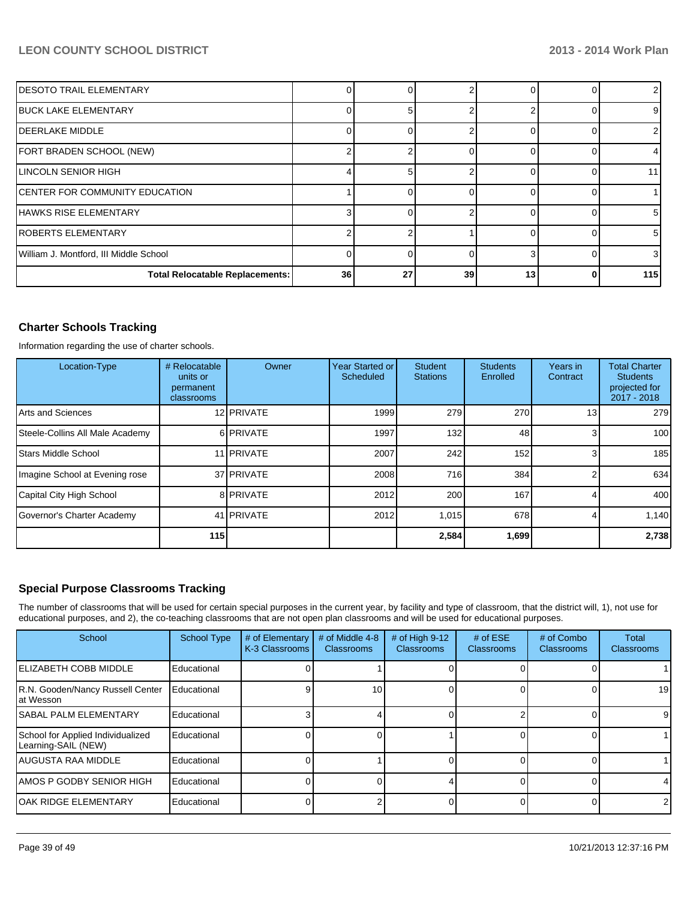| | | | | | | |
|---|---|---|---|---|---|---|
| DESOTO TRAIL ELEMENTARY | 0 | 0 | 2 | 0 | 0 | 2 |
| BUCK LAKE ELEMENTARY | 0 | 5 | 2 | 2 | 0 | 9 |
| DEERLAKE MIDDLE | 0 | 0 | 2 | 0 | 0 | 2 |
| FORT BRADEN SCHOOL (NEW) | 2 | 2 | 0 | 0 | 0 | 4 |
| LINCOLN SENIOR HIGH | 4 | 5 | 2 | 0 | 0 | 11 |
| CENTER FOR COMMUNITY EDUCATION | 1 | 0 | 0 | 0 | 0 | 1 |
| HAWKS RISE ELEMENTARY | 3 | 0 | 2 | 0 | 0 | 5 |
| ROBERTS ELEMENTARY | 2 | 2 | 1 | 0 | 0 | 5 |
| William J. Montford, III Middle School | 0 | 0 | 0 | 3 | 0 | 3 |
| **Total Relocatable Replacements:** | **36** | **27** | **39** | **13** | **0** | **115** |

## Charter Schools Tracking

Information regarding the use of charter schools.

| Location-Type | # Relocatable units or permanent classrooms | Owner | Year Started or Scheduled | Student Stations | Students Enrolled | Years in Contract | Total Charter Students projected for 2017 - 2018 |
|---|---|---|---|---|---|---|---|
| Arts and Sciences | 12 | PRIVATE | 1999 | 279 | 270 | 13 | 279 |
| Steele-Collins All Male Academy | 6 | PRIVATE | 1997 | 132 | 48 | 3 | 100 |
| Stars Middle School | 11 | PRIVATE | 2007 | 242 | 152 | 3 | 185 |
| Imagine School at Evening rose | 37 | PRIVATE | 2008 | 716 | 384 | 2 | 634 |
| Capital City High School | 8 | PRIVATE | 2012 | 200 | 167 | 4 | 400 |
| Governor's Charter Academy | 41 | PRIVATE | 2012 | 1,015 | 678 | 4 | 1,140 |
| | **115** | | | **2,584** | **1,699** | | **2,738** |

## Special Purpose Classrooms Tracking

The number of classrooms that will be used for certain special purposes in the current year, by facility and type of classroom, that the district will, 1), not use for educational purposes, and 2), the co-teaching classrooms that are not open plan classrooms and will be used for educational purposes.

| School | School Type | # of Elementary K-3 Classrooms | # of Middle 4-8 Classrooms | # of High 9-12 Classrooms | # of ESE Classrooms | # of Combo Classrooms | Total Classrooms |
|---|---|---|---|---|---|---|---|
| ELIZABETH COBB MIDDLE | Educational | 0 | 1 | 0 | 0 | 0 | 1 |
| R.N. Gooden/Nancy Russell Center at Wesson | Educational | 9 | 10 | 0 | 0 | 0 | 19 |
| SABAL PALM ELEMENTARY | Educational | 3 | 4 | 0 | 2 | 0 | 9 |
| School for Applied Individualized Learning-SAIL (NEW) | Educational | 0 | 0 | 1 | 0 | 0 | 1 |
| AUGUSTA RAA MIDDLE | Educational | 0 | 1 | 0 | 0 | 0 | 1 |
| AMOS P GODBY SENIOR HIGH | Educational | 0 | 0 | 4 | 0 | 0 | 4 |
| OAK RIDGE ELEMENTARY | Educational | 0 | 2 | 0 | 0 | 0 | 2 |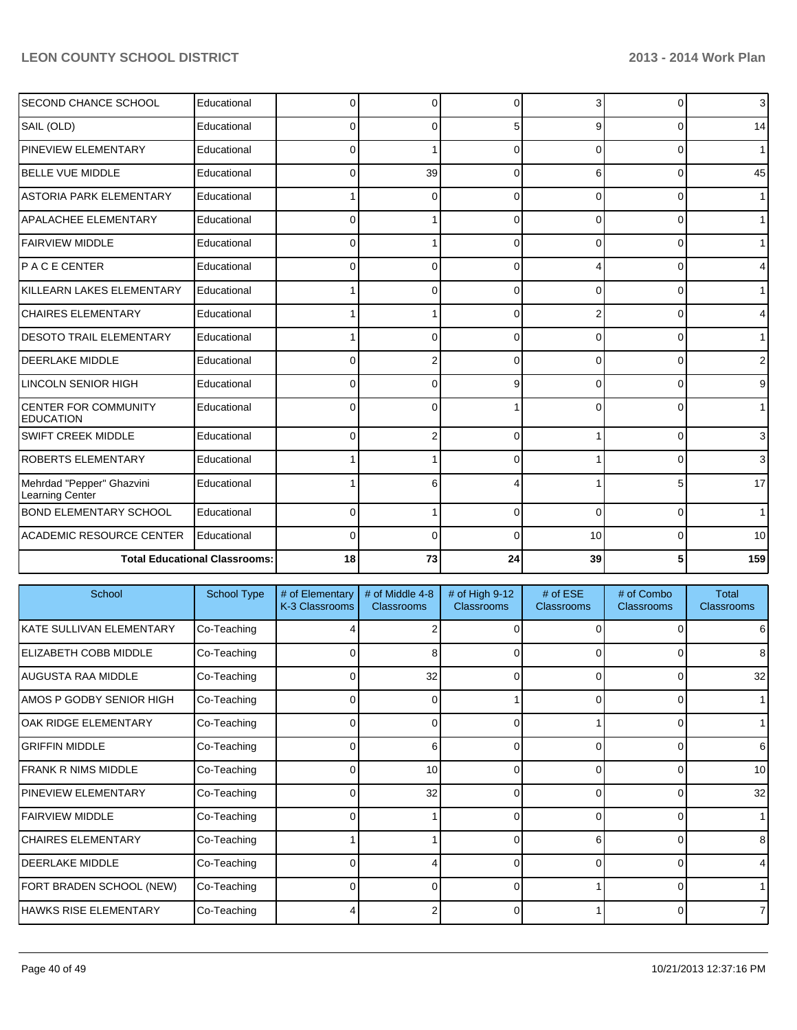| School | School Type | # of Elementary K-3 Classrooms | # of Middle 4-8 Classrooms | # of High 9-12 Classrooms | # of ESE Classrooms | # of Combo Classrooms | Total Classrooms |
|---|---|---|---|---|---|---|---|
| SECOND CHANCE SCHOOL | Educational | 0 | 0 | 0 | 3 | 0 | 3 |
| SAIL (OLD) | Educational | 0 | 0 | 5 | 9 | 0 | 14 |
| PINEVIEW ELEMENTARY | Educational | 0 | 1 | 0 | 0 | 0 | 1 |
| BELLE VUE MIDDLE | Educational | 0 | 39 | 0 | 6 | 0 | 45 |
| ASTORIA PARK ELEMENTARY | Educational | 1 | 0 | 0 | 0 | 0 | 1 |
| APALACHEE ELEMENTARY | Educational | 0 | 1 | 0 | 0 | 0 | 1 |
| FAIRVIEW MIDDLE | Educational | 0 | 1 | 0 | 0 | 0 | 1 |
| P A C E CENTER | Educational | 0 | 0 | 0 | 4 | 0 | 4 |
| KILLEARN LAKES ELEMENTARY | Educational | 1 | 0 | 0 | 0 | 0 | 1 |
| CHAIRES ELEMENTARY | Educational | 1 | 1 | 0 | 2 | 0 | 4 |
| DESOTO TRAIL ELEMENTARY | Educational | 1 | 0 | 0 | 0 | 0 | 1 |
| DEERLAKE MIDDLE | Educational | 0 | 2 | 0 | 0 | 0 | 2 |
| LINCOLN SENIOR HIGH | Educational | 0 | 0 | 9 | 0 | 0 | 9 |
| CENTER FOR COMMUNITY EDUCATION | Educational | 0 | 0 | 1 | 0 | 0 | 1 |
| SWIFT CREEK MIDDLE | Educational | 0 | 2 | 0 | 1 | 0 | 3 |
| ROBERTS ELEMENTARY | Educational | 1 | 1 | 0 | 1 | 0 | 3 |
| Mehrdad "Pepper" Ghazvini Learning Center | Educational | 1 | 6 | 4 | 1 | 5 | 17 |
| BOND ELEMENTARY SCHOOL | Educational | 0 | 1 | 0 | 0 | 0 | 1 |
| ACADEMIC RESOURCE CENTER | Educational | 0 | 0 | 0 | 10 | 0 | 10 |
| | **Total Educational Classrooms:** | 18 | 73 | 24 | 39 | 5 | 159 |

| School | School Type | # of Elementary K-3 Classrooms | # of Middle 4-8 Classrooms | # of High 9-12 Classrooms | # of ESE Classrooms | # of Combo Classrooms | Total Classrooms |
|---|---|---|---|---|---|---|---|
| KATE SULLIVAN ELEMENTARY | Co-Teaching | 4 | 2 | 0 | 0 | 0 | 6 |
| ELIZABETH COBB MIDDLE | Co-Teaching | 0 | 8 | 0 | 0 | 0 | 8 |
| AUGUSTA RAA MIDDLE | Co-Teaching | 0 | 32 | 0 | 0 | 0 | 32 |
| AMOS P GODBY SENIOR HIGH | Co-Teaching | 0 | 0 | 1 | 0 | 0 | 1 |
| OAK RIDGE ELEMENTARY | Co-Teaching | 0 | 0 | 0 | 1 | 0 | 1 |
| GRIFFIN MIDDLE | Co-Teaching | 0 | 6 | 0 | 0 | 0 | 6 |
| FRANK R NIMS MIDDLE | Co-Teaching | 0 | 10 | 0 | 0 | 0 | 10 |
| PINEVIEW ELEMENTARY | Co-Teaching | 0 | 32 | 0 | 0 | 0 | 32 |
| FAIRVIEW MIDDLE | Co-Teaching | 0 | 1 | 0 | 0 | 0 | 1 |
| CHAIRES ELEMENTARY | Co-Teaching | 1 | 1 | 0 | 6 | 0 | 8 |
| DEERLAKE MIDDLE | Co-Teaching | 0 | 4 | 0 | 0 | 0 | 4 |
| FORT BRADEN SCHOOL (NEW) | Co-Teaching | 0 | 0 | 0 | 1 | 0 | 1 |
| HAWKS RISE ELEMENTARY | Co-Teaching | 4 | 2 | 0 | 1 | 0 | 7 |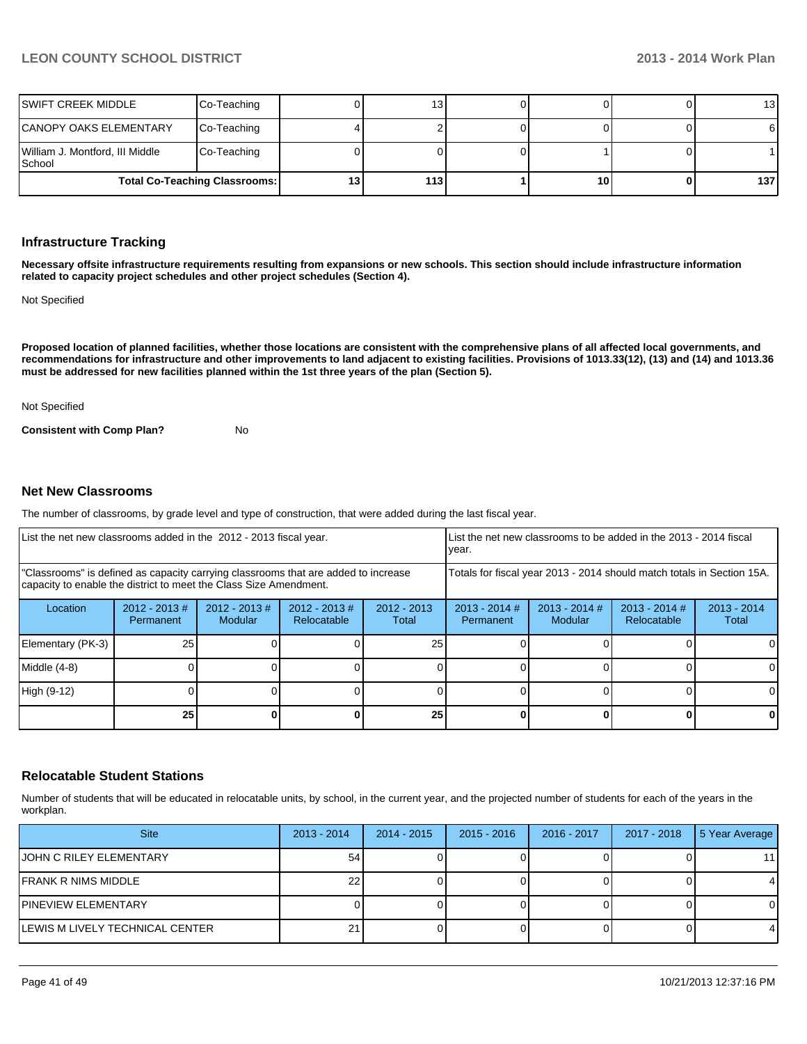| SWIFT CREEK MIDDLE | Co-Teaching | 0 | 13 | 0 | 0 | 0 | 13 |
|---|---|---|---|---|---|---|---|
| CANOPY OAKS ELEMENTARY | Co-Teaching | 4 | 2 | 0 | 0 | 0 | 6 |
| William J. Montford, III Middle School | Co-Teaching | 0 | 0 | 0 | 1 | 0 | 1 |
| | **Total Co-Teaching Classrooms:** | **13** | **113** | **1** | **10** | **0** | **137** |

## Infrastructure Tracking

**Necessary offsite infrastructure requirements resulting from expansions or new schools. This section should include infrastructure information related to capacity project schedules and other project schedules (Section 4).**

Not Specified

**Proposed location of planned facilities, whether those locations are consistent with the comprehensive plans of all affected local governments, and recommendations for infrastructure and other improvements to land adjacent to existing facilities. Provisions of 1013.33(12), (13) and (14) and 1013.36 must be addressed for new facilities planned within the 1st three years of the plan (Section 5).**

Not Specified

**Consistent with Comp Plan?** No

## Net New Classrooms

The number of classrooms, by grade level and type of construction, that were added during the last fiscal year.

| List the net new classrooms added in the 2012 - 2013 fiscal year. | | | | | List the net new classrooms to be added in the 2013 - 2014 fiscal year. | | | |
|---|---|---|---|---|---|---|---|---|
| "Classrooms" is defined as capacity carrying classrooms that are added to increase capacity to enable the district to meet the Class Size Amendment. | | | | | Totals for fiscal year 2013 - 2014 should match totals in Section 15A. | | | |
| Location | 2012 - 2013 # Permanent | 2012 - 2013 # Modular | 2012 - 2013 # Relocatable | 2012 - 2013 Total | 2013 - 2014 # Permanent | 2013 - 2014 # Modular | 2013 - 2014 # Relocatable | 2013 - 2014 Total |
| Elementary (PK-3) | 25 | 0 | 0 | 25 | 0 | 0 | 0 | 0 |
| Middle (4-8) | 0 | 0 | 0 | 0 | 0 | 0 | 0 | 0 |
| High (9-12) | 0 | 0 | 0 | 0 | 0 | 0 | 0 | 0 |
| | **25** | **0** | **0** | **25** | **0** | **0** | **0** | **0** |

## Relocatable Student Stations

Number of students that will be educated in relocatable units, by school, in the current year, and the projected number of students for each of the years in the workplan.

| Site | 2013 - 2014 | 2014 - 2015 | 2015 - 2016 | 2016 - 2017 | 2017 - 2018 | 5 Year Average |
|---|---|---|---|---|---|---|
| JOHN C RILEY ELEMENTARY | 54 | 0 | 0 | 0 | 0 | 11 |
| FRANK R NIMS MIDDLE | 22 | 0 | 0 | 0 | 0 | 4 |
| PINEVIEW ELEMENTARY | 0 | 0 | 0 | 0 | 0 | 0 |
| LEWIS M LIVELY TECHNICAL CENTER | 21 | 0 | 0 | 0 | 0 | 4 |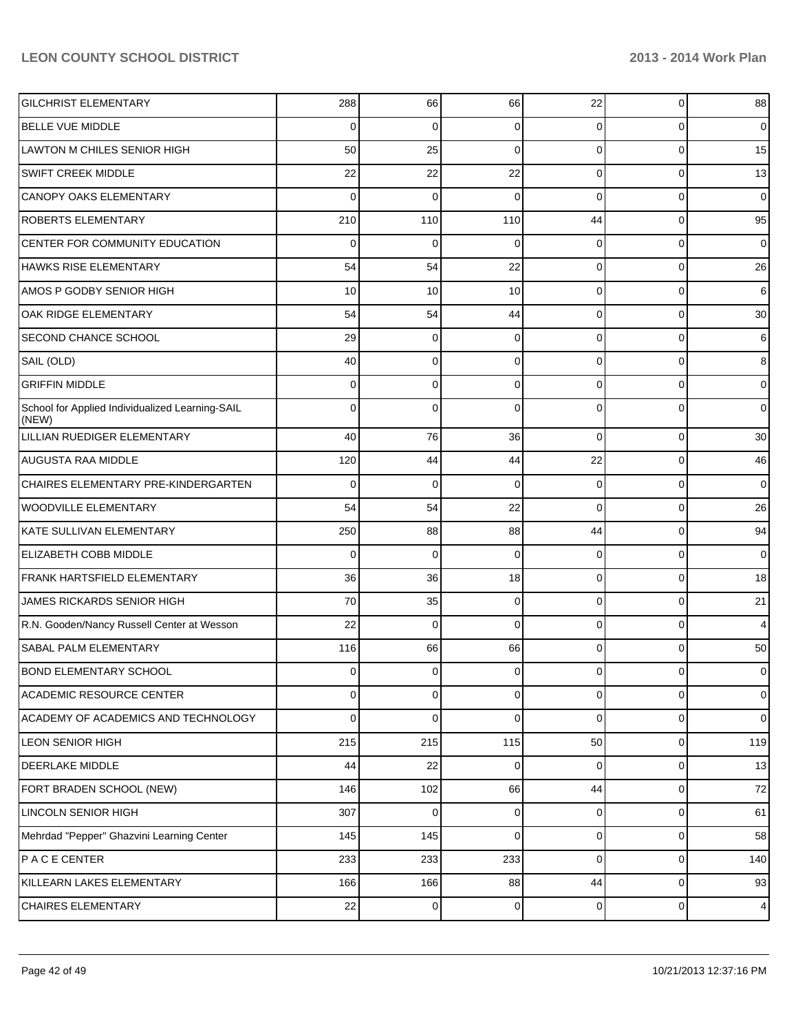| | | | | | | |
|---|---|---|---|---|---|---|
| GILCHRIST ELEMENTARY | 288 | 66 | 66 | 22 | 0 | 88 |
| BELLE VUE MIDDLE | 0 | 0 | 0 | 0 | 0 | 0 |
| LAWTON M CHILES SENIOR HIGH | 50 | 25 | 0 | 0 | 0 | 15 |
| SWIFT CREEK MIDDLE | 22 | 22 | 22 | 0 | 0 | 13 |
| CANOPY OAKS ELEMENTARY | 0 | 0 | 0 | 0 | 0 | 0 |
| ROBERTS ELEMENTARY | 210 | 110 | 110 | 44 | 0 | 95 |
| CENTER FOR COMMUNITY EDUCATION | 0 | 0 | 0 | 0 | 0 | 0 |
| HAWKS RISE ELEMENTARY | 54 | 54 | 22 | 0 | 0 | 26 |
| AMOS P GODBY SENIOR HIGH | 10 | 10 | 10 | 0 | 0 | 6 |
| OAK RIDGE ELEMENTARY | 54 | 54 | 44 | 0 | 0 | 30 |
| SECOND CHANCE SCHOOL | 29 | 0 | 0 | 0 | 0 | 6 |
| SAIL (OLD) | 40 | 0 | 0 | 0 | 0 | 8 |
| GRIFFIN MIDDLE | 0 | 0 | 0 | 0 | 0 | 0 |
| School for Applied Individualized Learning-SAIL (NEW) | 0 | 0 | 0 | 0 | 0 | 0 |
| LILLIAN RUEDIGER ELEMENTARY | 40 | 76 | 36 | 0 | 0 | 30 |
| AUGUSTA RAA MIDDLE | 120 | 44 | 44 | 22 | 0 | 46 |
| CHAIRES ELEMENTARY PRE-KINDERGARTEN | 0 | 0 | 0 | 0 | 0 | 0 |
| WOODVILLE ELEMENTARY | 54 | 54 | 22 | 0 | 0 | 26 |
| KATE SULLIVAN ELEMENTARY | 250 | 88 | 88 | 44 | 0 | 94 |
| ELIZABETH COBB MIDDLE | 0 | 0 | 0 | 0 | 0 | 0 |
| FRANK HARTSFIELD ELEMENTARY | 36 | 36 | 18 | 0 | 0 | 18 |
| JAMES RICKARDS SENIOR HIGH | 70 | 35 | 0 | 0 | 0 | 21 |
| R.N. Gooden/Nancy Russell Center at Wesson | 22 | 0 | 0 | 0 | 0 | 4 |
| SABAL PALM ELEMENTARY | 116 | 66 | 66 | 0 | 0 | 50 |
| BOND ELEMENTARY SCHOOL | 0 | 0 | 0 | 0 | 0 | 0 |
| ACADEMIC RESOURCE CENTER | 0 | 0 | 0 | 0 | 0 | 0 |
| ACADEMY OF ACADEMICS AND TECHNOLOGY | 0 | 0 | 0 | 0 | 0 | 0 |
| LEON SENIOR HIGH | 215 | 215 | 115 | 50 | 0 | 119 |
| DEERLAKE MIDDLE | 44 | 22 | 0 | 0 | 0 | 13 |
| FORT BRADEN SCHOOL (NEW) | 146 | 102 | 66 | 44 | 0 | 72 |
| LINCOLN SENIOR HIGH | 307 | 0 | 0 | 0 | 0 | 61 |
| Mehrdad "Pepper" Ghazvini Learning Center | 145 | 145 | 0 | 0 | 0 | 58 |
| P A C E CENTER | 233 | 233 | 233 | 0 | 0 | 140 |
| KILLEARN LAKES ELEMENTARY | 166 | 166 | 88 | 44 | 0 | 93 |
| CHAIRES ELEMENTARY | 22 | 0 | 0 | 0 | 0 | 4 |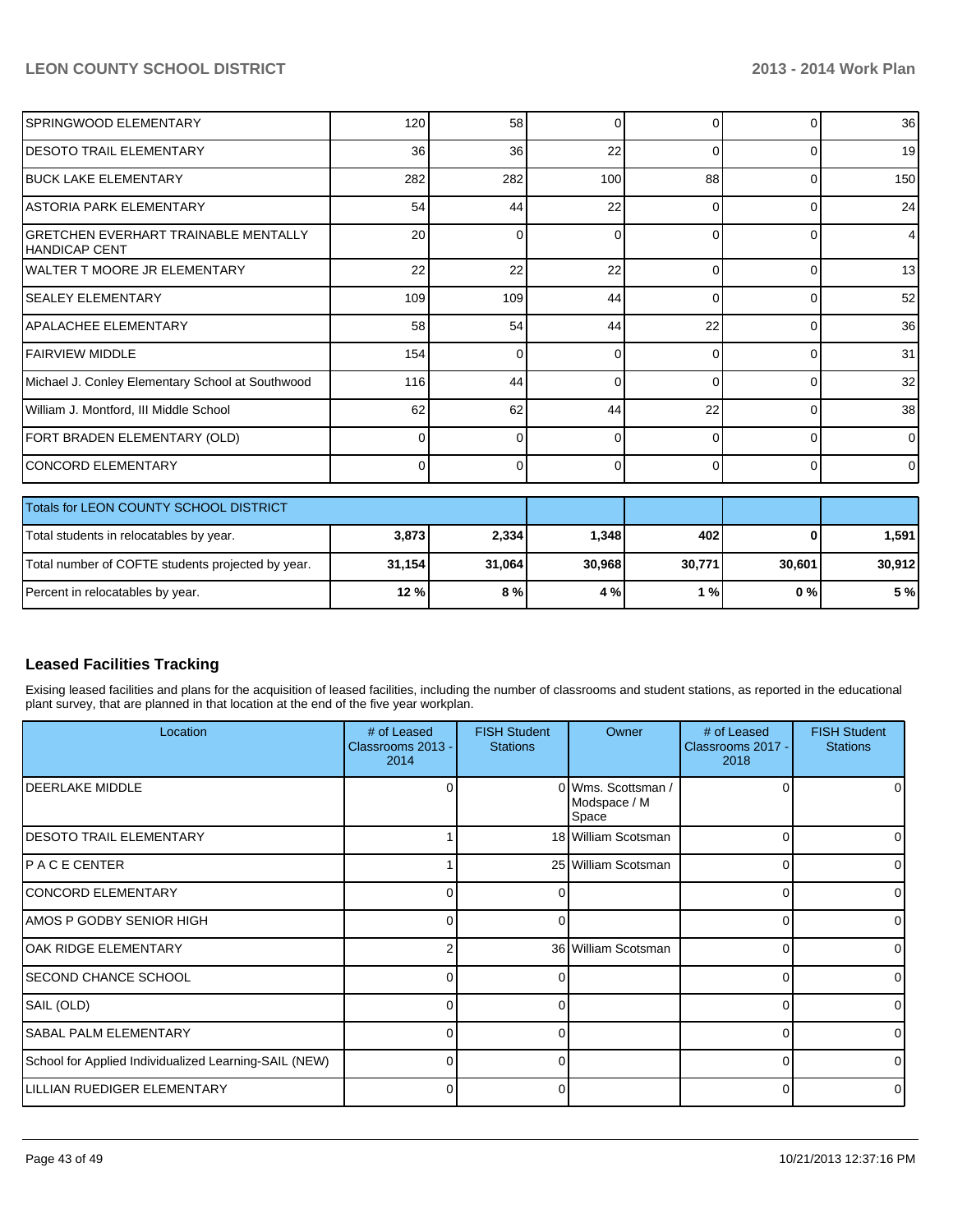| | | | | | | |
|---|---|---|---|---|---|---|
| SPRINGWOOD ELEMENTARY | 120 | 58 | 0 | 0 | 0 | 36 |
| DESOTO TRAIL ELEMENTARY | 36 | 36 | 22 | 0 | 0 | 19 |
| BUCK LAKE ELEMENTARY | 282 | 282 | 100 | 88 | 0 | 150 |
| ASTORIA PARK ELEMENTARY | 54 | 44 | 22 | 0 | 0 | 24 |
| GRETCHEN EVERHART TRAINABLE MENTALLY HANDICAP CENT | 20 | 0 | 0 | 0 | 0 | 4 |
| WALTER T MOORE JR ELEMENTARY | 22 | 22 | 22 | 0 | 0 | 13 |
| SEALEY ELEMENTARY | 109 | 109 | 44 | 0 | 0 | 52 |
| APALACHEE ELEMENTARY | 58 | 54 | 44 | 22 | 0 | 36 |
| FAIRVIEW MIDDLE | 154 | 0 | 0 | 0 | 0 | 31 |
| Michael J. Conley Elementary School at Southwood | 116 | 44 | 0 | 0 | 0 | 32 |
| William J. Montford, III Middle School | 62 | 62 | 44 | 22 | 0 | 38 |
| FORT BRADEN ELEMENTARY (OLD) | 0 | 0 | 0 | 0 | 0 | 0 |
| CONCORD ELEMENTARY | 0 | 0 | 0 | 0 | 0 | 0 |

| Totals for LEON COUNTY SCHOOL DISTRICT | | | | | | |
|---|---|---|---|---|---|---|
| Total students in relocatables by year. | **3,873** | **2,334** | **1,348** | **402** | **0** | **1,591** |
| Total number of COFTE students projected by year. | **31,154** | **31,064** | **30,968** | **30,771** | **30,601** | **30,912** |
| Percent in relocatables by year. | **12 %** | **8 %** | **4 %** | **1 %** | **0 %** | **5 %** |

## Leased Facilities Tracking

Exising leased facilities and plans for the acquisition of leased facilities, including the number of classrooms and student stations, as reported in the educational plant survey, that are planned in that location at the end of the five year workplan.

| Location | # of Leased Classrooms 2013 - 2014 | FISH Student Stations | Owner | # of Leased Classrooms 2017 - 2018 | FISH Student Stations |
|---|---|---|---|---|---|
| DEERLAKE MIDDLE | 0 | 0 | Wms. Scottsman / Modspace / M Space | 0 | 0 |
| DESOTO TRAIL ELEMENTARY | 1 | 18 | William Scotsman | 0 | 0 |
| P A C E CENTER | 1 | 25 | William Scotsman | 0 | 0 |
| CONCORD ELEMENTARY | 0 | 0 | | 0 | 0 |
| AMOS P GODBY SENIOR HIGH | 0 | 0 | | 0 | 0 |
| OAK RIDGE ELEMENTARY | 2 | 36 | William Scotsman | 0 | 0 |
| SECOND CHANCE SCHOOL | 0 | 0 | | 0 | 0 |
| SAIL (OLD) | 0 | 0 | | 0 | 0 |
| SABAL PALM ELEMENTARY | 0 | 0 | | 0 | 0 |
| School for Applied Individualized Learning-SAIL (NEW) | 0 | 0 | | 0 | 0 |
| LILLIAN RUEDIGER ELEMENTARY | 0 | 0 | | 0 | 0 |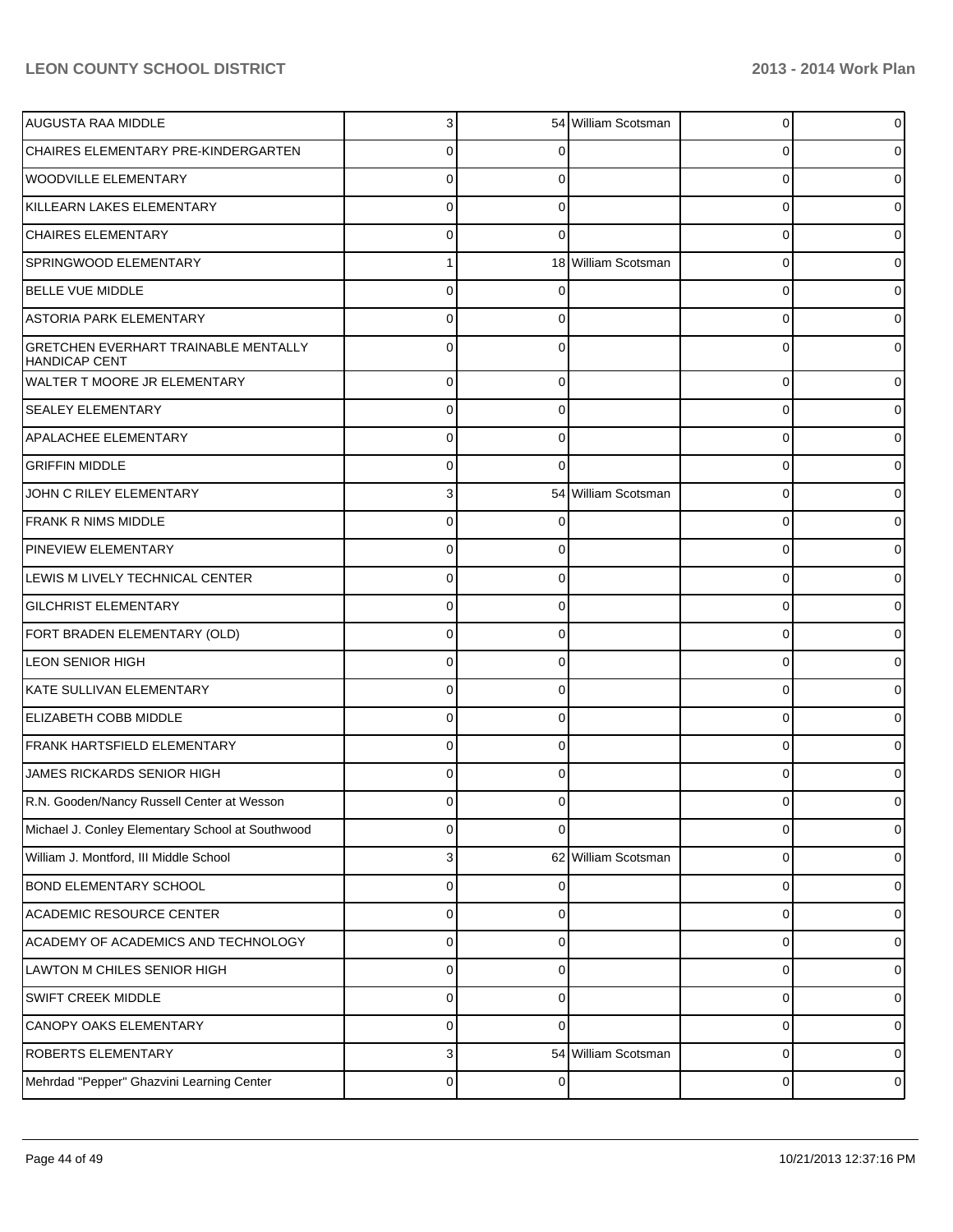| | | | | | |
|---|---|---|---|---|---|
| AUGUSTA RAA MIDDLE | 3 | 54 | William Scotsman | 0 | 0 |
| CHAIRES ELEMENTARY PRE-KINDERGARTEN | 0 | 0 | | 0 | 0 |
| WOODVILLE ELEMENTARY | 0 | 0 | | 0 | 0 |
| KILLEARN LAKES ELEMENTARY | 0 | 0 | | 0 | 0 |
| CHAIRES ELEMENTARY | 0 | 0 | | 0 | 0 |
| SPRINGWOOD ELEMENTARY | 1 | 18 | William Scotsman | 0 | 0 |
| BELLE VUE MIDDLE | 0 | 0 | | 0 | 0 |
| ASTORIA PARK ELEMENTARY | 0 | 0 | | 0 | 0 |
| GRETCHEN EVERHART TRAINABLE MENTALLY HANDICAP CENT | 0 | 0 | | 0 | 0 |
| WALTER T MOORE JR ELEMENTARY | 0 | 0 | | 0 | 0 |
| SEALEY ELEMENTARY | 0 | 0 | | 0 | 0 |
| APALACHEE ELEMENTARY | 0 | 0 | | 0 | 0 |
| GRIFFIN MIDDLE | 0 | 0 | | 0 | 0 |
| JOHN C RILEY ELEMENTARY | 3 | 54 | William Scotsman | 0 | 0 |
| FRANK R NIMS MIDDLE | 0 | 0 | | 0 | 0 |
| PINEVIEW ELEMENTARY | 0 | 0 | | 0 | 0 |
| LEWIS M LIVELY TECHNICAL CENTER | 0 | 0 | | 0 | 0 |
| GILCHRIST ELEMENTARY | 0 | 0 | | 0 | 0 |
| FORT BRADEN ELEMENTARY (OLD) | 0 | 0 | | 0 | 0 |
| LEON SENIOR HIGH | 0 | 0 | | 0 | 0 |
| KATE SULLIVAN ELEMENTARY | 0 | 0 | | 0 | 0 |
| ELIZABETH COBB MIDDLE | 0 | 0 | | 0 | 0 |
| FRANK HARTSFIELD ELEMENTARY | 0 | 0 | | 0 | 0 |
| JAMES RICKARDS SENIOR HIGH | 0 | 0 | | 0 | 0 |
| R.N. Gooden/Nancy Russell Center at Wesson | 0 | 0 | | 0 | 0 |
| Michael J. Conley Elementary School at Southwood | 0 | 0 | | 0 | 0 |
| William J. Montford, III Middle School | 3 | 62 | William Scotsman | 0 | 0 |
| BOND ELEMENTARY SCHOOL | 0 | 0 | | 0 | 0 |
| ACADEMIC RESOURCE CENTER | 0 | 0 | | 0 | 0 |
| ACADEMY OF ACADEMICS AND TECHNOLOGY | 0 | 0 | | 0 | 0 |
| LAWTON M CHILES SENIOR HIGH | 0 | 0 | | 0 | 0 |
| SWIFT CREEK MIDDLE | 0 | 0 | | 0 | 0 |
| CANOPY OAKS ELEMENTARY | 0 | 0 | | 0 | 0 |
| ROBERTS ELEMENTARY | 3 | 54 | William Scotsman | 0 | 0 |
| Mehrdad "Pepper" Ghazvini Learning Center | 0 | 0 | | 0 | 0 |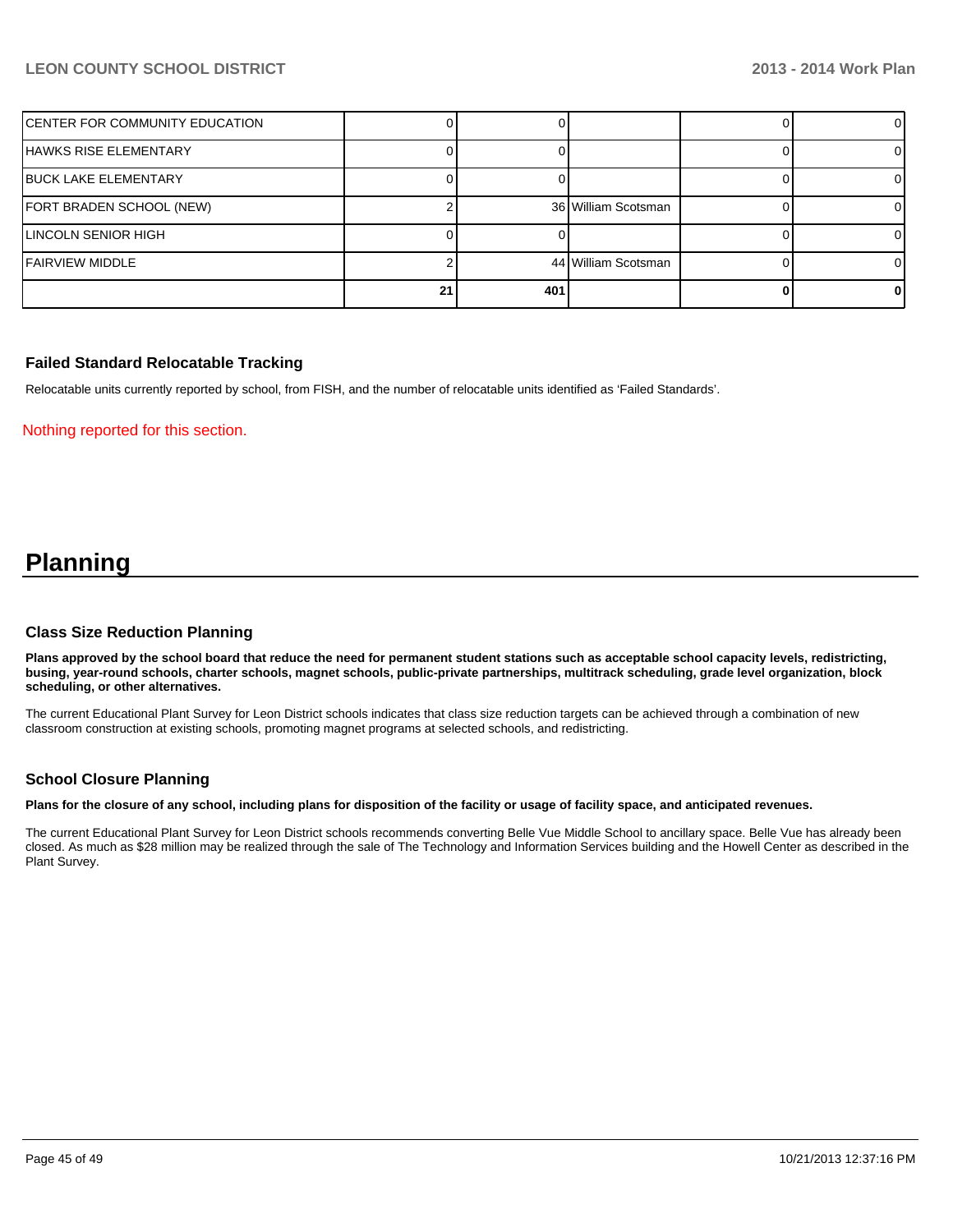| | | | | | |
|---|---|---|---|---|---|
| CENTER FOR COMMUNITY EDUCATION | 0 | 0 | | 0 | 0 |
| HAWKS RISE ELEMENTARY | 0 | 0 | | 0 | 0 |
| BUCK LAKE ELEMENTARY | 0 | 0 | | 0 | 0 |
| FORT BRADEN SCHOOL (NEW) | 2 | 36 | William Scotsman | 0 | 0 |
| LINCOLN SENIOR HIGH | 0 | 0 | | 0 | 0 |
| FAIRVIEW MIDDLE | 2 | 44 | William Scotsman | 0 | 0 |
| | **21** | **401** | | **0** | **0** |

### Failed Standard Relocatable Tracking

Relocatable units currently reported by school, from FISH, and the number of relocatable units identified as 'Failed Standards'.

Nothing reported for this section.

# Planning

### Class Size Reduction Planning

**Plans approved by the school board that reduce the need for permanent student stations such as acceptable school capacity levels, redistricting, busing, year-round schools, charter schools, magnet schools, public-private partnerships, multitrack scheduling, grade level organization, block scheduling, or other alternatives.**

The current Educational Plant Survey for Leon District schools indicates that class size reduction targets can be achieved through a combination of new classroom construction at existing schools, promoting magnet programs at selected schools, and redistricting.

### School Closure Planning

**Plans for the closure of any school, including plans for disposition of the facility or usage of facility space, and anticipated revenues.**

The current Educational Plant Survey for Leon District schools recommends converting Belle Vue Middle School to ancillary space. Belle Vue has already been closed. As much as $28 million may be realized through the sale of The Technology and Information Services building and the Howell Center as described in the Plant Survey.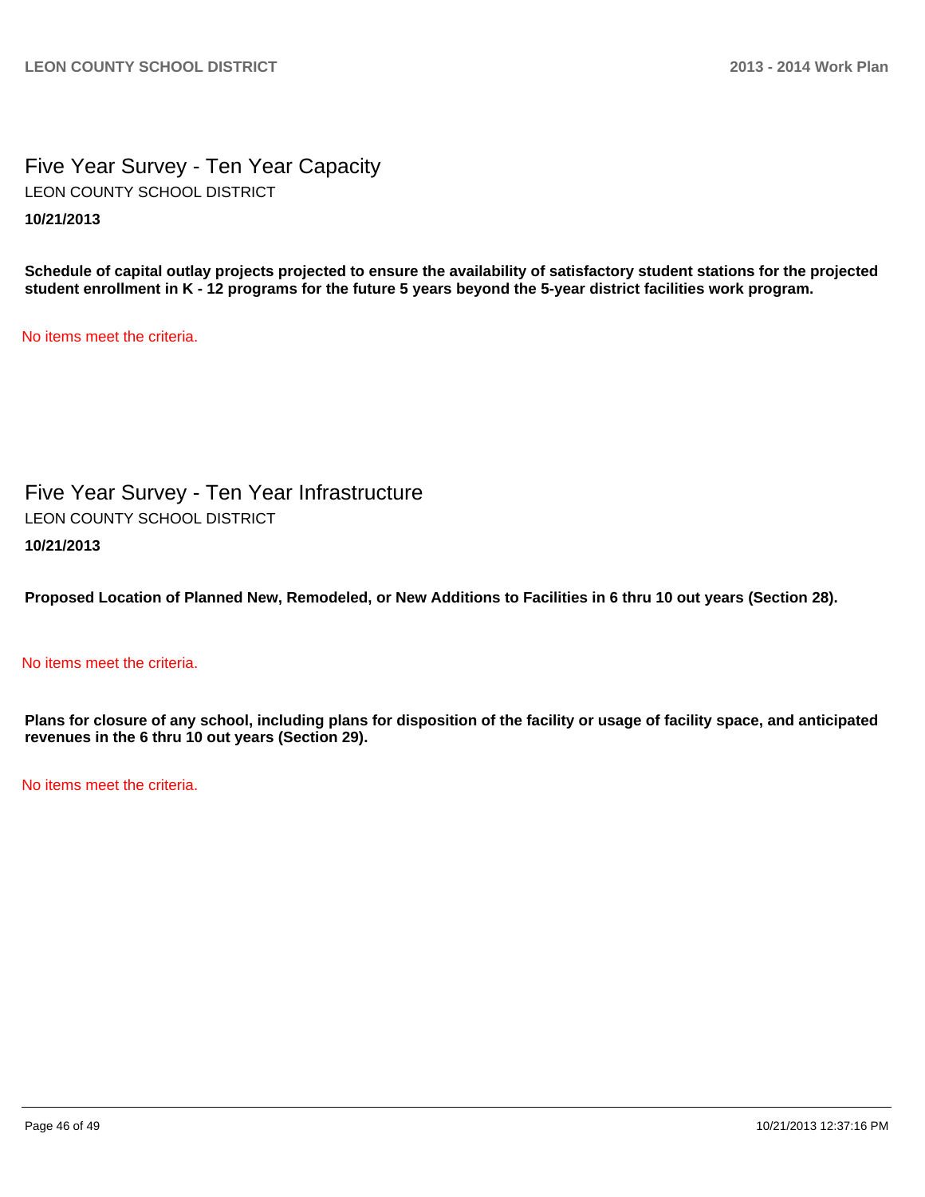## Five Year Survey - Ten Year Capacity

LEON COUNTY SCHOOL DISTRICT

**10/21/2013**

**Schedule of capital outlay projects projected to ensure the availability of satisfactory student stations for the projected student enrollment in K - 12 programs for the future 5 years beyond the 5-year district facilities work program.**

No items meet the criteria.

## Five Year Survey - Ten Year Infrastructure

LEON COUNTY SCHOOL DISTRICT

**10/21/2013**

**Proposed Location of Planned New, Remodeled, or New Additions to Facilities in 6 thru 10 out years (Section 28).**

No items meet the criteria.

**Plans for closure of any school, including plans for disposition of the facility or usage of facility space, and anticipated revenues in the 6 thru 10 out years (Section 29).**

No items meet the criteria.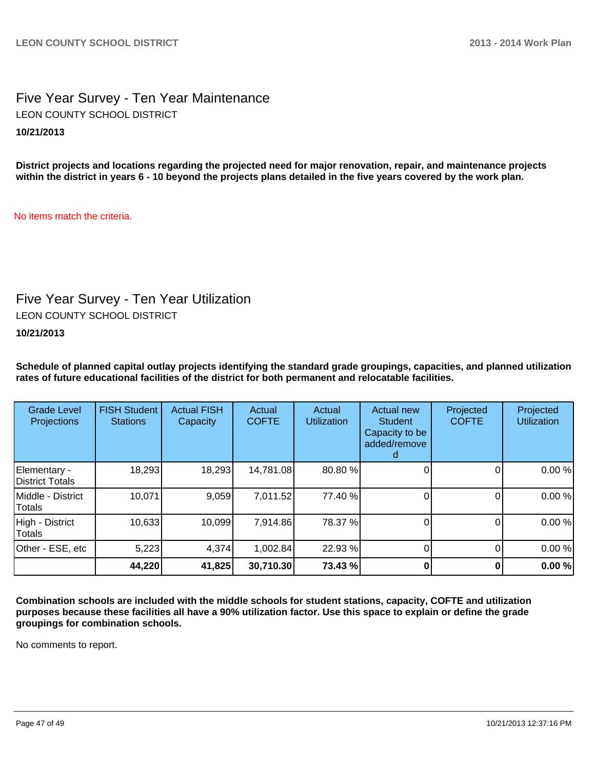# Five Year Survey - Ten Year Maintenance

LEON COUNTY SCHOOL DISTRICT

**10/21/2013**

**District projects and locations regarding the projected need for major renovation, repair, and maintenance projects within the district in years 6 - 10 beyond the projects plans detailed in the five years covered by the work plan.**

No items match the criteria.

# Five Year Survey - Ten Year Utilization

LEON COUNTY SCHOOL DISTRICT

**10/21/2013**

**Schedule of planned capital outlay projects identifying the standard grade groupings, capacities, and planned utilization rates of future educational facilities of the district for both permanent and relocatable facilities.**

| Grade Level Projections | FISH Student Stations | Actual FISH Capacity | Actual COFTE | Actual Utilization | Actual new Student Capacity to be added/removed | Projected COFTE | Projected Utilization |
|---|---|---|---|---|---|---|---|
| Elementary - District Totals | 18,293 | 18,293 | 14,781.08 | 80.80 % | 0 | 0 | 0.00 % |
| Middle - District Totals | 10,071 | 9,059 | 7,011.52 | 77.40 % | 0 | 0 | 0.00 % |
| High - District Totals | 10,633 | 10,099 | 7,914.86 | 78.37 % | 0 | 0 | 0.00 % |
| Other - ESE, etc | 5,223 | 4,374 | 1,002.84 | 22.93 % | 0 | 0 | 0.00 % |
| | **44,220** | **41,825** | **30,710.30** | **73.43 %** | **0** | **0** | **0.00 %** |

**Combination schools are included with the middle schools for student stations, capacity, COFTE and utilization purposes because these facilities all have a 90% utilization factor. Use this space to explain or define the grade groupings for combination schools.**

No comments to report.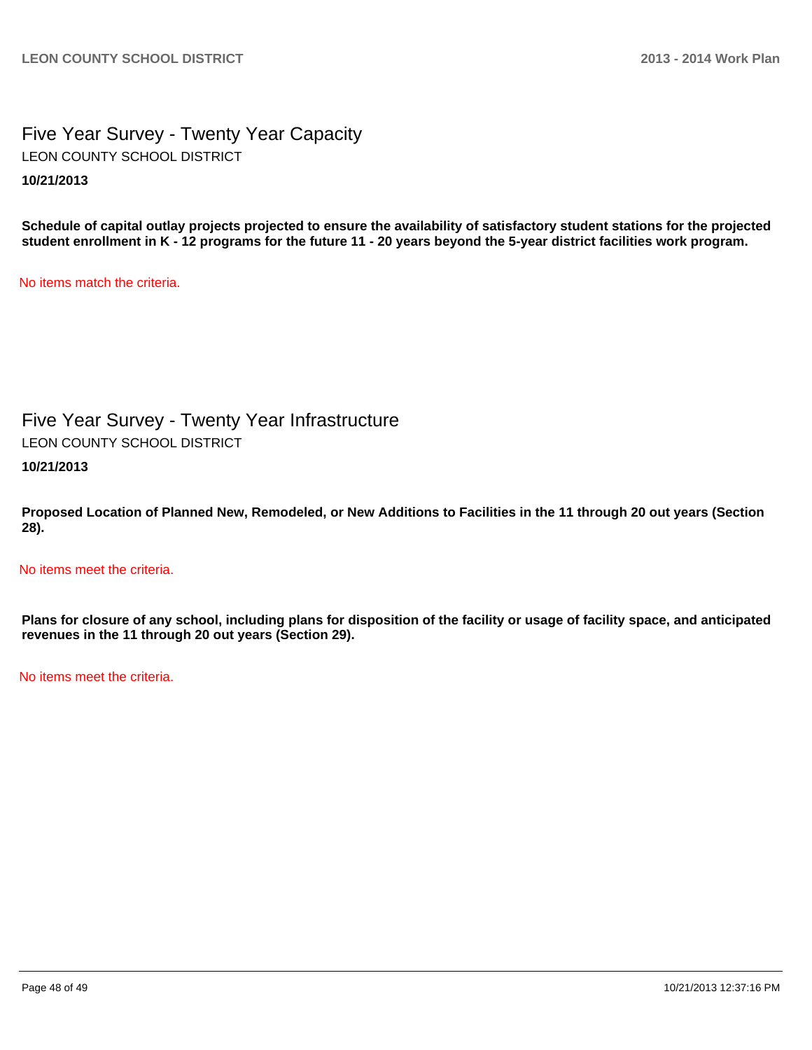## Five Year Survey - Twenty Year Capacity

LEON COUNTY SCHOOL DISTRICT

**10/21/2013**

**Schedule of capital outlay projects projected to ensure the availability of satisfactory student stations for the projected student enrollment in K - 12 programs for the future 11 - 20 years beyond the 5-year district facilities work program.**

No items match the criteria.

## Five Year Survey - Twenty Year Infrastructure

LEON COUNTY SCHOOL DISTRICT

**10/21/2013**

**Proposed Location of Planned New, Remodeled, or New Additions to Facilities in the 11 through 20 out years (Section 28).**

No items meet the criteria.

**Plans for closure of any school, including plans for disposition of the facility or usage of facility space, and anticipated revenues in the 11 through 20 out years (Section 29).**

No items meet the criteria.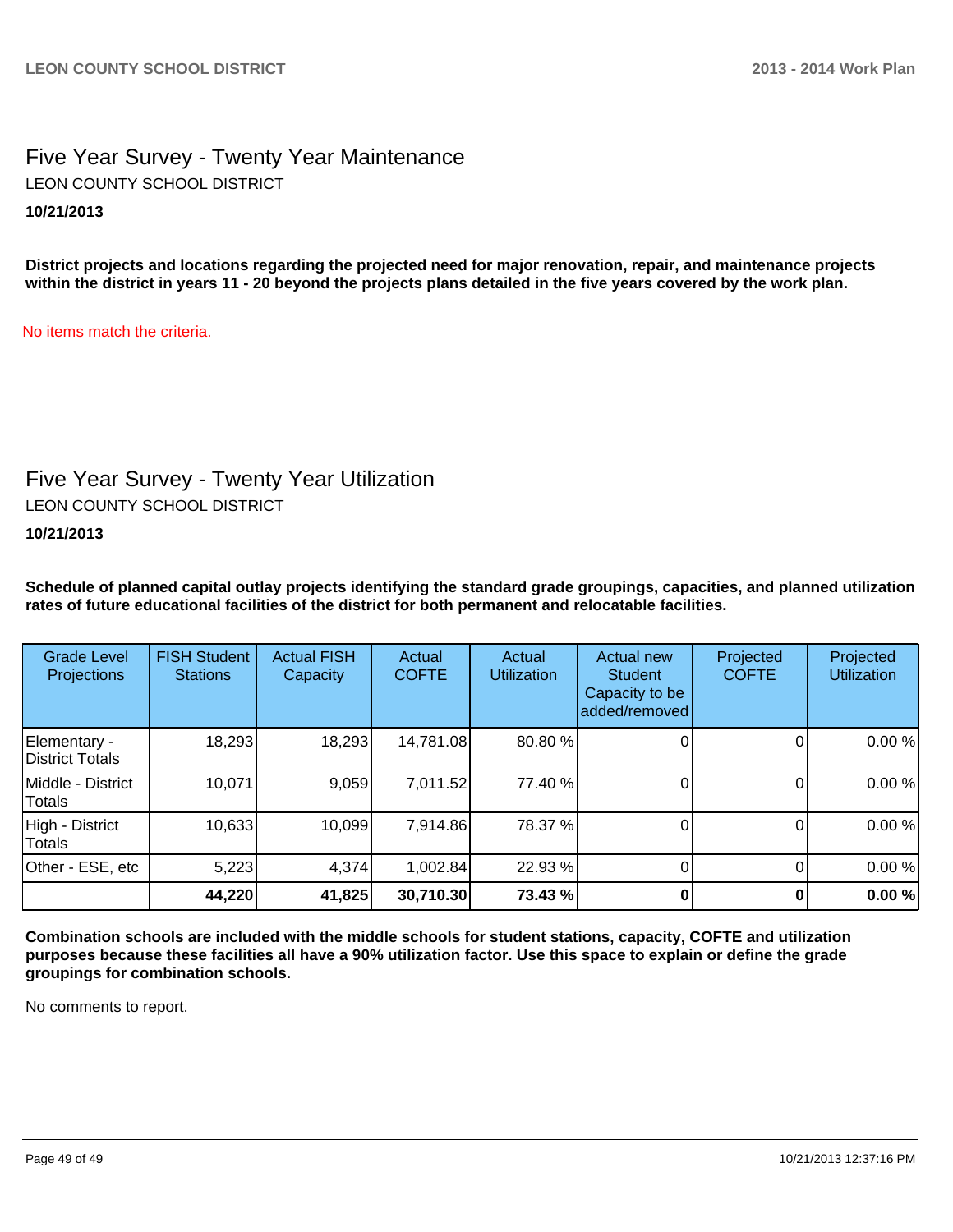## Five Year Survey - Twenty Year Maintenance

LEON COUNTY SCHOOL DISTRICT

**10/21/2013**

**District projects and locations regarding the projected need for major renovation, repair, and maintenance projects within the district in years 11 - 20 beyond the projects plans detailed in the five years covered by the work plan.**

No items match the criteria.

## Five Year Survey - Twenty Year Utilization

LEON COUNTY SCHOOL DISTRICT

**10/21/2013**

**Schedule of planned capital outlay projects identifying the standard grade groupings, capacities, and planned utilization rates of future educational facilities of the district for both permanent and relocatable facilities.**

| Grade Level Projections | FISH Student Stations | Actual FISH Capacity | Actual COFTE | Actual Utilization | Actual new Student Capacity to be added/removed | Projected COFTE | Projected Utilization |
|---|---|---|---|---|---|---|---|
| Elementary - District Totals | 18,293 | 18,293 | 14,781.08 | 80.80 % | 0 | 0 | 0.00 % |
| Middle - District Totals | 10,071 | 9,059 | 7,011.52 | 77.40 % | 0 | 0 | 0.00 % |
| High - District Totals | 10,633 | 10,099 | 7,914.86 | 78.37 % | 0 | 0 | 0.00 % |
| Other - ESE, etc | 5,223 | 4,374 | 1,002.84 | 22.93 % | 0 | 0 | 0.00 % |
| | **44,220** | **41,825** | **30,710.30** | **73.43 %** | **0** | **0** | **0.00 %** |

**Combination schools are included with the middle schools for student stations, capacity, COFTE and utilization purposes because these facilities all have a 90% utilization factor. Use this space to explain or define the grade groupings for combination schools.**

No comments to report.